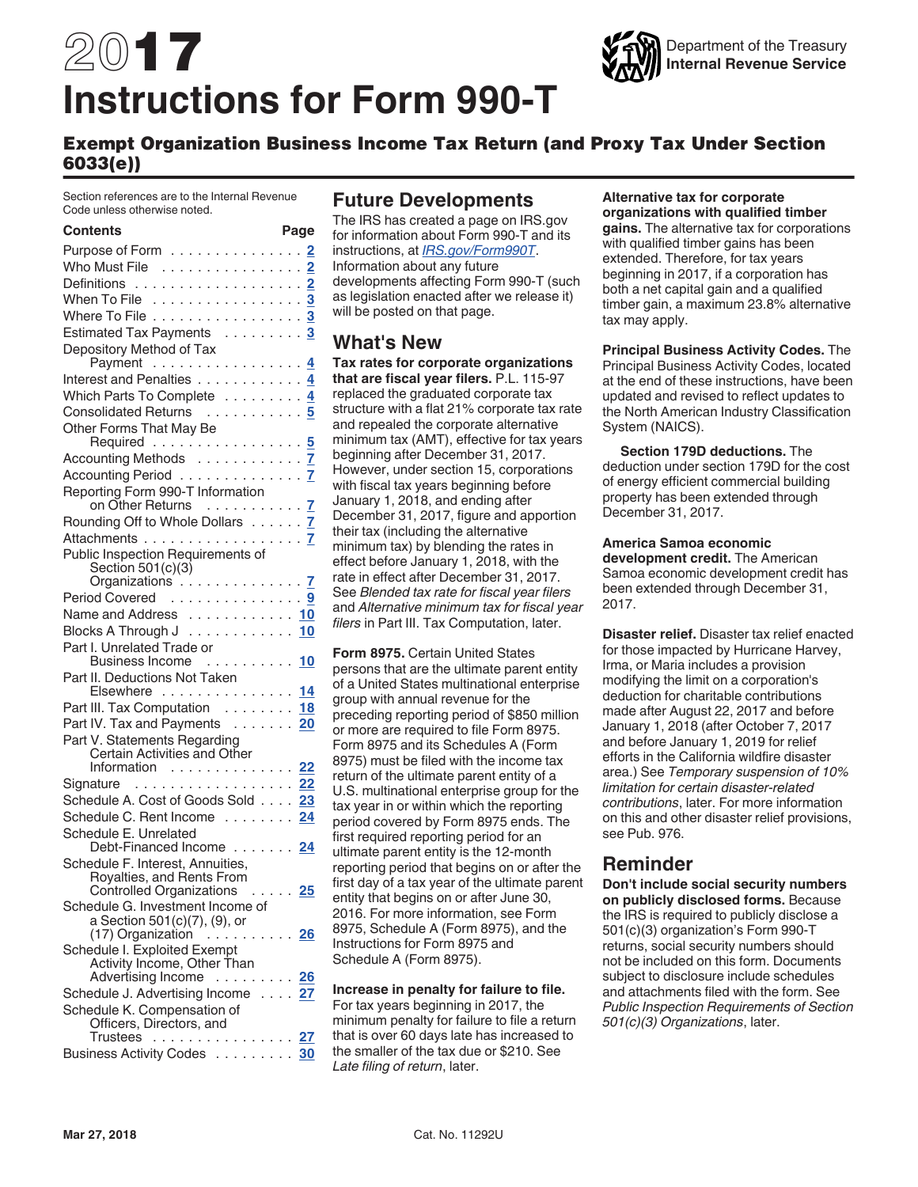# 2017 Instructions for Form 990-T

Department of the Treasury
Internal Revenue Service

## Exempt Organization Business Income Tax Return (and Proxy Tax Under Section 6033(e))

Section references are to the Internal Revenue Code unless otherwise noted.

| Contents | Page |
| --- | --- |
| Purpose of Form | 2 |
| Who Must File | 2 |
| Definitions | 2 |
| When To File | 3 |
| Where To File | 3 |
| Estimated Tax Payments | 3 |
| Depository Method of Tax Payment | 4 |
| Interest and Penalties | 4 |
| Which Parts To Complete | 4 |
| Consolidated Returns | 5 |
| Other Forms That May Be Required | 5 |
| Accounting Methods | 7 |
| Accounting Period | 7 |
| Reporting Form 990-T Information on Other Returns | 7 |
| Rounding Off to Whole Dollars | 7 |
| Attachments | 7 |
| Public Inspection Requirements of Section 501(c)(3) Organizations | 7 |
| Period Covered | 9 |
| Name and Address | 10 |
| Blocks A Through J | 10 |
| Part I. Unrelated Trade or Business Income | 10 |
| Part II. Deductions Not Taken Elsewhere | 14 |
| Part III. Tax Computation | 18 |
| Part IV. Tax and Payments | 20 |
| Part V. Statements Regarding Certain Activities and Other Information | 22 |
| Signature | 22 |
| Schedule A. Cost of Goods Sold | 23 |
| Schedule C. Rent Income | 24 |
| Schedule E. Unrelated Debt-Financed Income | 24 |
| Schedule F. Interest, Annuities, Royalties, and Rents From Controlled Organizations | 25 |
| Schedule G. Investment Income of a Section 501(c)(7), (9), or (17) Organization | 26 |
| Schedule I. Exploited Exempt Activity Income, Other Than Advertising Income | 26 |
| Schedule J. Advertising Income | 27 |
| Schedule K. Compensation of Officers, Directors, and Trustees | 27 |
| Business Activity Codes | 30 |

## Future Developments

The IRS has created a page on IRS.gov for information about Form 990-T and its instructions, at *IRS.gov/Form990T*. Information about any future developments affecting Form 990-T (such as legislation enacted after we release it) will be posted on that page.

## What's New

**Tax rates for corporate organizations that are fiscal year filers.** P.L. 115-97 replaced the graduated corporate tax structure with a flat 21% corporate tax rate and repealed the corporate alternative minimum tax (AMT), effective for tax years beginning after December 31, 2017. However, under section 15, corporations with fiscal tax years beginning before January 1, 2018, and ending after December 31, 2017, figure and apportion their tax (including the alternative minimum tax) by blending the rates in effect before January 1, 2018, with the rate in effect after December 31, 2017. See *Blended tax rate for fiscal year filers* and *Alternative minimum tax for fiscal year filers* in Part III. Tax Computation, later.

**Form 8975.** Certain United States persons that are the ultimate parent entity of a United States multinational enterprise group with annual revenue for the preceding reporting period of $850 million or more are required to file Form 8975. Form 8975 and its Schedules A (Form 8975) must be filed with the income tax return of the ultimate parent entity of a U.S. multinational enterprise group for the tax year in or within which the reporting period covered by Form 8975 ends. The first required reporting period for an ultimate parent entity is the 12-month reporting period that begins on or after the first day of a tax year of the ultimate parent entity that begins on or after June 30, 2016. For more information, see Form 8975, Schedule A (Form 8975), and the Instructions for Form 8975 and Schedule A (Form 8975).

**Increase in penalty for failure to file.** For tax years beginning in 2017, the minimum penalty for failure to file a return that is over 60 days late has increased to the smaller of the tax due or $210. See *Late filing of return*, later.

**Alternative tax for corporate organizations with qualified timber gains.** The alternative tax for corporations with qualified timber gains has been extended. Therefore, for tax years beginning in 2017, if a corporation has both a net capital gain and a qualified timber gain, a maximum 23.8% alternative tax may apply.

**Principal Business Activity Codes.** The Principal Business Activity Codes, located at the end of these instructions, have been updated and revised to reflect updates to the North American Industry Classification System (NAICS).

**Section 179D deductions.** The deduction under section 179D for the cost of energy efficient commercial building property has been extended through December 31, 2017.

**America Samoa economic development credit.** The American Samoa economic development credit has been extended through December 31, 2017.

**Disaster relief.** Disaster tax relief enacted for those impacted by Hurricane Harvey, Irma, or Maria includes a provision modifying the limit on a corporation's deduction for charitable contributions made after August 22, 2017 and before January 1, 2018 (after October 7, 2017 and before January 1, 2019 for relief efforts in the California wildfire disaster area.) See *Temporary suspension of 10% limitation for certain disaster-related contributions*, later. For more information on this and other disaster relief provisions, see Pub. 976.

## Reminder

**Don't include social security numbers on publicly disclosed forms.** Because the IRS is required to publicly disclose a 501(c)(3) organization's Form 990-T returns, social security numbers should not be included on this form. Documents subject to disclosure include schedules and attachments filed with the form. See *Public Inspection Requirements of Section 501(c)(3) Organizations*, later.

Mar 27, 2018 Cat. No. 11292U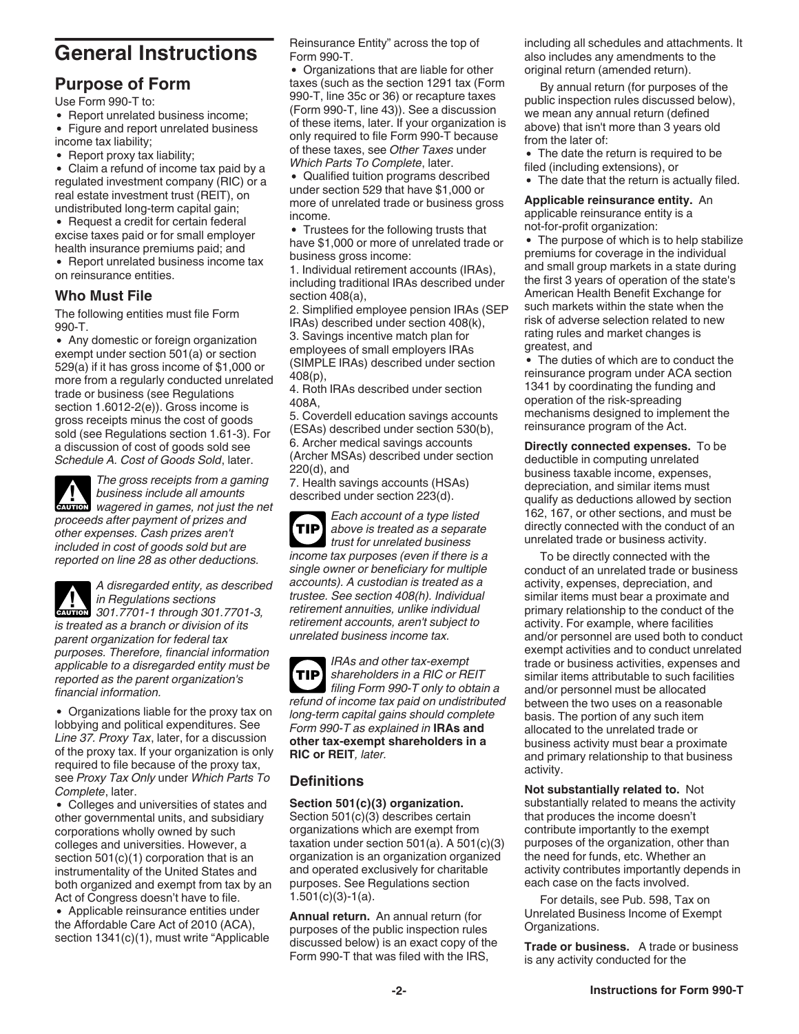# General Instructions

## Purpose of Form

Use Form 990-T to:

- Report unrelated business income;
- Figure and report unrelated business income tax liability;
- Report proxy tax liability;
- Claim a refund of income tax paid by a regulated investment company (RIC) or a real estate investment trust (REIT), on undistributed long-term capital gain;
- Request a credit for certain federal excise taxes paid or for small employer health insurance premiums paid; and
- Report unrelated business income tax on reinsurance entities.

### Who Must File

The following entities must file Form 990-T.

- Any domestic or foreign organization exempt under section 501(a) or section 529(a) if it has gross income of $1,000 or more from a regularly conducted unrelated trade or business (see Regulations section 1.6012-2(e)). Gross income is gross receipts minus the cost of goods sold (see Regulations section 1.61-3). For a discussion of cost of goods sold see *Schedule A. Cost of Goods Sold*, later.

**CAUTION:** *The gross receipts from a gaming business include all amounts wagered in games, not just the net proceeds after payment of prizes and other expenses. Cash prizes aren't included in cost of goods sold but are reported on line 28 as other deductions.*

**CAUTION:** *A disregarded entity, as described in Regulations sections 301.7701-1 through 301.7701-3, is treated as a branch or division of its parent organization for federal tax purposes. Therefore, financial information applicable to a disregarded entity must be reported as the parent organization's financial information.*

- Organizations liable for the proxy tax on lobbying and political expenditures. See *Line 37. Proxy Tax*, later, for a discussion of the proxy tax. If your organization is only required to file because of the proxy tax, see *Proxy Tax Only* under *Which Parts To Complete*, later.
- Colleges and universities of states and other governmental units, and subsidiary corporations wholly owned by such colleges and universities. However, a section 501(c)(1) corporation that is an instrumentality of the United States and both organized and exempt from tax by an Act of Congress doesn't have to file.
- Applicable reinsurance entities under the Affordable Care Act of 2010 (ACA), section 1341(c)(1), must write "Applicable Reinsurance Entity" across the top of Form 990-T.
- Organizations that are liable for other taxes (such as the section 1291 tax (Form 990-T, line 35c or 36) or recapture taxes (Form 990-T, line 43)). See a discussion of these items, later. If your organization is only required to file Form 990-T because of these taxes, see *Other Taxes* under *Which Parts To Complete*, later.
- Qualified tuition programs described under section 529 that have $1,000 or more of unrelated trade or business gross income.
- Trustees for the following trusts that have $1,000 or more of unrelated trade or business gross income:

1. Individual retirement accounts (IRAs), including traditional IRAs described under section 408(a),
2. Simplified employee pension IRAs (SEP IRAs) described under section 408(k),
3. Savings incentive match plan for employees of small employers IRAs (SIMPLE IRAs) described under section 408(p),
4. Roth IRAs described under section 408A,
5. Coverdell education savings accounts (ESAs) described under section 530(b),
6. Archer medical savings accounts (Archer MSAs) described under section 220(d), and
7. Health savings accounts (HSAs) described under section 223(d).

**TIP:** *Each account of a type listed above is treated as a separate trust for unrelated business income tax purposes (even if there is a single owner or beneficiary for multiple accounts). A custodian is treated as a trustee. See section 408(h). Individual retirement annuities, unlike individual retirement accounts, aren't subject to unrelated business income tax.*

**TIP:** *IRAs and other tax-exempt shareholders in a RIC or REIT filing Form 990-T only to obtain a refund of income tax paid on undistributed long-term capital gains should complete Form 990-T as explained in* **IRAs and other tax-exempt shareholders in a RIC or REIT***, later.*

### Definitions

**Section 501(c)(3) organization.** Section 501(c)(3) describes certain organizations which are exempt from taxation under section 501(a). A 501(c)(3) organization is an organization organized and operated exclusively for charitable purposes. See Regulations section 1.501(c)(3)-1(a).

**Annual return.** An annual return (for purposes of the public inspection rules discussed below) is an exact copy of the Form 990-T that was filed with the IRS, including all schedules and attachments. It also includes any amendments to the original return (amended return).

By annual return (for purposes of the public inspection rules discussed below), we mean any annual return (defined above) that isn't more than 3 years old from the later of:

- The date the return is required to be filed (including extensions), or
- The date that the return is actually filed.

**Applicable reinsurance entity.** An applicable reinsurance entity is a not-for-profit organization:

- The purpose of which is to help stabilize premiums for coverage in the individual and small group markets in a state during the first 3 years of operation of the state's American Health Benefit Exchange for such markets within the state when the risk of adverse selection related to new rating rules and market changes is greatest, and
- The duties of which are to conduct the reinsurance program under ACA section 1341 by coordinating the funding and operation of the risk-spreading mechanisms designed to implement the reinsurance program of the Act.

**Directly connected expenses.** To be deductible in computing unrelated business taxable income, expenses, depreciation, and similar items must qualify as deductions allowed by section 162, 167, or other sections, and must be directly connected with the conduct of an unrelated trade or business activity.

To be directly connected with the conduct of an unrelated trade or business activity, expenses, depreciation, and similar items must have a proximate and primary relationship to the conduct of the activity. For example, where facilities and/or personnel are used both to conduct exempt activities and to conduct unrelated trade or business activities, expenses and similar items attributable to such facilities and/or personnel must be allocated between the two uses on a reasonable basis. The portion of any such item allocated to the unrelated trade or business activity must bear a proximate and primary relationship to that business activity.

**Not substantially related to.** Not substantially related to means the activity that produces the income doesn't contribute importantly to the exempt purposes of the organization, other than the need for funds, etc. Whether an activity contributes importantly depends in each case on the facts involved.

For details, see Pub. 598, Tax on Unrelated Business Income of Exempt Organizations.

**Trade or business.** A trade or business is any activity conducted for the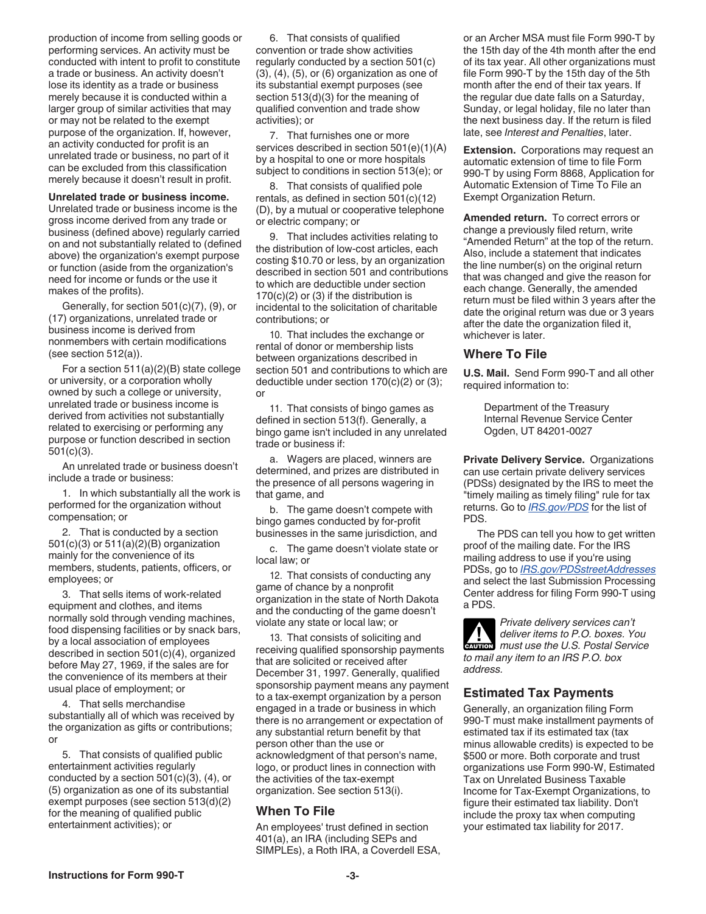production of income from selling goods or performing services. An activity must be conducted with intent to profit to constitute a trade or business. An activity doesn't lose its identity as a trade or business merely because it is conducted within a larger group of similar activities that may or may not be related to the exempt purpose of the organization. If, however, an activity conducted for profit is an unrelated trade or business, no part of it can be excluded from this classification merely because it doesn't result in profit.

**Unrelated trade or business income.** Unrelated trade or business income is the gross income derived from any trade or business (defined above) regularly carried on and not substantially related to (defined above) the organization's exempt purpose or function (aside from the organization's need for income or funds or the use it makes of the profits).

Generally, for section 501(c)(7), (9), or (17) organizations, unrelated trade or business income is derived from nonmembers with certain modifications (see section 512(a)).

For a section 511(a)(2)(B) state college or university, or a corporation wholly owned by such a college or university, unrelated trade or business income is derived from activities not substantially related to exercising or performing any purpose or function described in section 501(c)(3).

An unrelated trade or business doesn't include a trade or business:

1. In which substantially all the work is performed for the organization without compensation; or

2. That is conducted by a section 501(c)(3) or 511(a)(2)(B) organization mainly for the convenience of its members, students, patients, officers, or employees; or

3. That sells items of work-related equipment and clothes, and items normally sold through vending machines, food dispensing facilities or by snack bars, by a local association of employees described in section 501(c)(4), organized before May 27, 1969, if the sales are for the convenience of its members at their usual place of employment; or

4. That sells merchandise substantially all of which was received by the organization as gifts or contributions; or

5. That consists of qualified public entertainment activities regularly conducted by a section 501(c)(3), (4), or (5) organization as one of its substantial exempt purposes (see section 513(d)(2) for the meaning of qualified public entertainment activities); or

6. That consists of qualified convention or trade show activities regularly conducted by a section 501(c)(3), (4), (5), or (6) organization as one of its substantial exempt purposes (see section 513(d)(3) for the meaning of qualified convention and trade show activities); or

7. That furnishes one or more services described in section 501(e)(1)(A) by a hospital to one or more hospitals subject to conditions in section 513(e); or

8. That consists of qualified pole rentals, as defined in section 501(c)(12)(D), by a mutual or cooperative telephone or electric company; or

9. That includes activities relating to the distribution of low-cost articles, each costing $10.70 or less, by an organization described in section 501 and contributions to which are deductible under section 170(c)(2) or (3) if the distribution is incidental to the solicitation of charitable contributions; or

10. That includes the exchange or rental of donor or membership lists between organizations described in section 501 and contributions to which are deductible under section 170(c)(2) or (3); or

11. That consists of bingo games as defined in section 513(f). Generally, a bingo game isn't included in any unrelated trade or business if:

a. Wagers are placed, winners are determined, and prizes are distributed in the presence of all persons wagering in that game, and

b. The game doesn't compete with bingo games conducted by for-profit businesses in the same jurisdiction, and

c. The game doesn't violate state or local law; or

12. That consists of conducting any game of chance by a nonprofit organization in the state of North Dakota and the conducting of the game doesn't violate any state or local law; or

13. That consists of soliciting and receiving qualified sponsorship payments that are solicited or received after December 31, 1997. Generally, qualified sponsorship payment means any payment to a tax-exempt organization by a person engaged in a trade or business in which there is no arrangement or expectation of any substantial return benefit by that person other than the use or acknowledgment of that person's name, logo, or product lines in connection with the activities of the tax-exempt organization. See section 513(i).

## When To File

An employees' trust defined in section 401(a), an IRA (including SEPs and SIMPLEs), a Roth IRA, a Coverdell ESA, or an Archer MSA must file Form 990-T by the 15th day of the 4th month after the end of its tax year. All other organizations must file Form 990-T by the 15th day of the 5th month after the end of their tax years. If the regular due date falls on a Saturday, Sunday, or legal holiday, file no later than the next business day. If the return is filed late, see *Interest and Penalties*, later.

**Extension.** Corporations may request an automatic extension of time to file Form 990-T by using Form 8868, Application for Automatic Extension of Time To File an Exempt Organization Return.

**Amended return.** To correct errors or change a previously filed return, write "Amended Return" at the top of the return. Also, include a statement that indicates the line number(s) on the original return that was changed and give the reason for each change. Generally, the amended return must be filed within 3 years after the date the original return was due or 3 years after the date the organization filed it, whichever is later.

## Where To File

**U.S. Mail.** Send Form 990-T and all other required information to:

Department of the Treasury
Internal Revenue Service Center
Ogden, UT 84201-0027

**Private Delivery Service.** Organizations can use certain private delivery services (PDSs) designated by the IRS to meet the "timely mailing as timely filing" rule for tax returns. Go to *IRS.gov/PDS* for the list of PDS.

The PDS can tell you how to get written proof of the mailing date. For the IRS mailing address to use if you're using PDSs, go to *IRS.gov/PDSstreetAddresses* and select the last Submission Processing Center address for filing Form 990-T using a PDS.

**CAUTION:** *Private delivery services can't deliver items to P.O. boxes. You must use the U.S. Postal Service to mail any item to an IRS P.O. box address.*

## Estimated Tax Payments

Generally, an organization filing Form 990-T must make installment payments of estimated tax if its estimated tax (tax minus allowable credits) is expected to be $500 or more. Both corporate and trust organizations use Form 990-W, Estimated Tax on Unrelated Business Taxable Income for Tax-Exempt Organizations, to figure their estimated tax liability. Don't include the proxy tax when computing your estimated tax liability for 2017.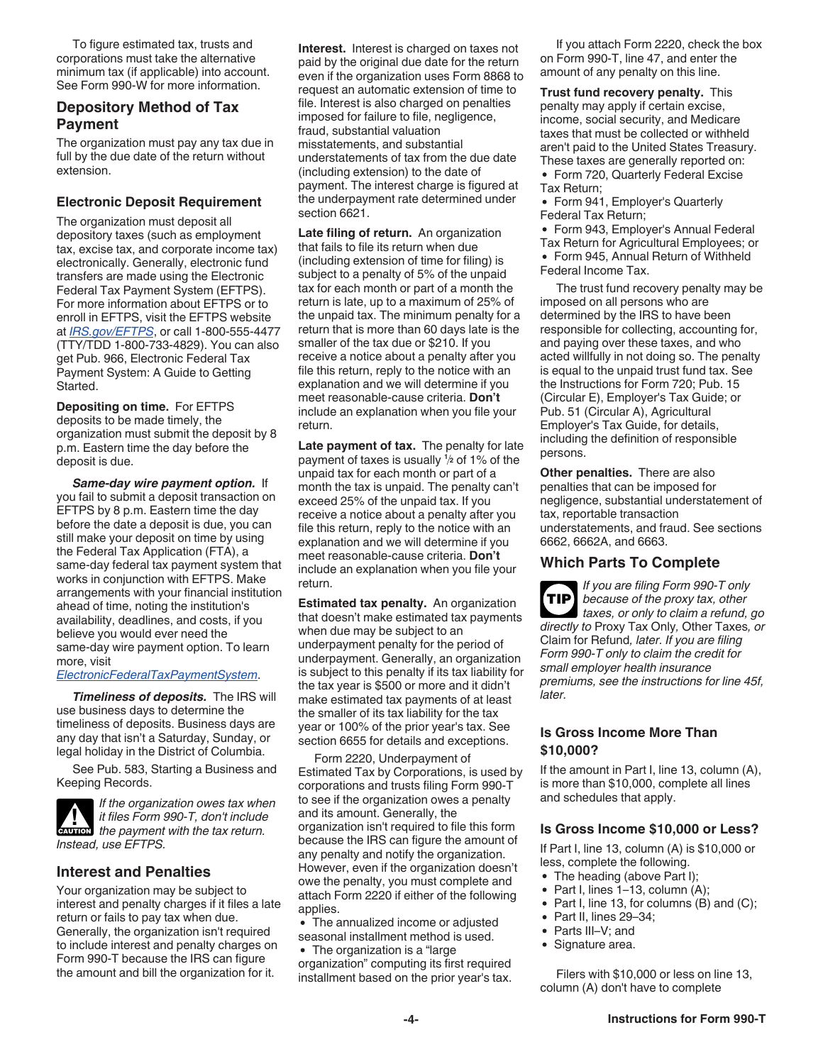To figure estimated tax, trusts and corporations must take the alternative minimum tax (if applicable) into account. See Form 990-W for more information.

## Depository Method of Tax Payment

The organization must pay any tax due in full by the due date of the return without extension.

### Electronic Deposit Requirement

The organization must deposit all depository taxes (such as employment tax, excise tax, and corporate income tax) electronically. Generally, electronic fund transfers are made using the Electronic Federal Tax Payment System (EFTPS). For more information about EFTPS or to enroll in EFTPS, visit the EFTPS website at *IRS.gov/EFTPS*, or call 1-800-555-4477 (TTY/TDD 1-800-733-4829). You can also get Pub. 966, Electronic Federal Tax Payment System: A Guide to Getting Started.

**Depositing on time.** For EFTPS deposits to be made timely, the organization must submit the deposit by 8 p.m. Eastern time the day before the deposit is due.

***Same-day wire payment option.*** If you fail to submit a deposit transaction on EFTPS by 8 p.m. Eastern time the day before the date a deposit is due, you can still make your deposit on time by using the Federal Tax Application (FTA), a same-day federal tax payment system that works in conjunction with EFTPS. Make arrangements with your financial institution ahead of time, noting the institution's availability, deadlines, and costs, if you believe you would ever need the same-day wire payment option. To learn more, visit *ElectronicFederalTaxPaymentSystem*.

***Timeliness of deposits.*** The IRS will use business days to determine the timeliness of deposits. Business days are any day that isn't a Saturday, Sunday, or legal holiday in the District of Columbia.

See Pub. 583, Starting a Business and Keeping Records.

**CAUTION** *If the organization owes tax when it files Form 990-T, don't include the payment with the tax return. Instead, use EFTPS.*

## Interest and Penalties

Your organization may be subject to interest and penalty charges if it files a late return or fails to pay tax when due. Generally, the organization isn't required to include interest and penalty charges on Form 990-T because the IRS can figure the amount and bill the organization for it.

**Interest.** Interest is charged on taxes not paid by the original due date for the return even if the organization uses Form 8868 to request an automatic extension of time to file. Interest is also charged on penalties imposed for failure to file, negligence, fraud, substantial valuation misstatements, and substantial understatements of tax from the due date (including extension) to the date of payment. The interest charge is figured at the underpayment rate determined under section 6621.

**Late filing of return.** An organization that fails to file its return when due (including extension of time for filing) is subject to a penalty of 5% of the unpaid tax for each month or part of a month the return is late, up to a maximum of 25% of the unpaid tax. The minimum penalty for a return that is more than 60 days late is the smaller of the tax due or $210. If you receive a notice about a penalty after you file this return, reply to the notice with an explanation and we will determine if you meet reasonable-cause criteria. **Don't** include an explanation when you file your return.

**Late payment of tax.** The penalty for late payment of taxes is usually 1/2 of 1% of the unpaid tax for each month or part of a month the tax is unpaid. The penalty can't exceed 25% of the unpaid tax. If you receive a notice about a penalty after you file this return, reply to the notice with an explanation and we will determine if you meet reasonable-cause criteria. **Don't** include an explanation when you file your return.

**Estimated tax penalty.** An organization that doesn't make estimated tax payments when due may be subject to an underpayment penalty for the period of underpayment. Generally, an organization is subject to this penalty if its tax liability for the tax year is $500 or more and it didn't make estimated tax payments of at least the smaller of its tax liability for the tax year or 100% of the prior year's tax. See section 6655 for details and exceptions.

Form 2220, Underpayment of Estimated Tax by Corporations, is used by corporations and trusts filing Form 990-T to see if the organization owes a penalty and its amount. Generally, the organization isn't required to file this form because the IRS can figure the amount of any penalty and notify the organization. However, even if the organization doesn't owe the penalty, you must complete and attach Form 2220 if either of the following applies.

- The annualized income or adjusted seasonal installment method is used.
- The organization is a "large organization" computing its first required installment based on the prior year's tax.

If you attach Form 2220, check the box on Form 990-T, line 47, and enter the amount of any penalty on this line.

**Trust fund recovery penalty.** This penalty may apply if certain excise, income, social security, and Medicare taxes that must be collected or withheld aren't paid to the United States Treasury. These taxes are generally reported on:

- Form 720, Quarterly Federal Excise Tax Return;
- Form 941, Employer's Quarterly Federal Tax Return;
- Form 943, Employer's Annual Federal Tax Return for Agricultural Employees; or
- Form 945, Annual Return of Withheld Federal Income Tax.

The trust fund recovery penalty may be imposed on all persons who are determined by the IRS to have been responsible for collecting, accounting for, and paying over these taxes, and who acted willfully in not doing so. The penalty is equal to the unpaid trust fund tax. See the Instructions for Form 720; Pub. 15 (Circular E), Employer's Tax Guide; or Pub. 51 (Circular A), Agricultural Employer's Tax Guide, for details, including the definition of responsible persons.

**Other penalties.** There are also penalties that can be imposed for negligence, substantial understatement of tax, reportable transaction understatements, and fraud. See sections 6662, 6662A, and 6663.

## Which Parts To Complete

**TIP** *If you are filing Form 990-T only because of the proxy tax, other taxes, or only to claim a refund, go directly to* Proxy Tax Only, Other Taxes, *or* Claim for Refund, *later. If you are filing Form 990-T only to claim the credit for small employer health insurance premiums, see the instructions for line 45f, later.*

### Is Gross Income More Than $10,000?

If the amount in Part I, line 13, column (A), is more than $10,000, complete all lines and schedules that apply.

### Is Gross Income $10,000 or Less?

If Part I, line 13, column (A) is $10,000 or less, complete the following.

- The heading (above Part I);
- Part I, lines 1–13, column (A);
- Part I, line 13, for columns (B) and (C);
- Part II, lines 29–34;
- Parts III–V; and
- Signature area.

Filers with $10,000 or less on line 13, column (A) don't have to complete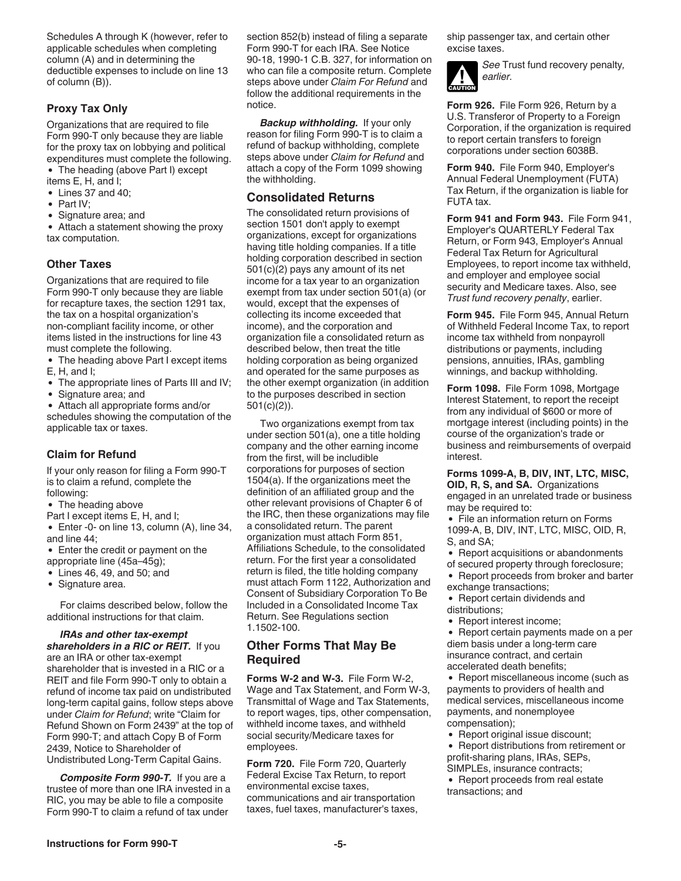Schedules A through K (however, refer to applicable schedules when completing column (A) and in determining the deductible expenses to include on line 13 of column (B)).

### Proxy Tax Only

Organizations that are required to file Form 990-T only because they are liable for the proxy tax on lobbying and political expenditures must complete the following.

- The heading (above Part I) except items E, H, and I;
- Lines 37 and 40;
- Part IV;
- Signature area; and
- Attach a statement showing the proxy tax computation.

### Other Taxes

Organizations that are required to file Form 990-T only because they are liable for recapture taxes, the section 1291 tax, the tax on a hospital organization's non-compliant facility income, or other items listed in the instructions for line 43 must complete the following.

- The heading above Part I except items E, H, and I;
- The appropriate lines of Parts III and IV;
- Signature area; and
- Attach all appropriate forms and/or schedules showing the computation of the applicable tax or taxes.

### Claim for Refund

If your only reason for filing a Form 990-T is to claim a refund, complete the following:

- The heading above Part I except items E, H, and I;
- Enter -0- on line 13, column (A), line 34, and line 44;
- Enter the credit or payment on the appropriate line (45a–45g);
- Lines 46, 49, and 50; and
- Signature area.

For claims described below, follow the additional instructions for that claim.

***IRAs and other tax-exempt shareholders in a RIC or REIT.*** If you are an IRA or other tax-exempt shareholder that is invested in a RIC or a REIT and file Form 990-T only to obtain a refund of income tax paid on undistributed long-term capital gains, follow steps above under *Claim for Refund*; write "Claim for Refund Shown on Form 2439" at the top of Form 990-T; and attach Copy B of Form 2439, Notice to Shareholder of Undistributed Long-Term Capital Gains.

***Composite Form 990-T.*** If you are a trustee of more than one IRA invested in a RIC, you may be able to file a composite Form 990-T to claim a refund of tax under section 852(b) instead of filing a separate Form 990-T for each IRA. See Notice 90-18, 1990-1 C.B. 327, for information on who can file a composite return. Complete steps above under *Claim For Refund* and follow the additional requirements in the notice.

***Backup withholding.*** If your only reason for filing Form 990-T is to claim a refund of backup withholding, complete steps above under *Claim for Refund* and attach a copy of the Form 1099 showing the withholding.

### Consolidated Returns

The consolidated return provisions of section 1501 don't apply to exempt organizations, except for organizations having title holding companies. If a title holding corporation described in section 501(c)(2) pays any amount of its net income for a tax year to an organization exempt from tax under section 501(a) (or would, except that the expenses of collecting its income exceeded that income), and the corporation and organization file a consolidated return as described below, then treat the title holding corporation as being organized and operated for the same purposes as the other exempt organization (in addition to the purposes described in section 501(c)(2)).

Two organizations exempt from tax under section 501(a), one a title holding company and the other earning income from the first, will be includible corporations for purposes of section 1504(a). If the organizations meet the definition of an affiliated group and the other relevant provisions of Chapter 6 of the IRC, then these organizations may file a consolidated return. The parent organization must attach Form 851, Affiliations Schedule, to the consolidated return. For the first year a consolidated return is filed, the title holding company must attach Form 1122, Authorization and Consent of Subsidiary Corporation To Be Included in a Consolidated Income Tax Return. See Regulations section 1.1502-100.

### Other Forms That May Be Required

**Forms W-2 and W-3.** File Form W-2, Wage and Tax Statement, and Form W-3, Transmittal of Wage and Tax Statements, to report wages, tips, other compensation, withheld income taxes, and withheld social security/Medicare taxes for employees.

**Form 720.** File Form 720, Quarterly Federal Excise Tax Return, to report environmental excise taxes, communications and air transportation taxes, fuel taxes, manufacturer's taxes, ship passenger tax, and certain other excise taxes.

CAUTION: *See* Trust fund recovery penalty*, earlier.*

**Form 926.** File Form 926, Return by a U.S. Transferor of Property to a Foreign Corporation, if the organization is required to report certain transfers to foreign corporations under section 6038B.

**Form 940.** File Form 940, Employer's Annual Federal Unemployment (FUTA) Tax Return, if the organization is liable for FUTA tax.

**Form 941 and Form 943.** File Form 941, Employer's QUARTERLY Federal Tax Return, or Form 943, Employer's Annual Federal Tax Return for Agricultural Employees, to report income tax withheld, and employer and employee social security and Medicare taxes. Also, see *Trust fund recovery penalty*, earlier.

**Form 945.** File Form 945, Annual Return of Withheld Federal Income Tax, to report income tax withheld from nonpayroll distributions or payments, including pensions, annuities, IRAs, gambling winnings, and backup withholding.

**Form 1098.** File Form 1098, Mortgage Interest Statement, to report the receipt from any individual of $600 or more of mortgage interest (including points) in the course of the organization's trade or business and reimbursements of overpaid interest.

**Forms 1099-A, B, DIV, INT, LTC, MISC, OID, R, S, and SA.** Organizations engaged in an unrelated trade or business may be required to:

- File an information return on Forms 1099-A, B, DIV, INT, LTC, MISC, OID, R, S, and SA;
- Report acquisitions or abandonments of secured property through foreclosure;
- Report proceeds from broker and barter exchange transactions;
- Report certain dividends and distributions;
- Report interest income;
- Report certain payments made on a per diem basis under a long-term care insurance contract, and certain accelerated death benefits;
- Report miscellaneous income (such as payments to providers of health and medical services, miscellaneous income payments, and nonemployee compensation);
- Report original issue discount;
- Report distributions from retirement or profit-sharing plans, IRAs, SEPs, SIMPLEs, insurance contracts;
- Report proceeds from real estate transactions; and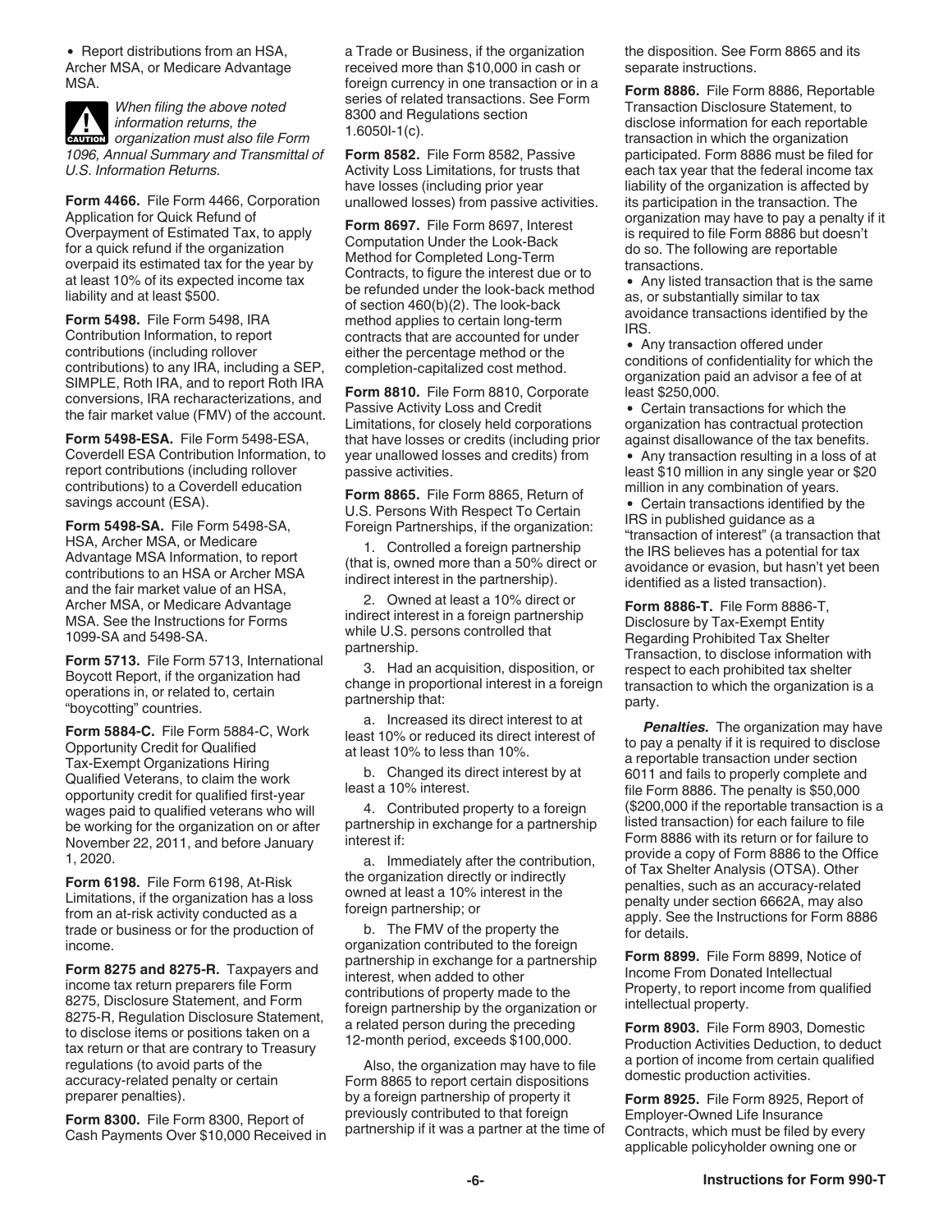- Report distributions from an HSA, Archer MSA, or Medicare Advantage MSA.

**CAUTION** *When filing the above noted information returns, the organization must also file Form 1096, Annual Summary and Transmittal of U.S. Information Returns.*

**Form 4466.** File Form 4466, Corporation Application for Quick Refund of Overpayment of Estimated Tax, to apply for a quick refund if the organization overpaid its estimated tax for the year by at least 10% of its expected income tax liability and at least $500.

**Form 5498.** File Form 5498, IRA Contribution Information, to report contributions (including rollover contributions) to any IRA, including a SEP, SIMPLE, Roth IRA, and to report Roth IRA conversions, IRA recharacterizations, and the fair market value (FMV) of the account.

**Form 5498-ESA.** File Form 5498-ESA, Coverdell ESA Contribution Information, to report contributions (including rollover contributions) to a Coverdell education savings account (ESA).

**Form 5498-SA.** File Form 5498-SA, HSA, Archer MSA, or Medicare Advantage MSA Information, to report contributions to an HSA or Archer MSA and the fair market value of an HSA, Archer MSA, or Medicare Advantage MSA. See the Instructions for Forms 1099-SA and 5498-SA.

**Form 5713.** File Form 5713, International Boycott Report, if the organization had operations in, or related to, certain "boycotting" countries.

**Form 5884-C.** File Form 5884-C, Work Opportunity Credit for Qualified Tax-Exempt Organizations Hiring Qualified Veterans, to claim the work opportunity credit for qualified first-year wages paid to qualified veterans who will be working for the organization on or after November 22, 2011, and before January 1, 2020.

**Form 6198.** File Form 6198, At-Risk Limitations, if the organization has a loss from an at-risk activity conducted as a trade or business or for the production of income.

**Form 8275 and 8275-R.** Taxpayers and income tax return preparers file Form 8275, Disclosure Statement, and Form 8275-R, Regulation Disclosure Statement, to disclose items or positions taken on a tax return or that are contrary to Treasury regulations (to avoid parts of the accuracy-related penalty or certain preparer penalties).

**Form 8300.** File Form 8300, Report of Cash Payments Over $10,000 Received in a Trade or Business, if the organization received more than $10,000 in cash or foreign currency in one transaction or in a series of related transactions. See Form 8300 and Regulations section 1.6050I-1(c).

**Form 8582.** File Form 8582, Passive Activity Loss Limitations, for trusts that have losses (including prior year unallowed losses) from passive activities.

**Form 8697.** File Form 8697, Interest Computation Under the Look-Back Method for Completed Long-Term Contracts, to figure the interest due or to be refunded under the look-back method of section 460(b)(2). The look-back method applies to certain long-term contracts that are accounted for under either the percentage method or the completion-capitalized cost method.

**Form 8810.** File Form 8810, Corporate Passive Activity Loss and Credit Limitations, for closely held corporations that have losses or credits (including prior year unallowed losses and credits) from passive activities.

**Form 8865.** File Form 8865, Return of U.S. Persons With Respect To Certain Foreign Partnerships, if the organization:

1. Controlled a foreign partnership (that is, owned more than a 50% direct or indirect interest in the partnership).

2. Owned at least a 10% direct or indirect interest in a foreign partnership while U.S. persons controlled that partnership.

3. Had an acquisition, disposition, or change in proportional interest in a foreign partnership that:

   a. Increased its direct interest to at least 10% or reduced its direct interest of at least 10% to less than 10%.

   b. Changed its direct interest by at least a 10% interest.

4. Contributed property to a foreign partnership in exchange for a partnership interest if:

   a. Immediately after the contribution, the organization directly or indirectly owned at least a 10% interest in the foreign partnership; or

   b. The FMV of the property the organization contributed to the foreign partnership in exchange for a partnership interest, when added to other contributions of property made to the foreign partnership by the organization or a related person during the preceding 12-month period, exceeds $100,000.

Also, the organization may have to file Form 8865 to report certain dispositions by a foreign partnership of property it previously contributed to that foreign partnership if it was a partner at the time of the disposition. See Form 8865 and its separate instructions.

**Form 8886.** File Form 8886, Reportable Transaction Disclosure Statement, to disclose information for each reportable transaction in which the organization participated. Form 8886 must be filed for each tax year that the federal income tax liability of the organization is affected by its participation in the transaction. The organization may have to pay a penalty if it is required to file Form 8886 but doesn't do so. The following are reportable transactions.

- Any listed transaction that is the same as, or substantially similar to tax avoidance transactions identified by the IRS.
- Any transaction offered under conditions of confidentiality for which the organization paid an advisor a fee of at least $250,000.
- Certain transactions for which the organization has contractual protection against disallowance of the tax benefits.
- Any transaction resulting in a loss of at least $10 million in any single year or $20 million in any combination of years.
- Certain transactions identified by the IRS in published guidance as a "transaction of interest" (a transaction that the IRS believes has a potential for tax avoidance or evasion, but hasn't yet been identified as a listed transaction).

**Form 8886-T.** File Form 8886-T, Disclosure by Tax-Exempt Entity Regarding Prohibited Tax Shelter Transaction, to disclose information with respect to each prohibited tax shelter transaction to which the organization is a party.

***Penalties.*** The organization may have to pay a penalty if it is required to disclose a reportable transaction under section 6011 and fails to properly complete and file Form 8886. The penalty is $50,000 ($200,000 if the reportable transaction is a listed transaction) for each failure to file Form 8886 with its return or for failure to provide a copy of Form 8886 to the Office of Tax Shelter Analysis (OTSA). Other penalties, such as an accuracy-related penalty under section 6662A, may also apply. See the Instructions for Form 8886 for details.

**Form 8899.** File Form 8899, Notice of Income From Donated Intellectual Property, to report income from qualified intellectual property.

**Form 8903.** File Form 8903, Domestic Production Activities Deduction, to deduct a portion of income from certain qualified domestic production activities.

**Form 8925.** File Form 8925, Report of Employer-Owned Life Insurance Contracts, which must be filed by every applicable policyholder owning one or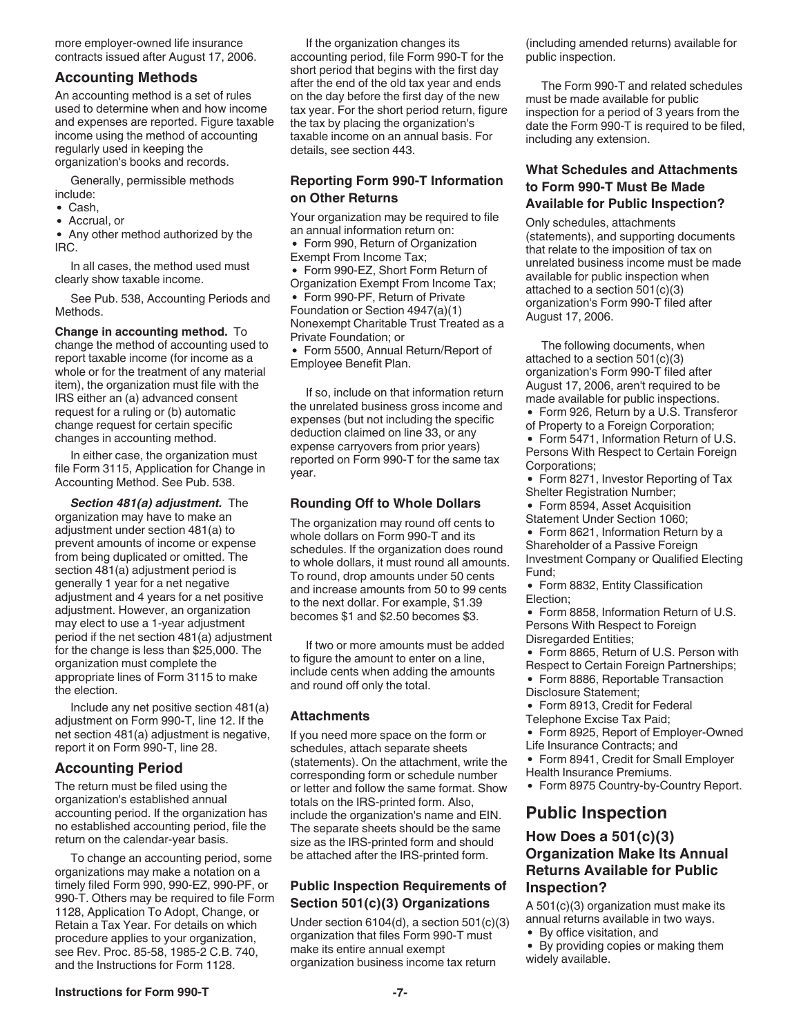more employer-owned life insurance contracts issued after August 17, 2006.

## Accounting Methods

An accounting method is a set of rules used to determine when and how income and expenses are reported. Figure taxable income using the method of accounting regularly used in keeping the organization's books and records.

Generally, permissible methods include:

- Cash,
- Accrual, or
- Any other method authorized by the IRC.

In all cases, the method used must clearly show taxable income.

See Pub. 538, Accounting Periods and Methods.

**Change in accounting method.** To change the method of accounting used to report taxable income (for income as a whole or for the treatment of any material item), the organization must file with the IRS either an (a) advanced consent request for a ruling or (b) automatic change request for certain specific changes in accounting method.

In either case, the organization must file Form 3115, Application for Change in Accounting Method. See Pub. 538.

***Section 481(a) adjustment.*** The organization may have to make an adjustment under section 481(a) to prevent amounts of income or expense from being duplicated or omitted. The section 481(a) adjustment period is generally 1 year for a net negative adjustment and 4 years for a net positive adjustment. However, an organization may elect to use a 1-year adjustment period if the net section 481(a) adjustment for the change is less than $25,000. The organization must complete the appropriate lines of Form 3115 to make the election.

Include any net positive section 481(a) adjustment on Form 990-T, line 12. If the net section 481(a) adjustment is negative, report it on Form 990-T, line 28.

## Accounting Period

The return must be filed using the organization's established annual accounting period. If the organization has no established accounting period, file the return on the calendar-year basis.

To change an accounting period, some organizations may make a notation on a timely filed Form 990, 990-EZ, 990-PF, or 990-T. Others may be required to file Form 1128, Application To Adopt, Change, or Retain a Tax Year. For details on which procedure applies to your organization, see Rev. Proc. 85-58, 1985-2 C.B. 740, and the Instructions for Form 1128.

If the organization changes its accounting period, file Form 990-T for the short period that begins with the first day after the end of the old tax year and ends on the day before the first day of the new tax year. For the short period return, figure the tax by placing the organization's taxable income on an annual basis. For details, see section 443.

### Reporting Form 990-T Information on Other Returns

Your organization may be required to file an annual information return on:

- Form 990, Return of Organization Exempt From Income Tax;
- Form 990-EZ, Short Form Return of Organization Exempt From Income Tax;
- Form 990-PF, Return of Private Foundation or Section 4947(a)(1) Nonexempt Charitable Trust Treated as a Private Foundation; or
- Form 5500, Annual Return/Report of Employee Benefit Plan.

If so, include on that information return the unrelated business gross income and expenses (but not including the specific deduction claimed on line 33, or any expense carryovers from prior years) reported on Form 990-T for the same tax year.

### Rounding Off to Whole Dollars

The organization may round off cents to whole dollars on Form 990-T and its schedules. If the organization does round to whole dollars, it must round all amounts. To round, drop amounts under 50 cents and increase amounts from 50 to 99 cents to the next dollar. For example, $1.39 becomes $1 and $2.50 becomes $3.

If two or more amounts must be added to figure the amount to enter on a line, include cents when adding the amounts and round off only the total.

### Attachments

If you need more space on the form or schedules, attach separate sheets (statements). On the attachment, write the corresponding form or schedule number or letter and follow the same format. Show totals on the IRS-printed form. Also, include the organization's name and EIN. The separate sheets should be the same size as the IRS-printed form and should be attached after the IRS-printed form.

### Public Inspection Requirements of Section 501(c)(3) Organizations

Under section 6104(d), a section 501(c)(3) organization that files Form 990-T must make its entire annual exempt organization business income tax return (including amended returns) available for public inspection.

The Form 990-T and related schedules must be made available for public inspection for a period of 3 years from the date the Form 990-T is required to be filed, including any extension.

### What Schedules and Attachments to Form 990-T Must Be Made Available for Public Inspection?

Only schedules, attachments (statements), and supporting documents that relate to the imposition of tax on unrelated business income must be made available for public inspection when attached to a section 501(c)(3) organization's Form 990-T filed after August 17, 2006.

The following documents, when attached to a section 501(c)(3) organization's Form 990-T filed after August 17, 2006, aren't required to be made available for public inspections.

- Form 926, Return by a U.S. Transferor of Property to a Foreign Corporation;
- Form 5471, Information Return of U.S. Persons With Respect to Certain Foreign Corporations;
- Form 8271, Investor Reporting of Tax Shelter Registration Number;
- Form 8594, Asset Acquisition Statement Under Section 1060;
- Form 8621, Information Return by a Shareholder of a Passive Foreign Investment Company or Qualified Electing Fund;
- Form 8832, Entity Classification Election;
- Form 8858, Information Return of U.S. Persons With Respect to Foreign Disregarded Entities;
- Form 8865, Return of U.S. Person with Respect to Certain Foreign Partnerships;
- Form 8886, Reportable Transaction Disclosure Statement;
- Form 8913, Credit for Federal Telephone Excise Tax Paid;
- Form 8925, Report of Employer-Owned Life Insurance Contracts; and
- Form 8941, Credit for Small Employer Health Insurance Premiums.
- Form 8975 Country-by-Country Report.

# Public Inspection

## How Does a 501(c)(3) Organization Make Its Annual Returns Available for Public Inspection?

A 501(c)(3) organization must make its annual returns available in two ways.

- By office visitation, and
- By providing copies or making them widely available.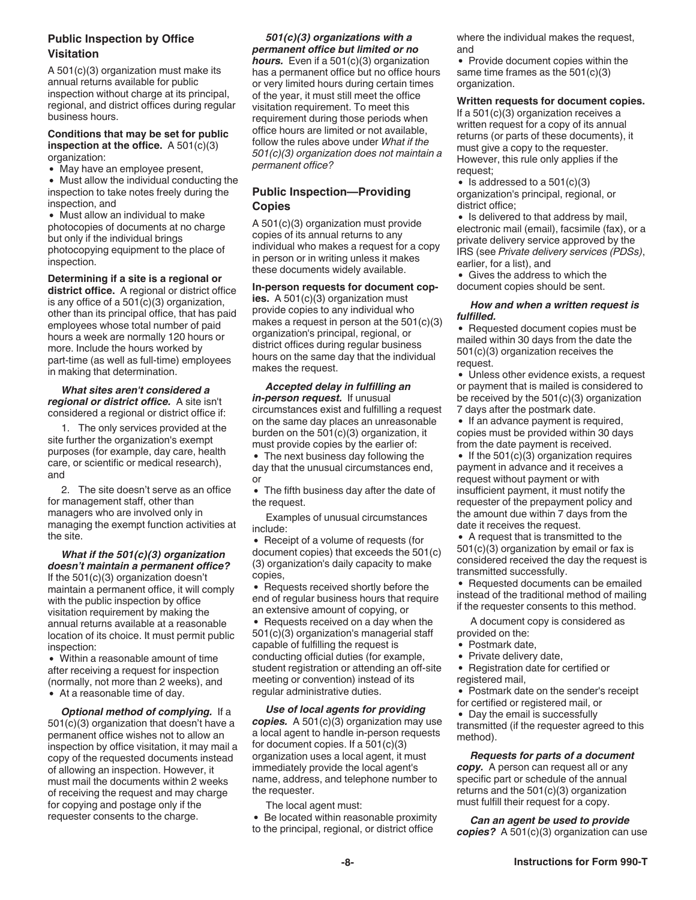### Public Inspection by Office Visitation

A 501(c)(3) organization must make its annual returns available for public inspection without charge at its principal, regional, and district offices during regular business hours.

**Conditions that may be set for public inspection at the office.** A 501(c)(3) organization:

- May have an employee present,
- Must allow the individual conducting the inspection to take notes freely during the inspection, and
- Must allow an individual to make photocopies of documents at no charge but only if the individual brings photocopying equipment to the place of inspection.

**Determining if a site is a regional or district office.** A regional or district office is any office of a 501(c)(3) organization, other than its principal office, that has paid employees whose total number of paid hours a week are normally 120 hours or more. Include the hours worked by part-time (as well as full-time) employees in making that determination.

***What sites aren't considered a regional or district office.*** A site isn't considered a regional or district office if:

1. The only services provided at the site further the organization's exempt purposes (for example, day care, health care, or scientific or medical research), and
2. The site doesn't serve as an office for management staff, other than managers who are involved only in managing the exempt function activities at the site.

***What if the 501(c)(3) organization doesn't maintain a permanent office?*** If the 501(c)(3) organization doesn't maintain a permanent office, it will comply with the public inspection by office visitation requirement by making the annual returns available at a reasonable location of its choice. It must permit public inspection:

- Within a reasonable amount of time after receiving a request for inspection (normally, not more than 2 weeks), and
- At a reasonable time of day.

***Optional method of complying.*** If a 501(c)(3) organization that doesn't have a permanent office wishes not to allow an inspection by office visitation, it may mail a copy of the requested documents instead of allowing an inspection. However, it must mail the documents within 2 weeks of receiving the request and may charge for copying and postage only if the requester consents to the charge.

***501(c)(3) organizations with a permanent office but limited or no hours.*** Even if a 501(c)(3) organization has a permanent office but no office hours or very limited hours during certain times of the year, it must still meet the office visitation requirement. To meet this requirement during those periods when office hours are limited or not available, follow the rules above under *What if the 501(c)(3) organization does not maintain a permanent office?*

### Public Inspection—Providing Copies

A 501(c)(3) organization must provide copies of its annual returns to any individual who makes a request for a copy in person or in writing unless it makes these documents widely available.

**In-person requests for document copies.** A 501(c)(3) organization must provide copies to any individual who makes a request in person at the 501(c)(3) organization's principal, regional, or district offices during regular business hours on the same day that the individual makes the request.

***Accepted delay in fulfilling an in-person request.*** If unusual circumstances exist and fulfilling a request on the same day places an unreasonable burden on the 501(c)(3) organization, it must provide copies by the earlier of:

- The next business day following the day that the unusual circumstances end, or
- The fifth business day after the date of the request.

Examples of unusual circumstances include:

- Receipt of a volume of requests (for document copies) that exceeds the 501(c)(3) organization's daily capacity to make copies,
- Requests received shortly before the end of regular business hours that require an extensive amount of copying, or
- Requests received on a day when the 501(c)(3) organization's managerial staff capable of fulfilling the request is conducting official duties (for example, student registration or attending an off-site meeting or convention) instead of its regular administrative duties.

***Use of local agents for providing copies.*** A 501(c)(3) organization may use a local agent to handle in-person requests for document copies. If a 501(c)(3) organization uses a local agent, it must immediately provide the local agent's name, address, and telephone number to the requester.

The local agent must:

- Be located within reasonable proximity to the principal, regional, or district office where the individual makes the request, and
- Provide document copies within the same time frames as the 501(c)(3) organization.

**Written requests for document copies.** If a 501(c)(3) organization receives a written request for a copy of its annual returns (or parts of these documents), it must give a copy to the requester. However, this rule only applies if the request;

- Is addressed to a 501(c)(3) organization's principal, regional, or district office;
- Is delivered to that address by mail, electronic mail (email), facsimile (fax), or a private delivery service approved by the IRS (see *Private delivery services (PDSs)*, earlier, for a list), and
- Gives the address to which the document copies should be sent.

***How and when a written request is fulfilled.***

- Requested document copies must be mailed within 30 days from the date the 501(c)(3) organization receives the request.
- Unless other evidence exists, a request or payment that is mailed is considered to be received by the 501(c)(3) organization 7 days after the postmark date.
- If an advance payment is required, copies must be provided within 30 days from the date payment is received.
- If the 501(c)(3) organization requires payment in advance and it receives a request without payment or with insufficient payment, it must notify the requester of the prepayment policy and the amount due within 7 days from the date it receives the request.
- A request that is transmitted to the 501(c)(3) organization by email or fax is considered received the day the request is transmitted successfully.
- Requested documents can be emailed instead of the traditional method of mailing if the requester consents to this method.

A document copy is considered as provided on the:

- Postmark date,
- Private delivery date,
- Registration date for certified or registered mail,
- Postmark date on the sender's receipt for certified or registered mail, or
- Day the email is successfully transmitted (if the requester agreed to this method).

***Requests for parts of a document copy.*** A person can request all or any specific part or schedule of the annual returns and the 501(c)(3) organization must fulfill their request for a copy.

***Can an agent be used to provide copies?*** A 501(c)(3) organization can use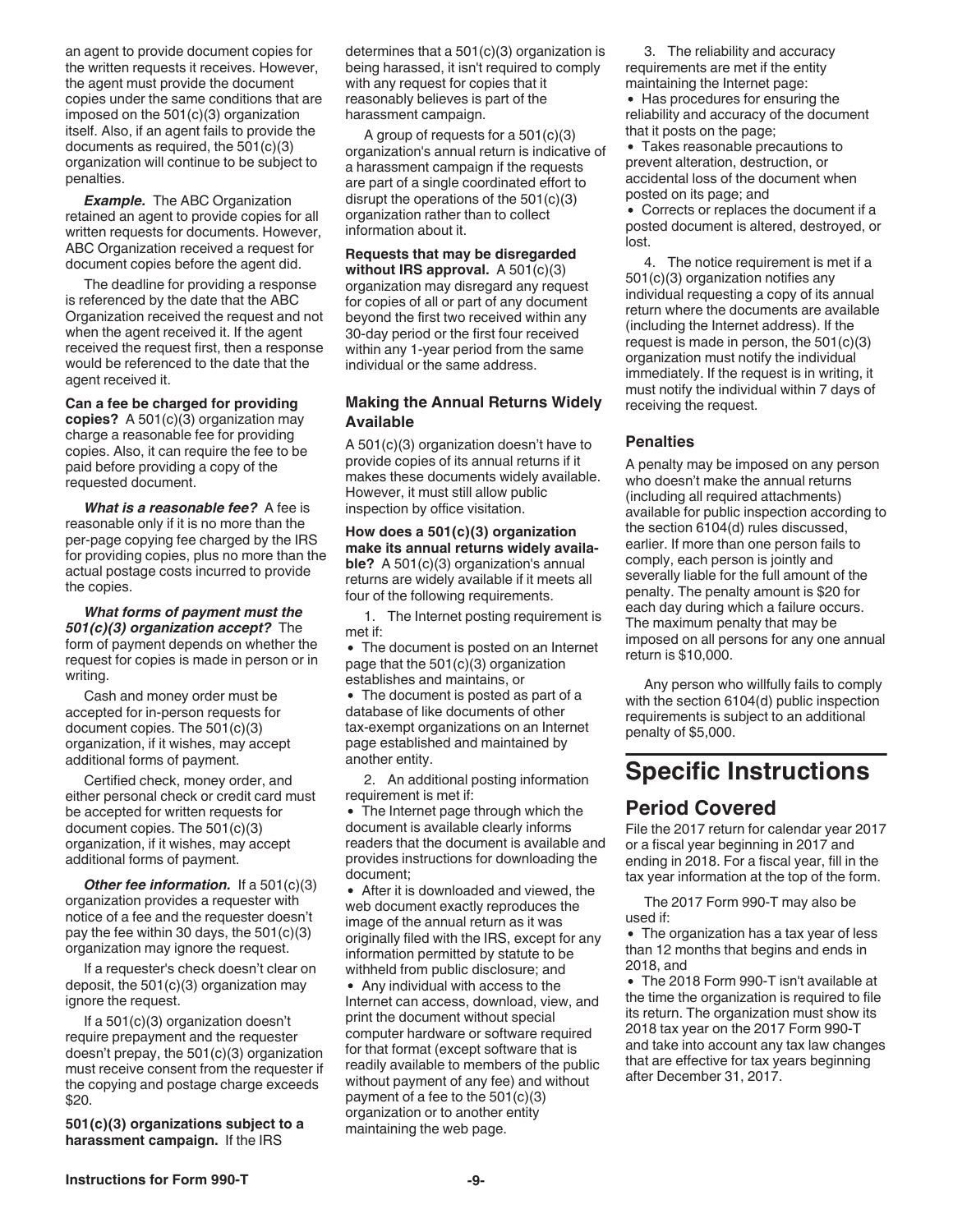an agent to provide document copies for the written requests it receives. However, the agent must provide the document copies under the same conditions that are imposed on the 501(c)(3) organization itself. Also, if an agent fails to provide the documents as required, the 501(c)(3) organization will continue to be subject to penalties.

***Example.*** The ABC Organization retained an agent to provide copies for all written requests for documents. However, ABC Organization received a request for document copies before the agent did.

The deadline for providing a response is referenced by the date that the ABC Organization received the request and not when the agent received it. If the agent received the request first, then a response would be referenced to the date that the agent received it.

**Can a fee be charged for providing copies?** A 501(c)(3) organization may charge a reasonable fee for providing copies. Also, it can require the fee to be paid before providing a copy of the requested document.

***What is a reasonable fee?*** A fee is reasonable only if it is no more than the per-page copying fee charged by the IRS for providing copies, plus no more than the actual postage costs incurred to provide the copies.

***What forms of payment must the 501(c)(3) organization accept?*** The form of payment depends on whether the request for copies is made in person or in writing.

Cash and money order must be accepted for in-person requests for document copies. The 501(c)(3) organization, if it wishes, may accept additional forms of payment.

Certified check, money order, and either personal check or credit card must be accepted for written requests for document copies. The 501(c)(3) organization, if it wishes, may accept additional forms of payment.

***Other fee information.*** If a 501(c)(3) organization provides a requester with notice of a fee and the requester doesn't pay the fee within 30 days, the 501(c)(3) organization may ignore the request.

If a requester's check doesn't clear on deposit, the 501(c)(3) organization may ignore the request.

If a 501(c)(3) organization doesn't require prepayment and the requester doesn't prepay, the 501(c)(3) organization must receive consent from the requester if the copying and postage charge exceeds $20.

**501(c)(3) organizations subject to a harassment campaign.** If the IRS determines that a 501(c)(3) organization is being harassed, it isn't required to comply with any request for copies that it reasonably believes is part of the harassment campaign.

A group of requests for a 501(c)(3) organization's annual return is indicative of a harassment campaign if the requests are part of a single coordinated effort to disrupt the operations of the 501(c)(3) organization rather than to collect information about it.

**Requests that may be disregarded without IRS approval.** A 501(c)(3) organization may disregard any request for copies of all or part of any document beyond the first two received within any 30-day period or the first four received within any 1-year period from the same individual or the same address.

### Making the Annual Returns Widely Available

A 501(c)(3) organization doesn't have to provide copies of its annual returns if it makes these documents widely available. However, it must still allow public inspection by office visitation.

**How does a 501(c)(3) organization make its annual returns widely available?** A 501(c)(3) organization's annual returns are widely available if it meets all four of the following requirements.

1. The Internet posting requirement is met if:
   - The document is posted on an Internet page that the 501(c)(3) organization establishes and maintains, or
   - The document is posted as part of a database of like documents of other tax-exempt organizations on an Internet page established and maintained by another entity.
2. An additional posting information requirement is met if:
   - The Internet page through which the document is available clearly informs readers that the document is available and provides instructions for downloading the document;
   - After it is downloaded and viewed, the web document exactly reproduces the image of the annual return as it was originally filed with the IRS, except for any information permitted by statute to be withheld from public disclosure; and
   - Any individual with access to the Internet can access, download, view, and print the document without special computer hardware or software required for that format (except software that is readily available to members of the public without payment of any fee) and without payment of a fee to the 501(c)(3) organization or to another entity maintaining the web page.
3. The reliability and accuracy requirements are met if the entity maintaining the Internet page:
   - Has procedures for ensuring the reliability and accuracy of the document that it posts on the page;
   - Takes reasonable precautions to prevent alteration, destruction, or accidental loss of the document when posted on its page; and
   - Corrects or replaces the document if a posted document is altered, destroyed, or lost.
4. The notice requirement is met if a 501(c)(3) organization notifies any individual requesting a copy of its annual return where the documents are available (including the Internet address). If the request is made in person, the 501(c)(3) organization must notify the individual immediately. If the request is in writing, it must notify the individual within 7 days of receiving the request.

### Penalties

A penalty may be imposed on any person who doesn't make the annual returns (including all required attachments) available for public inspection according to the section 6104(d) rules discussed, earlier. If more than one person fails to comply, each person is jointly and severally liable for the full amount of the penalty. The penalty amount is $20 for each day during which a failure occurs. The maximum penalty that may be imposed on all persons for any one annual return is $10,000.

Any person who willfully fails to comply with the section 6104(d) public inspection requirements is subject to an additional penalty of $5,000.

# Specific Instructions

## Period Covered

File the 2017 return for calendar year 2017 or a fiscal year beginning in 2017 and ending in 2018. For a fiscal year, fill in the tax year information at the top of the form.

The 2017 Form 990-T may also be used if:

- The organization has a tax year of less than 12 months that begins and ends in 2018, and
- The 2018 Form 990-T isn't available at the time the organization is required to file its return. The organization must show its 2018 tax year on the 2017 Form 990-T and take into account any tax law changes that are effective for tax years beginning after December 31, 2017.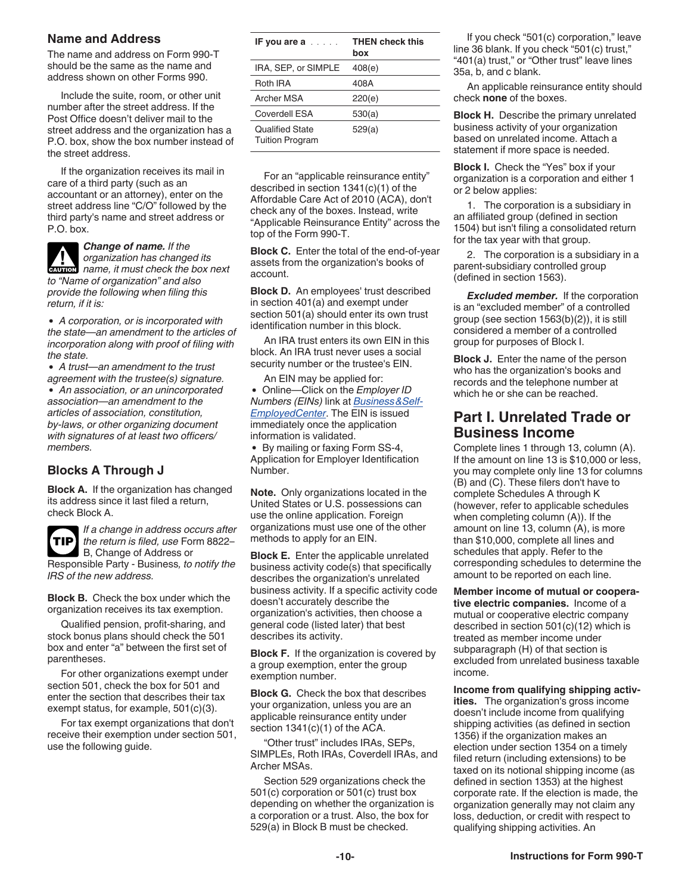## Name and Address

The name and address on Form 990-T should be the same as the name and address shown on other Forms 990.

Include the suite, room, or other unit number after the street address. If the Post Office doesn't deliver mail to the street address and the organization has a P.O. box, show the box number instead of the street address.

If the organization receives its mail in care of a third party (such as an accountant or an attorney), enter on the street address line "C/O" followed by the third party's name and street address or P.O. box.

**CAUTION** ***Change of name.*** *If the organization has changed its name, it must check the box next to "Name of organization" and also provide the following when filing this return, if it is:*

- *A corporation, or is incorporated with the state—an amendment to the articles of incorporation along with proof of filing with the state.*
- *A trust—an amendment to the trust agreement with the trustee(s) signature.*
- *An association, or an unincorporated association—an amendment to the articles of association, constitution, by-laws, or other organizing document with signatures of at least two officers/ members.*

## Blocks A Through J

**Block A.** If the organization has changed its address since it last filed a return, check Block A.

**TIP** *If a change in address occurs after the return is filed, use* Form 8822–B, Change of Address or Responsible Party - Business*, to notify the IRS of the new address.*

**Block B.** Check the box under which the organization receives its tax exemption.

Qualified pension, profit-sharing, and stock bonus plans should check the 501 box and enter "a" between the first set of parentheses.

For other organizations exempt under section 501, check the box for 501 and enter the section that describes their tax exempt status, for example, 501(c)(3).

For tax exempt organizations that don't receive their exemption under section 501, use the following guide.

| IF you are a . . . . . | THEN check this box |
|---|---|
| IRA, SEP, or SIMPLE | 408(e) |
| Roth IRA | 408A |
| Archer MSA | 220(e) |
| Coverdell ESA | 530(a) |
| Qualified State Tuition Program | 529(a) |

For an "applicable reinsurance entity" described in section 1341(c)(1) of the Affordable Care Act of 2010 (ACA), don't check any of the boxes. Instead, write "Applicable Reinsurance Entity" across the top of the Form 990-T.

**Block C.** Enter the total of the end-of-year assets from the organization's books of account.

**Block D.** An employees' trust described in section 401(a) and exempt under section 501(a) should enter its own trust identification number in this block.

An IRA trust enters its own EIN in this block. An IRA trust never uses a social security number or the trustee's EIN.

An EIN may be applied for:

- Online—Click on the *Employer ID Numbers (EINs)* link at *Business&Self-EmployedCenter*. The EIN is issued immediately once the application information is validated.
- By mailing or faxing Form SS-4, Application for Employer Identification Number.

**Note.** Only organizations located in the United States or U.S. possessions can use the online application. Foreign organizations must use one of the other methods to apply for an EIN.

**Block E.** Enter the applicable unrelated business activity code(s) that specifically describes the organization's unrelated business activity. If a specific activity code doesn't accurately describe the organization's activities, then choose a general code (listed later) that best describes its activity.

**Block F.** If the organization is covered by a group exemption, enter the group exemption number.

**Block G.** Check the box that describes your organization, unless you are an applicable reinsurance entity under section 1341(c)(1) of the ACA.

"Other trust" includes IRAs, SEPs, SIMPLEs, Roth IRAs, Coverdell IRAs, and Archer MSAs.

Section 529 organizations check the 501(c) corporation or 501(c) trust box depending on whether the organization is a corporation or a trust. Also, the box for 529(a) in Block B must be checked.

If you check "501(c) corporation," leave line 36 blank. If you check "501(c) trust," "401(a) trust," or "Other trust" leave lines 35a, b, and c blank.

An applicable reinsurance entity should check **none** of the boxes.

**Block H.** Describe the primary unrelated business activity of your organization based on unrelated income. Attach a statement if more space is needed.

**Block I.** Check the "Yes" box if your organization is a corporation and either 1 or 2 below applies:

1. The corporation is a subsidiary in an affiliated group (defined in section 1504) but isn't filing a consolidated return for the tax year with that group.
2. The corporation is a subsidiary in a parent-subsidiary controlled group (defined in section 1563).

***Excluded member.*** If the corporation is an "excluded member" of a controlled group (see section 1563(b)(2)), it is still considered a member of a controlled group for purposes of Block I.

**Block J.** Enter the name of the person who has the organization's books and records and the telephone number at which he or she can be reached.

## Part I. Unrelated Trade or Business Income

Complete lines 1 through 13, column (A). If the amount on line 13 is $10,000 or less, you may complete only line 13 for columns (B) and (C). These filers don't have to complete Schedules A through K (however, refer to applicable schedules when completing column (A)). If the amount on line 13, column (A), is more than $10,000, complete all lines and schedules that apply. Refer to the corresponding schedules to determine the amount to be reported on each line.

**Member income of mutual or cooperative electric companies.** Income of a mutual or cooperative electric company described in section 501(c)(12) which is treated as member income under subparagraph (H) of that section is excluded from unrelated business taxable income.

**Income from qualifying shipping activities.** The organization's gross income doesn't include income from qualifying shipping activities (as defined in section 1356) if the organization makes an election under section 1354 on a timely filed return (including extensions) to be taxed on its notional shipping income (as defined in section 1353) at the highest corporate rate. If the election is made, the organization generally may not claim any loss, deduction, or credit with respect to qualifying shipping activities. An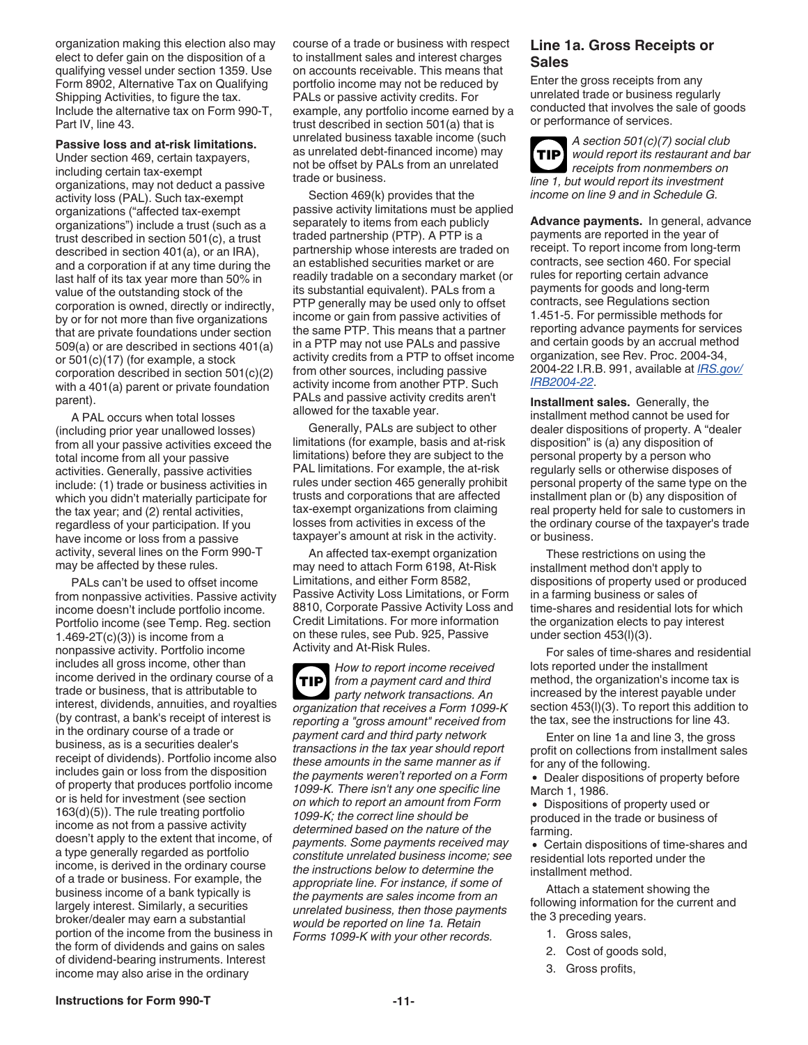organization making this election also may elect to defer gain on the disposition of a qualifying vessel under section 1359. Use Form 8902, Alternative Tax on Qualifying Shipping Activities, to figure the tax. Include the alternative tax on Form 990-T, Part IV, line 43.

**Passive loss and at-risk limitations.** Under section 469, certain taxpayers, including certain tax-exempt organizations, may not deduct a passive activity loss (PAL). Such tax-exempt organizations ("affected tax-exempt organizations") include a trust (such as a trust described in section 501(c), a trust described in section 401(a), or an IRA), and a corporation if at any time during the last half of its tax year more than 50% in value of the outstanding stock of the corporation is owned, directly or indirectly, by or for not more than five organizations that are private foundations under section 509(a) or are described in sections 401(a) or 501(c)(17) (for example, a stock corporation described in section 501(c)(2) with a 401(a) parent or private foundation parent).

A PAL occurs when total losses (including prior year unallowed losses) from all your passive activities exceed the total income from all your passive activities. Generally, passive activities include: (1) trade or business activities in which you didn't materially participate for the tax year; and (2) rental activities, regardless of your participation. If you have income or loss from a passive activity, several lines on the Form 990-T may be affected by these rules.

PALs can't be used to offset income from nonpassive activities. Passive activity income doesn't include portfolio income. Portfolio income (see Temp. Reg. section 1.469-2T(c)(3)) is income from a nonpassive activity. Portfolio income includes all gross income, other than income derived in the ordinary course of a trade or business, that is attributable to interest, dividends, annuities, and royalties (by contrast, a bank's receipt of interest is in the ordinary course of a trade or business, as is a securities dealer's receipt of dividends). Portfolio income also includes gain or loss from the disposition of property that produces portfolio income or is held for investment (see section 163(d)(5)). The rule treating portfolio income as not from a passive activity doesn't apply to the extent that income, of a type generally regarded as portfolio income, is derived in the ordinary course of a trade or business. For example, the business income of a bank typically is largely interest. Similarly, a securities broker/dealer may earn a substantial portion of the income from the business in the form of dividends and gains on sales of dividend-bearing instruments. Interest income may also arise in the ordinary course of a trade or business with respect to installment sales and interest charges on accounts receivable. This means that portfolio income may not be reduced by PALs or passive activity credits. For example, any portfolio income earned by a trust described in section 501(a) that is unrelated business taxable income (such as unrelated debt-financed income) may not be offset by PALs from an unrelated trade or business.

Section 469(k) provides that the passive activity limitations must be applied separately to items from each publicly traded partnership (PTP). A PTP is a partnership whose interests are traded on an established securities market or are readily tradable on a secondary market (or its substantial equivalent). PALs from a PTP generally may be used only to offset income or gain from passive activities of the same PTP. This means that a partner in a PTP may not use PALs and passive activity credits from a PTP to offset income from other sources, including passive activity income from another PTP. Such PALs and passive activity credits aren't allowed for the taxable year.

Generally, PALs are subject to other limitations (for example, basis and at-risk limitations) before they are subject to the PAL limitations. For example, the at-risk rules under section 465 generally prohibit trusts and corporations that are affected tax-exempt organizations from claiming losses from activities in excess of the taxpayer's amount at risk in the activity.

An affected tax-exempt organization may need to attach Form 6198, At-Risk Limitations, and either Form 8582, Passive Activity Loss Limitations, or Form 8810, Corporate Passive Activity Loss and Credit Limitations. For more information on these rules, see Pub. 925, Passive Activity and At-Risk Rules.

**TIP** *How to report income received from a payment card and third party network transactions. An organization that receives a Form 1099-K reporting a "gross amount" received from payment card and third party network transactions in the tax year should report these amounts in the same manner as if the payments weren't reported on a Form 1099-K. There isn't any one specific line on which to report an amount from Form 1099-K; the correct line should be determined based on the nature of the payments. Some payments received may constitute unrelated business income; see the instructions below to determine the appropriate line. For instance, if some of the payments are sales income from an unrelated business, then those payments would be reported on line 1a. Retain Forms 1099-K with your other records.*

## Line 1a. Gross Receipts or Sales

Enter the gross receipts from any unrelated trade or business regularly conducted that involves the sale of goods or performance of services.

**TIP** *A section 501(c)(7) social club would report its restaurant and bar receipts from nonmembers on line 1, but would report its investment income on line 9 and in Schedule G.*

**Advance payments.** In general, advance payments are reported in the year of receipt. To report income from long-term contracts, see section 460. For special rules for reporting certain advance payments for goods and long-term contracts, see Regulations section 1.451-5. For permissible methods for reporting advance payments for services and certain goods by an accrual method organization, see Rev. Proc. 2004-34, 2004-22 I.R.B. 991, available at IRS.gov/IRB2004-22.

**Installment sales.** Generally, the installment method cannot be used for dealer dispositions of property. A "dealer disposition" is (a) any disposition of personal property by a person who regularly sells or otherwise disposes of personal property of the same type on the installment plan or (b) any disposition of real property held for sale to customers in the ordinary course of the taxpayer's trade or business.

These restrictions on using the installment method don't apply to dispositions of property used or produced in a farming business or sales of time-shares and residential lots for which the organization elects to pay interest under section 453(l)(3).

For sales of time-shares and residential lots reported under the installment method, the organization's income tax is increased by the interest payable under section 453(l)(3). To report this addition to the tax, see the instructions for line 43.

Enter on line 1a and line 3, the gross profit on collections from installment sales for any of the following.

- Dealer dispositions of property before March 1, 1986.
- Dispositions of property used or produced in the trade or business of farming.
- Certain dispositions of time-shares and residential lots reported under the installment method.

Attach a statement showing the following information for the current and the 3 preceding years.

1. Gross sales,
2. Cost of goods sold,
3. Gross profits,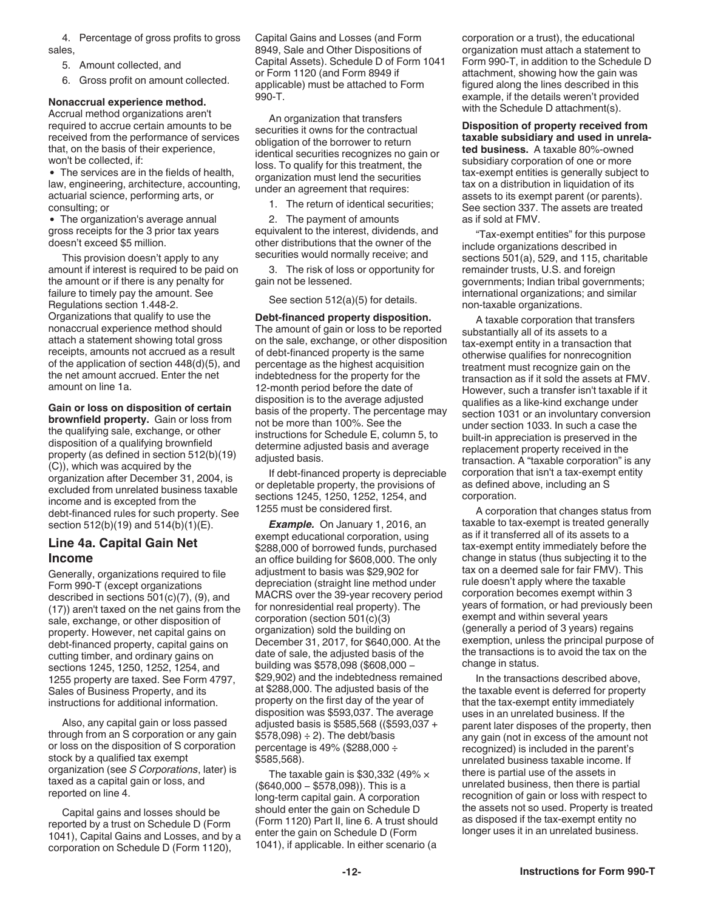4. Percentage of gross profits to gross sales,

5. Amount collected, and

6. Gross profit on amount collected.

**Nonaccrual experience method.** Accrual method organizations aren't required to accrue certain amounts to be received from the performance of services that, on the basis of their experience, won't be collected, if:

- The services are in the fields of health, law, engineering, architecture, accounting, actuarial science, performing arts, or consulting; or
- The organization's average annual gross receipts for the 3 prior tax years doesn't exceed $5 million.

This provision doesn't apply to any amount if interest is required to be paid on the amount or if there is any penalty for failure to timely pay the amount. See Regulations section 1.448-2. Organizations that qualify to use the nonaccrual experience method should attach a statement showing total gross receipts, amounts not accrued as a result of the application of section 448(d)(5), and the net amount accrued. Enter the net amount on line 1a.

**Gain or loss on disposition of certain brownfield property.** Gain or loss from the qualifying sale, exchange, or other disposition of a qualifying brownfield property (as defined in section 512(b)(19)(C)), which was acquired by the organization after December 31, 2004, is excluded from unrelated business taxable income and is excepted from the debt-financed rules for such property. See section 512(b)(19) and 514(b)(1)(E).

## Line 4a. Capital Gain Net Income

Generally, organizations required to file Form 990-T (except organizations described in sections 501(c)(7), (9), and (17)) aren't taxed on the net gains from the sale, exchange, or other disposition of property. However, net capital gains on debt-financed property, capital gains on cutting timber, and ordinary gains on sections 1245, 1250, 1252, 1254, and 1255 property are taxed. See Form 4797, Sales of Business Property, and its instructions for additional information.

Also, any capital gain or loss passed through from an S corporation or any gain or loss on the disposition of S corporation stock by a qualified tax exempt organization (see *S Corporations*, later) is taxed as a capital gain or loss, and reported on line 4.

Capital gains and losses should be reported by a trust on Schedule D (Form 1041), Capital Gains and Losses, and by a corporation on Schedule D (Form 1120), Capital Gains and Losses (and Form 8949, Sale and Other Dispositions of Capital Assets). Schedule D of Form 1041 or Form 1120 (and Form 8949 if applicable) must be attached to Form 990-T.

An organization that transfers securities it owns for the contractual obligation of the borrower to return identical securities recognizes no gain or loss. To qualify for this treatment, the organization must lend the securities under an agreement that requires:

1. The return of identical securities;

2. The payment of amounts equivalent to the interest, dividends, and other distributions that the owner of the securities would normally receive; and

3. The risk of loss or opportunity for gain not be lessened.

See section 512(a)(5) for details.

**Debt-financed property disposition.** The amount of gain or loss to be reported on the sale, exchange, or other disposition of debt-financed property is the same percentage as the highest acquisition indebtedness for the property for the 12-month period before the date of disposition is to the average adjusted basis of the property. The percentage may not be more than 100%. See the instructions for Schedule E, column 5, to determine adjusted basis and average adjusted basis.

If debt-financed property is depreciable or depletable property, the provisions of sections 1245, 1250, 1252, 1254, and 1255 must be considered first.

***Example.*** On January 1, 2016, an exempt educational corporation, using $288,000 of borrowed funds, purchased an office building for $608,000. The only adjustment to basis was $29,902 for depreciation (straight line method under MACRS over the 39-year recovery period for nonresidential real property). The corporation (section 501(c)(3) organization) sold the building on December 31, 2017, for $640,000. At the date of sale, the adjusted basis of the building was $578,098 ($608,000 – $29,902) and the indebtedness remained at $288,000. The adjusted basis of the property on the first day of the year of disposition was $593,037. The average adjusted basis is $585,568 (($593,037 + $578,098) ÷ 2). The debt/basis percentage is 49% ($288,000 ÷ $585,568).

The taxable gain is $30,332 (49% × ($640,000 – $578,098)). This is a long-term capital gain. A corporation should enter the gain on Schedule D (Form 1120) Part II, line 6. A trust should enter the gain on Schedule D (Form 1041), if applicable. In either scenario (a corporation or a trust), the educational organization must attach a statement to Form 990-T, in addition to the Schedule D attachment, showing how the gain was figured along the lines described in this example, if the details weren't provided with the Schedule D attachment(s).

**Disposition of property received from taxable subsidiary and used in unrelated business.** A taxable 80%-owned subsidiary corporation of one or more tax-exempt entities is generally subject to tax on a distribution in liquidation of its assets to its exempt parent (or parents). See section 337. The assets are treated as if sold at FMV.

"Tax-exempt entities" for this purpose include organizations described in sections 501(a), 529, and 115, charitable remainder trusts, U.S. and foreign governments; Indian tribal governments; international organizations; and similar non-taxable organizations.

A taxable corporation that transfers substantially all of its assets to a tax-exempt entity in a transaction that otherwise qualifies for nonrecognition treatment must recognize gain on the transaction as if it sold the assets at FMV. However, such a transfer isn't taxable if it qualifies as a like-kind exchange under section 1031 or an involuntary conversion under section 1033. In such a case the built-in appreciation is preserved in the replacement property received in the transaction. A "taxable corporation" is any corporation that isn't a tax-exempt entity as defined above, including an S corporation.

A corporation that changes status from taxable to tax-exempt is treated generally as if it transferred all of its assets to a tax-exempt entity immediately before the change in status (thus subjecting it to the tax on a deemed sale for fair FMV). This rule doesn't apply where the taxable corporation becomes exempt within 3 years of formation, or had previously been exempt and within several years (generally a period of 3 years) regains exemption, unless the principal purpose of the transactions is to avoid the tax on the change in status.

In the transactions described above, the taxable event is deferred for property that the tax-exempt entity immediately uses in an unrelated business. If the parent later disposes of the property, then any gain (not in excess of the amount not recognized) is included in the parent's unrelated business taxable income. If there is partial use of the assets in unrelated business, then there is partial recognition of gain or loss with respect to the assets not so used. Property is treated as disposed if the tax-exempt entity no longer uses it in an unrelated business.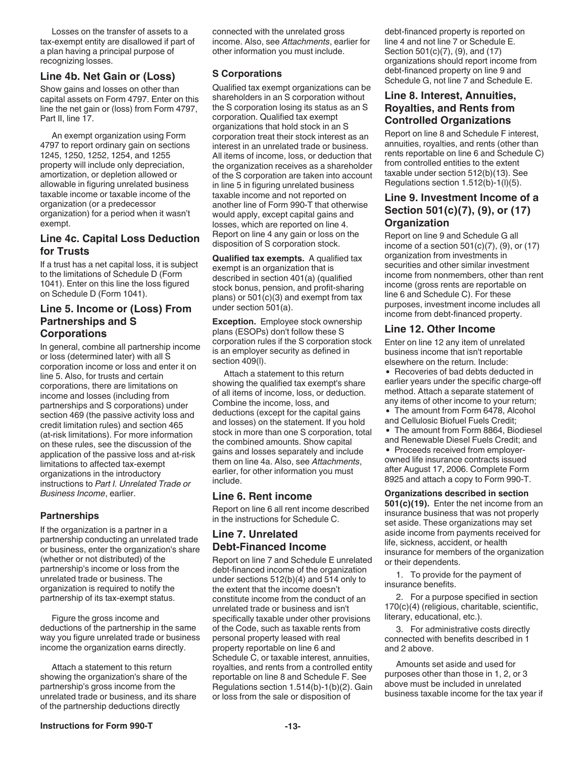Losses on the transfer of assets to a tax-exempt entity are disallowed if part of a plan having a principal purpose of recognizing losses.

## Line 4b. Net Gain or (Loss)

Show gains and losses on other than capital assets on Form 4797. Enter on this line the net gain or (loss) from Form 4797, Part II, line 17.

An exempt organization using Form 4797 to report ordinary gain on sections 1245, 1250, 1252, 1254, and 1255 property will include only depreciation, amortization, or depletion allowed or allowable in figuring unrelated business taxable income or taxable income of the organization (or a predecessor organization) for a period when it wasn't exempt.

## Line 4c. Capital Loss Deduction for Trusts

If a trust has a net capital loss, it is subject to the limitations of Schedule D (Form 1041). Enter on this line the loss figured on Schedule D (Form 1041).

## Line 5. Income or (Loss) From Partnerships and S Corporations

In general, combine all partnership income or loss (determined later) with all S corporation income or loss and enter it on line 5. Also, for trusts and certain corporations, there are limitations on income and losses (including from partnerships and S corporations) under section 469 (the passive activity loss and credit limitation rules) and section 465 (at-risk limitations). For more information on these rules, see the discussion of the application of the passive loss and at-risk limitations to affected tax-exempt organizations in the introductory instructions to *Part I. Unrelated Trade or Business Income*, earlier.

### Partnerships

If the organization is a partner in a partnership conducting an unrelated trade or business, enter the organization's share (whether or not distributed) of the partnership's income or loss from the unrelated trade or business. The organization is required to notify the partnership of its tax-exempt status.

Figure the gross income and deductions of the partnership in the same way you figure unrelated trade or business income the organization earns directly.

Attach a statement to this return showing the organization's share of the partnership's gross income from the unrelated trade or business, and its share of the partnership deductions directly connected with the unrelated gross income. Also, see *Attachments*, earlier for other information you must include.

### S Corporations

Qualified tax exempt organizations can be shareholders in an S corporation without the S corporation losing its status as an S corporation. Qualified tax exempt organizations that hold stock in an S corporation treat their stock interest as an interest in an unrelated trade or business. All items of income, loss, or deduction that the organization receives as a shareholder of the S corporation are taken into account in line 5 in figuring unrelated business taxable income and not reported on another line of Form 990-T that otherwise would apply, except capital gains and losses, which are reported on line 4. Report on line 4 any gain or loss on the disposition of S corporation stock.

**Qualified tax exempts.** A qualified tax exempt is an organization that is described in section 401(a) (qualified stock bonus, pension, and profit-sharing plans) or 501(c)(3) and exempt from tax under section 501(a).

**Exception.** Employee stock ownership plans (ESOPs) don't follow these S corporation rules if the S corporation stock is an employer security as defined in section 409(l).

Attach a statement to this return showing the qualified tax exempt's share of all items of income, loss, or deduction. Combine the income, loss, and deductions (except for the capital gains and losses) on the statement. If you hold stock in more than one S corporation, total the combined amounts. Show capital gains and losses separately and include them on line 4a. Also, see *Attachments*, earlier, for other information you must include.

## Line 6. Rent income

Report on line 6 all rent income described in the instructions for Schedule C.

## Line 7. Unrelated Debt-Financed Income

Report on line 7 and Schedule E unrelated debt-financed income of the organization under sections 512(b)(4) and 514 only to the extent that the income doesn't constitute income from the conduct of an unrelated trade or business and isn't specifically taxable under other provisions of the Code, such as taxable rents from personal property leased with real property reportable on line 6 and Schedule C, or taxable interest, annuities, royalties, and rents from a controlled entity reportable on line 8 and Schedule F. See Regulations section 1.514(b)-1(b)(2). Gain or loss from the sale or disposition of debt-financed property is reported on line 4 and not line 7 or Schedule E. Section 501(c)(7), (9), and (17) organizations should report income from debt-financed property on line 9 and Schedule G, not line 7 and Schedule E.

## Line 8. Interest, Annuities, Royalties, and Rents from Controlled Organizations

Report on line 8 and Schedule F interest, annuities, royalties, and rents (other than rents reportable on line 6 and Schedule C) from controlled entities to the extent taxable under section 512(b)(13). See Regulations section 1.512(b)-1(l)(5).

## Line 9. Investment Income of a Section 501(c)(7), (9), or (17) Organization

Report on line 9 and Schedule G all income of a section 501(c)(7), (9), or (17) organization from investments in securities and other similar investment income from nonmembers, other than rent income (gross rents are reportable on line 6 and Schedule C). For these purposes, investment income includes all income from debt-financed property.

## Line 12. Other Income

Enter on line 12 any item of unrelated business income that isn't reportable elsewhere on the return. Include:

- Recoveries of bad debts deducted in earlier years under the specific charge-off method. Attach a separate statement of any items of other income to your return;
- The amount from Form 6478, Alcohol and Cellulosic Biofuel Fuels Credit;
- The amount from Form 8864, Biodiesel and Renewable Diesel Fuels Credit; and
- Proceeds received from employer-owned life insurance contracts issued after August 17, 2006. Complete Form 8925 and attach a copy to Form 990-T.

**Organizations described in section 501(c)(19).** Enter the net income from an insurance business that was not properly set aside. These organizations may set aside income from payments received for life, sickness, accident, or health insurance for members of the organization or their dependents.

1. To provide for the payment of insurance benefits.

2. For a purpose specified in section 170(c)(4) (religious, charitable, scientific, literary, educational, etc.).

3. For administrative costs directly connected with benefits described in 1 and 2 above.

Amounts set aside and used for purposes other than those in 1, 2, or 3 above must be included in unrelated business taxable income for the tax year if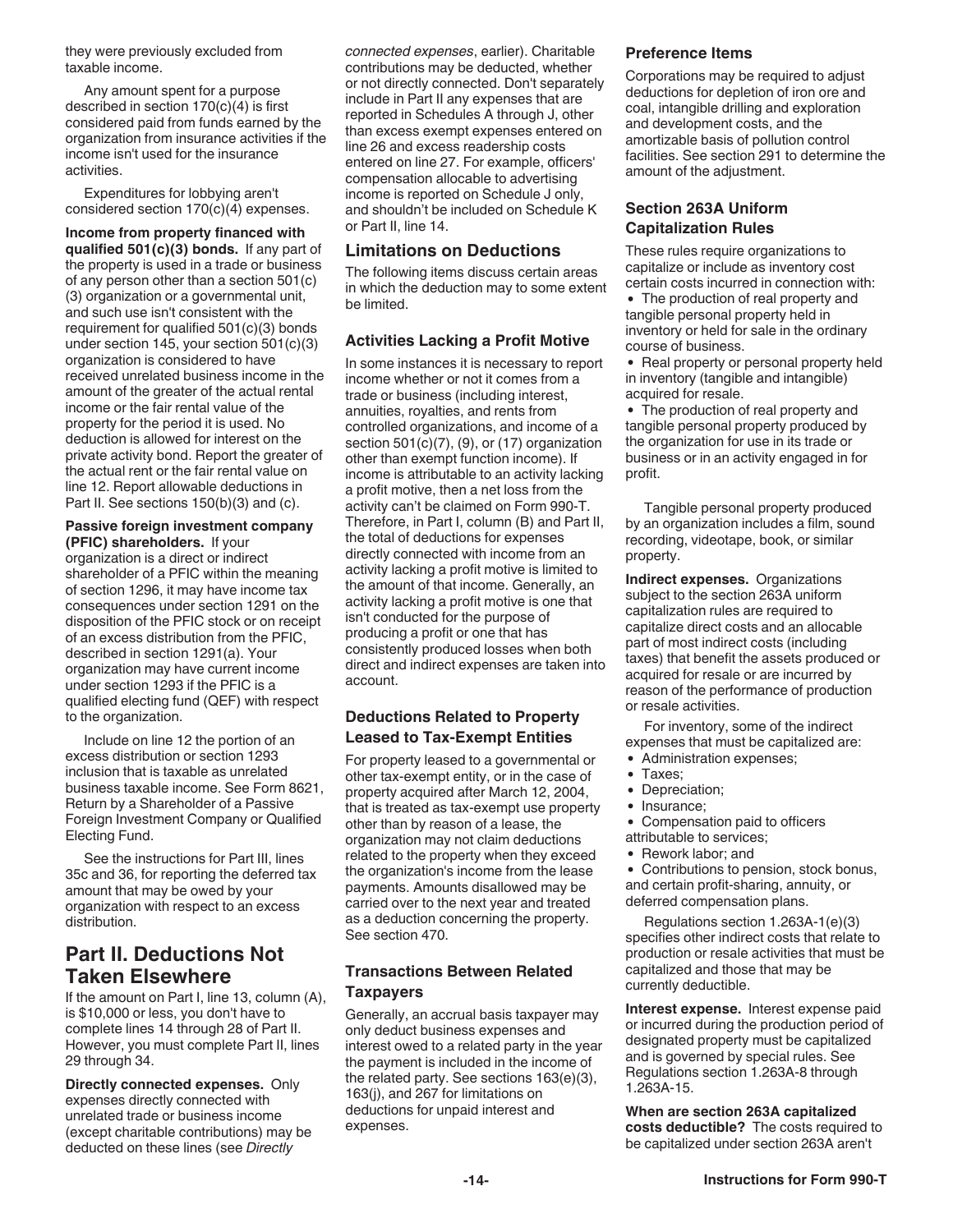they were previously excluded from taxable income.

Any amount spent for a purpose described in section 170(c)(4) is first considered paid from funds earned by the organization from insurance activities if the income isn't used for the insurance activities.

Expenditures for lobbying aren't considered section 170(c)(4) expenses.

**Income from property financed with qualified 501(c)(3) bonds.** If any part of the property is used in a trade or business of any person other than a section 501(c)(3) organization or a governmental unit, and such use isn't consistent with the requirement for qualified 501(c)(3) bonds under section 145, your section 501(c)(3) organization is considered to have received unrelated business income in the amount of the greater of the actual rental income or the fair rental value of the property for the period it is used. No deduction is allowed for interest on the private activity bond. Report the greater of the actual rent or the fair rental value on line 12. Report allowable deductions in Part II. See sections 150(b)(3) and (c).

**Passive foreign investment company (PFIC) shareholders.** If your organization is a direct or indirect shareholder of a PFIC within the meaning of section 1296, it may have income tax consequences under section 1291 on the disposition of the PFIC stock or on receipt of an excess distribution from the PFIC, described in section 1291(a). Your organization may have current income under section 1293 if the PFIC is a qualified electing fund (QEF) with respect to the organization.

Include on line 12 the portion of an excess distribution or section 1293 inclusion that is taxable as unrelated business taxable income. See Form 8621, Return by a Shareholder of a Passive Foreign Investment Company or Qualified Electing Fund.

See the instructions for Part III, lines 35c and 36, for reporting the deferred tax amount that may be owed by your organization with respect to an excess distribution.

# Part II. Deductions Not Taken Elsewhere

If the amount on Part I, line 13, column (A), is $10,000 or less, you don't have to complete lines 14 through 28 of Part II. However, you must complete Part II, lines 29 through 34.

**Directly connected expenses.** Only expenses directly connected with unrelated trade or business income (except charitable contributions) may be deducted on these lines (see *Directly connected expenses*, earlier). Charitable contributions may be deducted, whether or not directly connected. Don't separately include in Part II any expenses that are reported in Schedules A through J, other than excess exempt expenses entered on line 26 and excess readership costs entered on line 27. For example, officers' compensation allocable to advertising income is reported on Schedule J only, and shouldn't be included on Schedule K or Part II, line 14.

## Limitations on Deductions

The following items discuss certain areas in which the deduction may to some extent be limited.

### Activities Lacking a Profit Motive

In some instances it is necessary to report income whether or not it comes from a trade or business (including interest, annuities, royalties, and rents from controlled organizations, and income of a section 501(c)(7), (9), or (17) organization other than exempt function income). If income is attributable to an activity lacking a profit motive, then a net loss from the activity can't be claimed on Form 990-T. Therefore, in Part I, column (B) and Part II, the total of deductions for expenses directly connected with income from an activity lacking a profit motive is limited to the amount of that income. Generally, an activity lacking a profit motive is one that isn't conducted for the purpose of producing a profit or one that has consistently produced losses when both direct and indirect expenses are taken into account.

### Deductions Related to Property Leased to Tax-Exempt Entities

For property leased to a governmental or other tax-exempt entity, or in the case of property acquired after March 12, 2004, that is treated as tax-exempt use property other than by reason of a lease, the organization may not claim deductions related to the property when they exceed the organization's income from the lease payments. Amounts disallowed may be carried over to the next year and treated as a deduction concerning the property. See section 470.

### Transactions Between Related Taxpayers

Generally, an accrual basis taxpayer may only deduct business expenses and interest owed to a related party in the year the payment is included in the income of the related party. See sections 163(e)(3), 163(j), and 267 for limitations on deductions for unpaid interest and expenses.

### Preference Items

Corporations may be required to adjust deductions for depletion of iron ore and coal, intangible drilling and exploration and development costs, and the amortizable basis of pollution control facilities. See section 291 to determine the amount of the adjustment.

### Section 263A Uniform Capitalization Rules

These rules require organizations to capitalize or include as inventory cost certain costs incurred in connection with:

- The production of real property and tangible personal property held in inventory or held for sale in the ordinary course of business.
- Real property or personal property held in inventory (tangible and intangible) acquired for resale.
- The production of real property and tangible personal property produced by the organization for use in its trade or business or in an activity engaged in for profit.

Tangible personal property produced by an organization includes a film, sound recording, videotape, book, or similar property.

**Indirect expenses.** Organizations subject to the section 263A uniform capitalization rules are required to capitalize direct costs and an allocable part of most indirect costs (including taxes) that benefit the assets produced or acquired for resale or are incurred by reason of the performance of production or resale activities.

For inventory, some of the indirect expenses that must be capitalized are:

- Administration expenses;
- Taxes;
- Depreciation;
- Insurance;
- Compensation paid to officers attributable to services;
- Rework labor; and
- Contributions to pension, stock bonus, and certain profit-sharing, annuity, or deferred compensation plans.

Regulations section 1.263A-1(e)(3) specifies other indirect costs that relate to production or resale activities that must be capitalized and those that may be currently deductible.

**Interest expense.** Interest expense paid or incurred during the production period of designated property must be capitalized and is governed by special rules. See Regulations section 1.263A-8 through 1.263A-15.

**When are section 263A capitalized costs deductible?** The costs required to be capitalized under section 263A aren't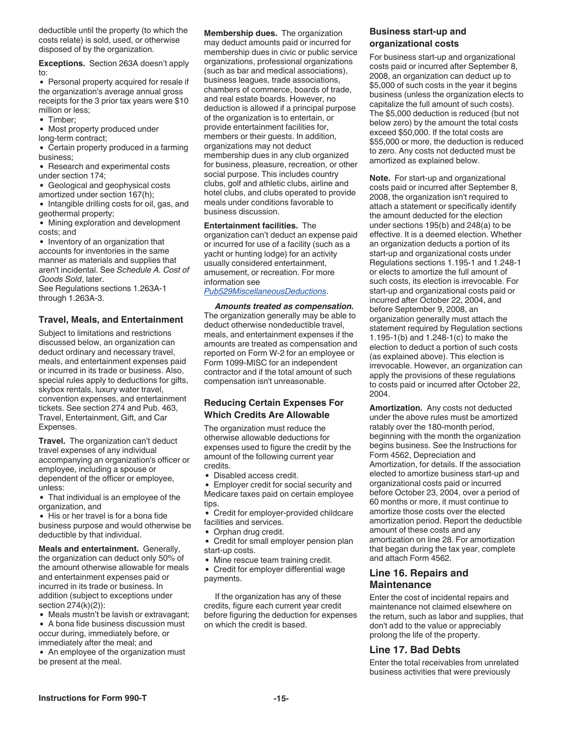deductible until the property (to which the costs relate) is sold, used, or otherwise disposed of by the organization.

**Exceptions.** Section 263A doesn't apply to:

- Personal property acquired for resale if the organization's average annual gross receipts for the 3 prior tax years were $10 million or less;
- Timber;
- Most property produced under long-term contract;
- Certain property produced in a farming business;
- Research and experimental costs under section 174;
- Geological and geophysical costs amortized under section 167(h);
- Intangible drilling costs for oil, gas, and geothermal property;
- Mining exploration and development costs; and
- Inventory of an organization that accounts for inventories in the same manner as materials and supplies that aren't incidental. See *Schedule A. Cost of Goods Sold*, later.

See Regulations sections 1.263A-1 through 1.263A-3.

### Travel, Meals, and Entertainment

Subject to limitations and restrictions discussed below, an organization can deduct ordinary and necessary travel, meals, and entertainment expenses paid or incurred in its trade or business. Also, special rules apply to deductions for gifts, skybox rentals, luxury water travel, convention expenses, and entertainment tickets. See section 274 and Pub. 463, Travel, Entertainment, Gift, and Car Expenses.

**Travel.** The organization can't deduct travel expenses of any individual accompanying an organization's officer or employee, including a spouse or dependent of the officer or employee, unless:

- That individual is an employee of the organization, and
- His or her travel is for a bona fide business purpose and would otherwise be deductible by that individual.

**Meals and entertainment.** Generally, the organization can deduct only 50% of the amount otherwise allowable for meals and entertainment expenses paid or incurred in its trade or business. In addition (subject to exceptions under section 274(k)(2)):

- Meals mustn't be lavish or extravagant;
- A bona fide business discussion must occur during, immediately before, or immediately after the meal; and
- An employee of the organization must be present at the meal.

**Membership dues.** The organization may deduct amounts paid or incurred for membership dues in civic or public service organizations, professional organizations (such as bar and medical associations), business leagues, trade associations, chambers of commerce, boards of trade, and real estate boards. However, no deduction is allowed if a principal purpose of the organization is to entertain, or provide entertainment facilities for, members or their guests. In addition, organizations may not deduct membership dues in any club organized for business, pleasure, recreation, or other social purpose. This includes country clubs, golf and athletic clubs, airline and hotel clubs, and clubs operated to provide meals under conditions favorable to business discussion.

**Entertainment facilities.** The organization can't deduct an expense paid or incurred for use of a facility (such as a yacht or hunting lodge) for an activity usually considered entertainment, amusement, or recreation. For more information see Pub529MiscellaneousDeductions.

***Amounts treated as compensation.*** The organization generally may be able to deduct otherwise nondeductible travel, meals, and entertainment expenses if the amounts are treated as compensation and reported on Form W-2 for an employee or Form 1099-MISC for an independent contractor and if the total amount of such compensation isn't unreasonable.

### Reducing Certain Expenses For Which Credits Are Allowable

The organization must reduce the otherwise allowable deductions for expenses used to figure the credit by the amount of the following current year credits.

- Disabled access credit.
- Employer credit for social security and Medicare taxes paid on certain employee tips.
- Credit for employer-provided childcare facilities and services.
- Orphan drug credit.
- Credit for small employer pension plan start-up costs.
- Mine rescue team training credit.
- Credit for employer differential wage payments.

If the organization has any of these credits, figure each current year credit before figuring the deduction for expenses on which the credit is based.

### Business start-up and organizational costs

For business start-up and organizational costs paid or incurred after September 8, 2008, an organization can deduct up to $5,000 of such costs in the year it begins business (unless the organization elects to capitalize the full amount of such costs). The $5,000 deduction is reduced (but not below zero) by the amount the total costs exceed $50,000. If the total costs are $55,000 or more, the deduction is reduced to zero. Any costs not deducted must be amortized as explained below.

**Note.** For start-up and organizational costs paid or incurred after September 8, 2008, the organization isn't required to attach a statement or specifically identify the amount deducted for the election under sections 195(b) and 248(a) to be effective. It is a deemed election. Whether an organization deducts a portion of its start-up and organizational costs under Regulations sections 1.195-1 and 1.248-1 or elects to amortize the full amount of such costs, its election is irrevocable. For start-up and organizational costs paid or incurred after October 22, 2004, and before September 9, 2008, an organization generally must attach the statement required by Regulation sections 1.195-1(b) and 1.248-1(c) to make the election to deduct a portion of such costs (as explained above). This election is irrevocable. However, an organization can apply the provisions of these regulations to costs paid or incurred after October 22, 2004.

**Amortization.** Any costs not deducted under the above rules must be amortized ratably over the 180-month period, beginning with the month the organization begins business. See the Instructions for Form 4562, Depreciation and Amortization, for details. If the association elected to amortize business start-up and organizational costs paid or incurred before October 23, 2004, over a period of 60 months or more, it must continue to amortize those costs over the elected amortization period. Report the deductible amount of these costs and any amortization on line 28. For amortization that began during the tax year, complete and attach Form 4562.

## Line 16. Repairs and Maintenance

Enter the cost of incidental repairs and maintenance not claimed elsewhere on the return, such as labor and supplies, that don't add to the value or appreciably prolong the life of the property.

## Line 17. Bad Debts

Enter the total receivables from unrelated business activities that were previously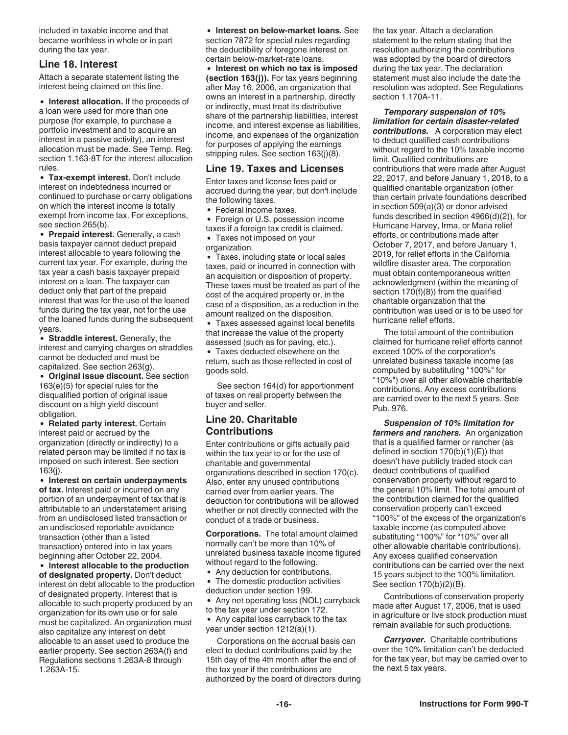included in taxable income and that became worthless in whole or in part during the tax year.

## Line 18. Interest

Attach a separate statement listing the interest being claimed on this line.

- **Interest allocation.** If the proceeds of a loan were used for more than one purpose (for example, to purchase a portfolio investment and to acquire an interest in a passive activity), an interest allocation must be made. See Temp. Reg. section 1.163-8T for the interest allocation rules.
- **Tax-exempt interest.** Don't include interest on indebtedness incurred or continued to purchase or carry obligations on which the interest income is totally exempt from income tax. For exceptions, see section 265(b).
- **Prepaid interest.** Generally, a cash basis taxpayer cannot deduct prepaid interest allocable to years following the current tax year. For example, during the tax year a cash basis taxpayer prepaid interest on a loan. The taxpayer can deduct only that part of the prepaid interest that was for the use of the loaned funds during the tax year, not for the use of the loaned funds during the subsequent years.
- **Straddle interest.** Generally, the interest and carrying charges on straddles cannot be deducted and must be capitalized. See section 263(g).
- **Original issue discount.** See section 163(e)(5) for special rules for the disqualified portion of original issue discount on a high yield discount obligation.
- **Related party interest.** Certain interest paid or accrued by the organization (directly or indirectly) to a related person may be limited if no tax is imposed on such interest. See section 163(j).
- **Interest on certain underpayments of tax.** Interest paid or incurred on any portion of an underpayment of tax that is attributable to an understatement arising from an undisclosed listed transaction or an undisclosed reportable avoidance transaction (other than a listed transaction) entered into in tax years beginning after October 22, 2004.
- **Interest allocable to the production of designated property.** Don't deduct interest on debt allocable to the production of designated property. Interest that is allocable to such property produced by an organization for its own use or for sale must be capitalized. An organization must also capitalize any interest on debt allocable to an asset used to produce the earlier property. See section 263A(f) and Regulations sections 1.263A-8 through 1.263A-15.
- **Interest on below-market loans.** See section 7872 for special rules regarding the deductibility of foregone interest on certain below-market-rate loans.
- **Interest on which no tax is imposed (section 163(j)).** For tax years beginning after May 16, 2006, an organization that owns an interest in a partnership, directly or indirectly, must treat its distributive share of the partnership liabilities, interest income, and interest expense as liabilities, income, and expenses of the organization for purposes of applying the earnings stripping rules. See section 163(j)(8).

## Line 19. Taxes and Licenses

Enter taxes and license fees paid or accrued during the year, but don't include the following taxes.

- Federal income taxes.
- Foreign or U.S. possession income taxes if a foreign tax credit is claimed.
- Taxes not imposed on your organization.
- Taxes, including state or local sales taxes, paid or incurred in connection with an acquisition or disposition of property. These taxes must be treated as part of the cost of the acquired property or, in the case of a disposition, as a reduction in the amount realized on the disposition.
- Taxes assessed against local benefits that increase the value of the property assessed (such as for paving, etc.).
- Taxes deducted elsewhere on the return, such as those reflected in cost of goods sold.

See section 164(d) for apportionment of taxes on real property between the buyer and seller.

## Line 20. Charitable Contributions

Enter contributions or gifts actually paid within the tax year to or for the use of charitable and governmental organizations described in section 170(c). Also, enter any unused contributions carried over from earlier years. The deduction for contributions will be allowed whether or not directly connected with the conduct of a trade or business.

**Corporations.** The total amount claimed normally can't be more than 10% of unrelated business taxable income figured without regard to the following.

- Any deduction for contributions.
- The domestic production activities deduction under section 199.
- Any net operating loss (NOL) carryback to the tax year under section 172.
- Any capital loss carryback to the tax year under section 1212(a)(1).

Corporations on the accrual basis can elect to deduct contributions paid by the 15th day of the 4th month after the end of the tax year if the contributions are authorized by the board of directors during the tax year. Attach a declaration statement to the return stating that the resolution authorizing the contributions was adopted by the board of directors during the tax year. The declaration statement must also include the date the resolution was adopted. See Regulations section 1.170A-11.

***Temporary suspension of 10% limitation for certain disaster-related contributions.*** A corporation may elect to deduct qualified cash contributions without regard to the 10% taxable income limit. Qualified contributions are contributions that were made after August 22, 2017, and before January 1, 2018, to a qualified charitable organization (other than certain private foundations described in section 509(a)(3) or donor advised funds described in section 4966(d)(2)), for Hurricane Harvey, Irma, or Maria relief efforts, or contributions made after October 7, 2017, and before January 1, 2019, for relief efforts in the California wildfire disaster area. The corporation must obtain contemporaneous written acknowledgment (within the meaning of section 170(f)(8)) from the qualified charitable organization that the contribution was used or is to be used for hurricane relief efforts.

The total amount of the contribution claimed for hurricane relief efforts cannot exceed 100% of the corporation's unrelated business taxable income (as computed by substituting "100%" for "10%") over all other allowable charitable contributions. Any excess contributions are carried over to the next 5 years. See Pub. 976.

***Suspension of 10% limitation for farmers and ranchers.*** An organization that is a qualified farmer or rancher (as defined in section 170(b)(1)(E)) that doesn't have publicly traded stock can deduct contributions of qualified conservation property without regard to the general 10% limit. The total amount of the contribution claimed for the qualified conservation property can't exceed "100%" of the excess of the organization's taxable income (as computed above substituting "100%" for "10%" over all other allowable charitable contributions). Any excess qualified conservation contributions can be carried over the next 15 years subject to the 100% limitation. See section 170(b)(2)(B).

Contributions of conservation property made after August 17, 2006, that is used in agriculture or live stock production must remain available for such productions.

***Carryover.*** Charitable contributions over the 10% limitation can't be deducted for the tax year, but may be carried over to the next 5 tax years.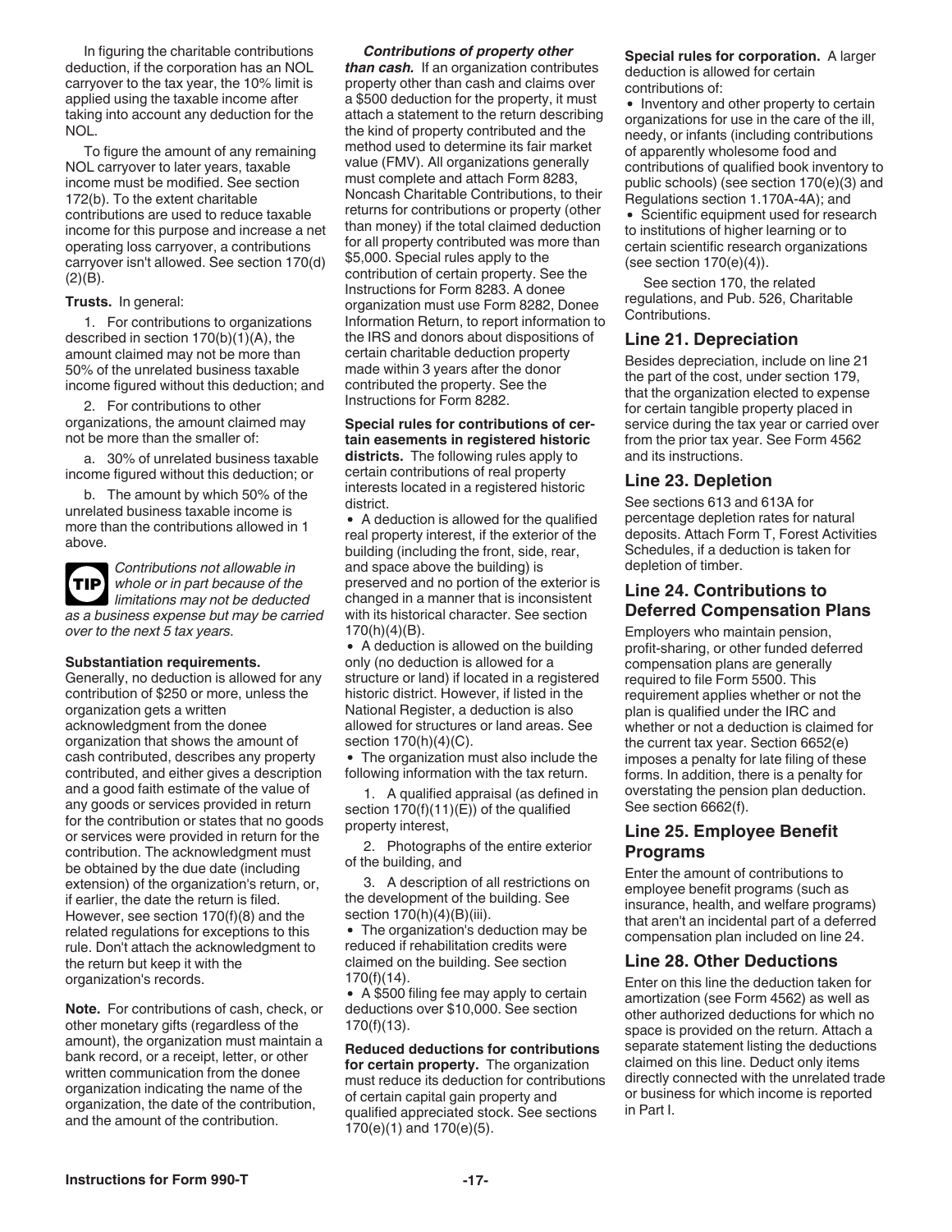In figuring the charitable contributions deduction, if the corporation has an NOL carryover to the tax year, the 10% limit is applied using the taxable income after taking into account any deduction for the NOL.

To figure the amount of any remaining NOL carryover to later years, taxable income must be modified. See section 172(b). To the extent charitable contributions are used to reduce taxable income for this purpose and increase a net operating loss carryover, a contributions carryover isn't allowed. See section 170(d)(2)(B).

**Trusts.** In general:

1. For contributions to organizations described in section 170(b)(1)(A), the amount claimed may not be more than 50% of the unrelated business taxable income figured without this deduction; and

2. For contributions to other organizations, the amount claimed may not be more than the smaller of:

a. 30% of unrelated business taxable income figured without this deduction; or

b. The amount by which 50% of the unrelated business taxable income is more than the contributions allowed in 1 above.

**TIP** *Contributions not allowable in whole or in part because of the limitations may not be deducted as a business expense but may be carried over to the next 5 tax years.*

**Substantiation requirements.** Generally, no deduction is allowed for any contribution of $250 or more, unless the organization gets a written acknowledgment from the donee organization that shows the amount of cash contributed, describes any property contributed, and either gives a description and a good faith estimate of the value of any goods or services provided in return for the contribution or states that no goods or services were provided in return for the contribution. The acknowledgment must be obtained by the due date (including extension) of the organization's return, or, if earlier, the date the return is filed. However, see section 170(f)(8) and the related regulations for exceptions to this rule. Don't attach the acknowledgment to the return but keep it with the organization's records.

**Note.** For contributions of cash, check, or other monetary gifts (regardless of the amount), the organization must maintain a bank record, or a receipt, letter, or other written communication from the donee organization indicating the name of the organization, the date of the contribution, and the amount of the contribution.

***Contributions of property other than cash.*** If an organization contributes property other than cash and claims over a $500 deduction for the property, it must attach a statement to the return describing the kind of property contributed and the method used to determine its fair market value (FMV). All organizations generally must complete and attach Form 8283, Noncash Charitable Contributions, to their returns for contributions or property (other than money) if the total claimed deduction for all property contributed was more than $5,000. Special rules apply to the contribution of certain property. See the Instructions for Form 8283. A donee organization must use Form 8282, Donee Information Return, to report information to the IRS and donors about dispositions of certain charitable deduction property made within 3 years after the donor contributed the property. See the Instructions for Form 8282.

**Special rules for contributions of certain easements in registered historic districts.** The following rules apply to certain contributions of real property interests located in a registered historic district.

- A deduction is allowed for the qualified real property interest, if the exterior of the building (including the front, side, rear, and space above the building) is preserved and no portion of the exterior is changed in a manner that is inconsistent with its historical character. See section 170(h)(4)(B).
- A deduction is allowed on the building only (no deduction is allowed for a structure or land) if located in a registered historic district. However, if listed in the National Register, a deduction is also allowed for structures or land areas. See section 170(h)(4)(C).
- The organization must also include the following information with the tax return.

1. A qualified appraisal (as defined in section 170(f)(11)(E)) of the qualified property interest,

2. Photographs of the entire exterior of the building, and

3. A description of all restrictions on the development of the building. See section 170(h)(4)(B)(iii).

- The organization's deduction may be reduced if rehabilitation credits were claimed on the building. See section 170(f)(14).
- A $500 filing fee may apply to certain deductions over $10,000. See section 170(f)(13).

**Reduced deductions for contributions for certain property.** The organization must reduce its deduction for contributions of certain capital gain property and qualified appreciated stock. See sections 170(e)(1) and 170(e)(5).

**Special rules for corporation.** A larger deduction is allowed for certain contributions of:

- Inventory and other property to certain organizations for use in the care of the ill, needy, or infants (including contributions of apparently wholesome food and contributions of qualified book inventory to public schools) (see section 170(e)(3) and Regulations section 1.170A-4A); and
- Scientific equipment used for research to institutions of higher learning or to certain scientific research organizations (see section 170(e)(4)).

See section 170, the related regulations, and Pub. 526, Charitable Contributions.

## Line 21. Depreciation

Besides depreciation, include on line 21 the part of the cost, under section 179, that the organization elected to expense for certain tangible property placed in service during the tax year or carried over from the prior tax year. See Form 4562 and its instructions.

## Line 23. Depletion

See sections 613 and 613A for percentage depletion rates for natural deposits. Attach Form T, Forest Activities Schedules, if a deduction is taken for depletion of timber.

## Line 24. Contributions to Deferred Compensation Plans

Employers who maintain pension, profit-sharing, or other funded deferred compensation plans are generally required to file Form 5500. This requirement applies whether or not the plan is qualified under the IRC and whether or not a deduction is claimed for the current tax year. Section 6652(e) imposes a penalty for late filing of these forms. In addition, there is a penalty for overstating the pension plan deduction. See section 6662(f).

## Line 25. Employee Benefit Programs

Enter the amount of contributions to employee benefit programs (such as insurance, health, and welfare programs) that aren't an incidental part of a deferred compensation plan included on line 24.

## Line 28. Other Deductions

Enter on this line the deduction taken for amortization (see Form 4562) as well as other authorized deductions for which no space is provided on the return. Attach a separate statement listing the deductions claimed on this line. Deduct only items directly connected with the unrelated trade or business for which income is reported in Part I.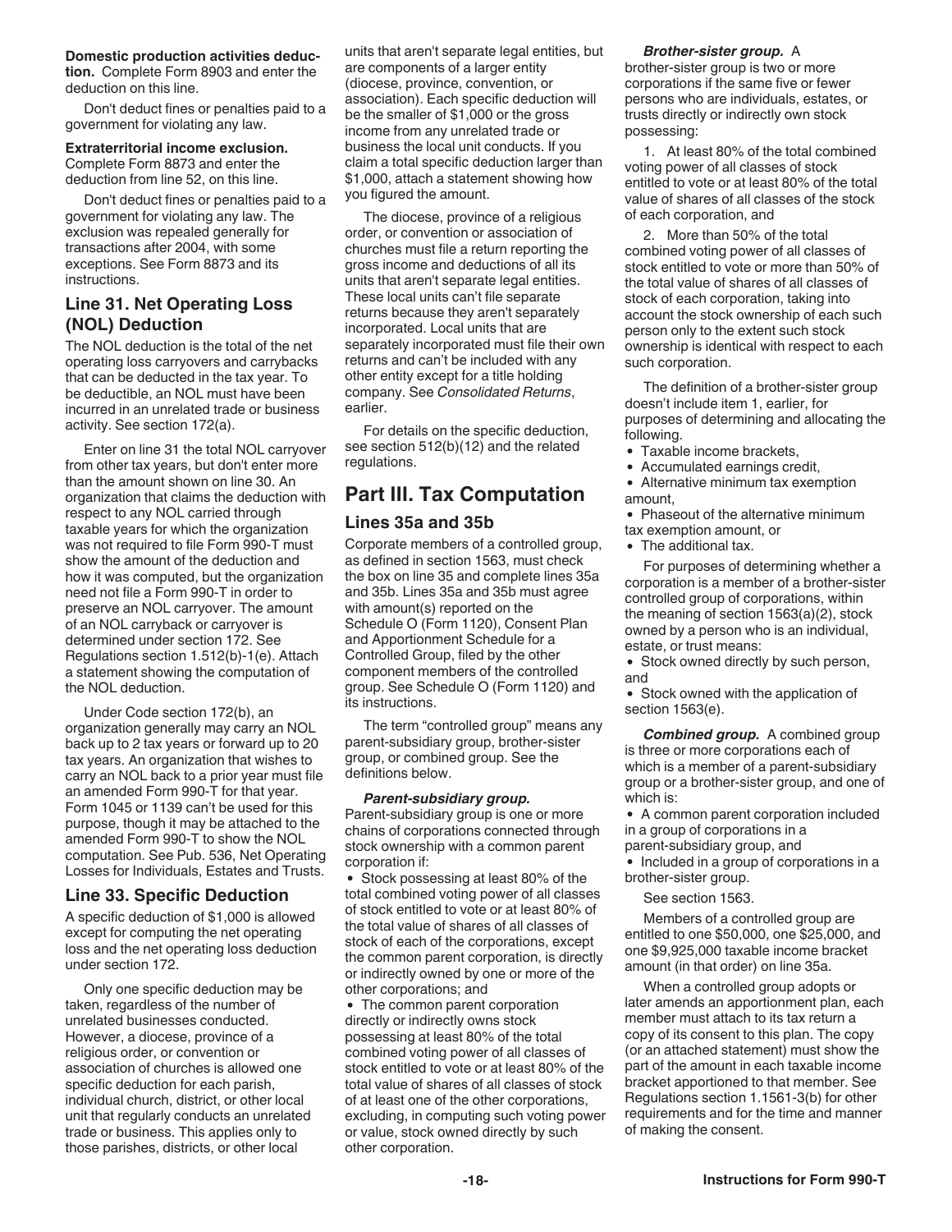**Domestic production activities deduction.** Complete Form 8903 and enter the deduction on this line.

Don't deduct fines or penalties paid to a government for violating any law.

**Extraterritorial income exclusion.** Complete Form 8873 and enter the deduction from line 52, on this line.

Don't deduct fines or penalties paid to a government for violating any law. The exclusion was repealed generally for transactions after 2004, with some exceptions. See Form 8873 and its instructions.

## Line 31. Net Operating Loss (NOL) Deduction

The NOL deduction is the total of the net operating loss carryovers and carrybacks that can be deducted in the tax year. To be deductible, an NOL must have been incurred in an unrelated trade or business activity. See section 172(a).

Enter on line 31 the total NOL carryover from other tax years, but don't enter more than the amount shown on line 30. An organization that claims the deduction with respect to any NOL carried through taxable years for which the organization was not required to file Form 990-T must show the amount of the deduction and how it was computed, but the organization need not file a Form 990-T in order to preserve an NOL carryover. The amount of an NOL carryback or carryover is determined under section 172. See Regulations section 1.512(b)-1(e). Attach a statement showing the computation of the NOL deduction.

Under Code section 172(b), an organization generally may carry an NOL back up to 2 tax years or forward up to 20 tax years. An organization that wishes to carry an NOL back to a prior year must file an amended Form 990-T for that year. Form 1045 or 1139 can't be used for this purpose, though it may be attached to the amended Form 990-T to show the NOL computation. See Pub. 536, Net Operating Losses for Individuals, Estates and Trusts.

## Line 33. Specific Deduction

A specific deduction of $1,000 is allowed except for computing the net operating loss and the net operating loss deduction under section 172.

Only one specific deduction may be taken, regardless of the number of unrelated businesses conducted. However, a diocese, province of a religious order, or convention or association of churches is allowed one specific deduction for each parish, individual church, district, or other local unit that regularly conducts an unrelated trade or business. This applies only to those parishes, districts, or other local units that aren't separate legal entities, but are components of a larger entity (diocese, province, convention, or association). Each specific deduction will be the smaller of $1,000 or the gross income from any unrelated trade or business the local unit conducts. If you claim a total specific deduction larger than $1,000, attach a statement showing how you figured the amount.

The diocese, province of a religious order, or convention or association of churches must file a return reporting the gross income and deductions of all its units that aren't separate legal entities. These local units can't file separate returns because they aren't separately incorporated. Local units that are separately incorporated must file their own returns and can't be included with any other entity except for a title holding company. See *Consolidated Returns*, earlier.

For details on the specific deduction, see section 512(b)(12) and the related regulations.

# Part III. Tax Computation

## Lines 35a and 35b

Corporate members of a controlled group, as defined in section 1563, must check the box on line 35 and complete lines 35a and 35b. Lines 35a and 35b must agree with amount(s) reported on the Schedule O (Form 1120), Consent Plan and Apportionment Schedule for a Controlled Group, filed by the other component members of the controlled group. See Schedule O (Form 1120) and its instructions.

The term "controlled group" means any parent-subsidiary group, brother-sister group, or combined group. See the definitions below.

***Parent-subsidiary group.*** Parent-subsidiary group is one or more chains of corporations connected through stock ownership with a common parent corporation if:

- Stock possessing at least 80% of the total combined voting power of all classes of stock entitled to vote or at least 80% of the total value of shares of all classes of stock of each of the corporations, except the common parent corporation, is directly or indirectly owned by one or more of the other corporations; and
- The common parent corporation directly or indirectly owns stock possessing at least 80% of the total combined voting power of all classes of stock entitled to vote or at least 80% of the total value of shares of all classes of stock of at least one of the other corporations, excluding, in computing such voting power or value, stock owned directly by such other corporation.

***Brother-sister group.*** A brother-sister group is two or more corporations if the same five or fewer persons who are individuals, estates, or trusts directly or indirectly own stock possessing:

1. At least 80% of the total combined voting power of all classes of stock entitled to vote or at least 80% of the total value of shares of all classes of the stock of each corporation, and

2. More than 50% of the total combined voting power of all classes of stock entitled to vote or more than 50% of the total value of shares of all classes of stock of each corporation, taking into account the stock ownership of each such person only to the extent such stock ownership is identical with respect to each such corporation.

The definition of a brother-sister group doesn't include item 1, earlier, for purposes of determining and allocating the following.

- Taxable income brackets,
- Accumulated earnings credit,
- Alternative minimum tax exemption amount,
- Phaseout of the alternative minimum tax exemption amount, or
- The additional tax.

For purposes of determining whether a corporation is a member of a brother-sister controlled group of corporations, within the meaning of section 1563(a)(2), stock owned by a person who is an individual, estate, or trust means:

- Stock owned directly by such person, and
- Stock owned with the application of section 1563(e).

***Combined group.*** A combined group is three or more corporations each of which is a member of a parent-subsidiary group or a brother-sister group, and one of which is:

- A common parent corporation included in a group of corporations in a parent-subsidiary group, and
- Included in a group of corporations in a brother-sister group.

See section 1563.

Members of a controlled group are entitled to one $50,000, one $25,000, and one $9,925,000 taxable income bracket amount (in that order) on line 35a.

When a controlled group adopts or later amends an apportionment plan, each member must attach to its tax return a copy of its consent to this plan. The copy (or an attached statement) must show the part of the amount in each taxable income bracket apportioned to that member. See Regulations section 1.1561-3(b) for other requirements and for the time and manner of making the consent.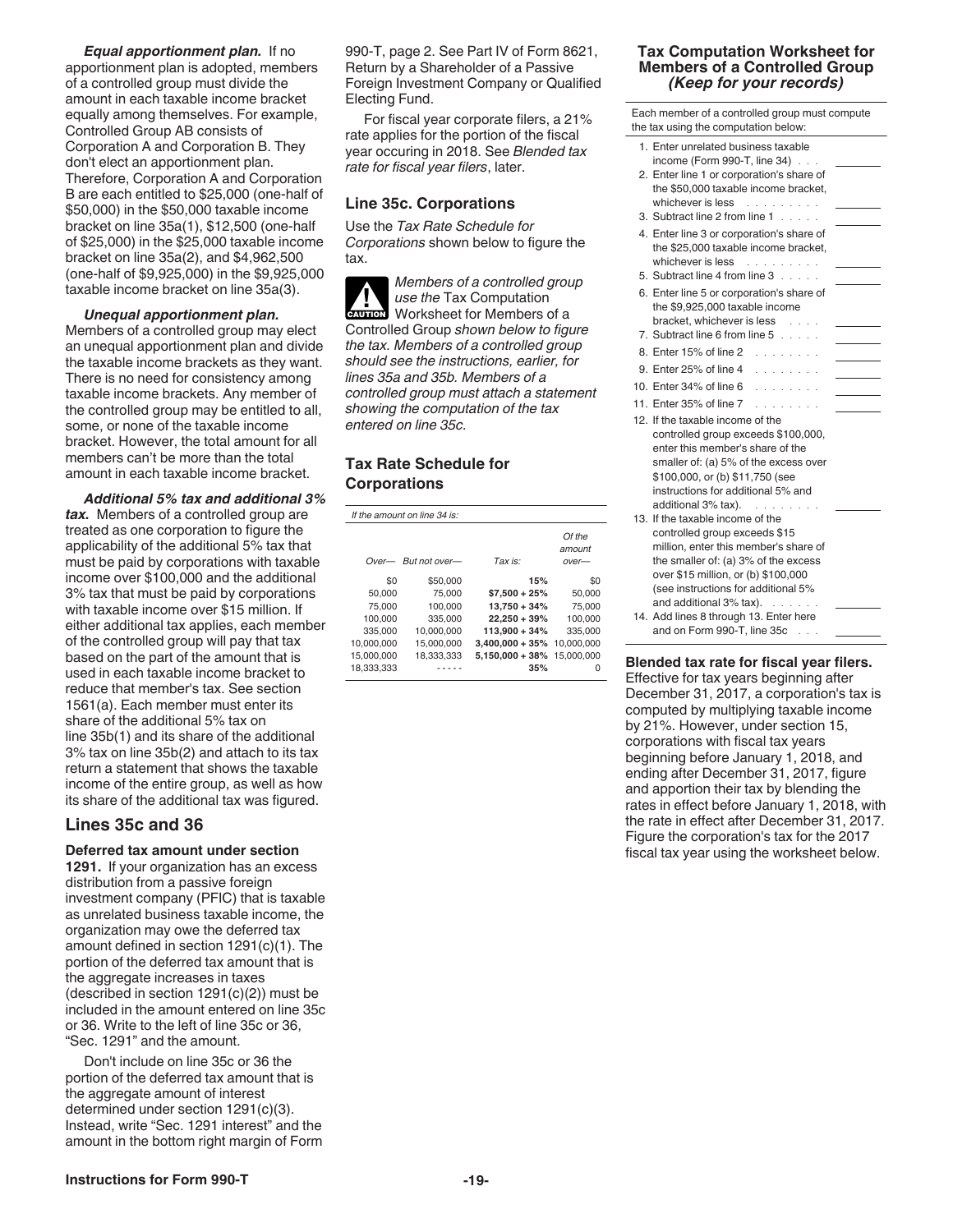***Equal apportionment plan.*** If no apportionment plan is adopted, members of a controlled group must divide the amount in each taxable income bracket equally among themselves. For example, Controlled Group AB consists of Corporation A and Corporation B. They don't elect an apportionment plan. Therefore, Corporation A and Corporation B are each entitled to $25,000 (one-half of $50,000) in the $50,000 taxable income bracket on line 35a(1), $12,500 (one-half of $25,000) in the $25,000 taxable income bracket on line 35a(2), and $4,962,500 (one-half of $9,925,000) in the $9,925,000 taxable income bracket on line 35a(3).

***Unequal apportionment plan.*** Members of a controlled group may elect an unequal apportionment plan and divide the taxable income brackets as they want. There is no need for consistency among taxable income brackets. Any member of the controlled group may be entitled to all, some, or none of the taxable income bracket. However, the total amount for all members can't be more than the total amount in each taxable income bracket.

***Additional 5% tax and additional 3% tax.*** Members of a controlled group are treated as one corporation to figure the applicability of the additional 5% tax that must be paid by corporations with taxable income over $100,000 and the additional 3% tax that must be paid by corporations with taxable income over $15 million. If either additional tax applies, each member of the controlled group will pay that tax based on the part of the amount that is used in each taxable income bracket to reduce that member's tax. See section 1561(a). Each member must enter its share of the additional 5% tax on line 35b(1) and its share of the additional 3% tax on line 35b(2) and attach to its tax return a statement that shows the taxable income of the entire group, as well as how its share of the additional tax was figured.

## Lines 35c and 36

**Deferred tax amount under section 1291.** If your organization has an excess distribution from a passive foreign investment company (PFIC) that is taxable as unrelated business taxable income, the organization may owe the deferred tax amount defined in section 1291(c)(1). The portion of the deferred tax amount that is the aggregate increases in taxes (described in section 1291(c)(2)) must be included in the amount entered on line 35c or 36. Write to the left of line 35c or 36, "Sec. 1291" and the amount.

Don't include on line 35c or 36 the portion of the deferred tax amount that is the aggregate amount of interest determined under section 1291(c)(3). Instead, write "Sec. 1291 interest" and the amount in the bottom right margin of Form 990-T, page 2. See Part IV of Form 8621, Return by a Shareholder of a Passive Foreign Investment Company or Qualified Electing Fund.

For fiscal year corporate filers, a 21% rate applies for the portion of the fiscal year occuring in 2018. See *Blended tax rate for fiscal year filers*, later.

### Line 35c. Corporations

Use the *Tax Rate Schedule for Corporations* shown below to figure the tax.

**CAUTION** *Members of a controlled group use the* Tax Computation Worksheet for Members of a Controlled Group *shown below to figure the tax. Members of a controlled group should see the instructions, earlier, for lines 35a and 35b. Members of a controlled group must attach a statement showing the computation of the tax entered on line 35c.*

### Tax Rate Schedule for Corporations

*If the amount on line 34 is:*

| *Over—* | *But not over—* | *Tax is:* | *Of the amount over—* |
|---|---|---|---|
| $0 | $50,000 | **15%** | $0 |
| 50,000 | 75,000 | **$7,500 + 25%** | 50,000 |
| 75,000 | 100,000 | **13,750 + 34%** | 75,000 |
| 100,000 | 335,000 | **22,250 + 39%** | 100,000 |
| 335,000 | 10,000,000 | **113,900 + 34%** | 335,000 |
| 10,000,000 | 15,000,000 | **3,400,000 + 35%** | 10,000,000 |
| 15,000,000 | 18,333,333 | **5,150,000 + 38%** | 15,000,000 |
| 18,333,333 | ----- | **35%** | 0 |

### Tax Computation Worksheet for Members of a Controlled Group *(Keep for your records)*

Each member of a controlled group must compute the tax using the computation below:

1. Enter unrelated business taxable income (Form 990-T, line 34) . . . ______
2. Enter line 1 or corporation's share of the $50,000 taxable income bracket, whichever is less . . . . . . . . . ______
3. Subtract line 2 from line 1 . . . . . ______
4. Enter line 3 or corporation's share of the $25,000 taxable income bracket, whichever is less . . . . . . . . . ______
5. Subtract line 4 from line 3 . . . . . ______
6. Enter line 5 or corporation's share of the $9,925,000 taxable income bracket, whichever is less . . . . ______
7. Subtract line 6 from line 5 . . . . . ______
8. Enter 15% of line 2 . . . . . . . . ______
9. Enter 25% of line 4 . . . . . . . . ______
10. Enter 34% of line 6 . . . . . . . . ______
11. Enter 35% of line 7 . . . . . . . . ______
12. If the taxable income of the controlled group exceeds $100,000, enter this member's share of the smaller of: (a) 5% of the excess over $100,000, or (b) $11,750 (see instructions for additional 5% and additional 3% tax). . . . . . . . . ______
13. If the taxable income of the controlled group exceeds $15 million, enter this member's share of the smaller of: (a) 3% of the excess over $15 million, or (b) $100,000 (see instructions for additional 5% and additional 3% tax). . . . . . . ______
14. Add lines 8 through 13. Enter here and on Form 990-T, line 35c . . . ______

**Blended tax rate for fiscal year filers.** Effective for tax years beginning after December 31, 2017, a corporation's tax is computed by multiplying taxable income by 21%. However, under section 15, corporations with fiscal tax years beginning before January 1, 2018, and ending after December 31, 2017, figure and apportion their tax by blending the rates in effect before January 1, 2018, with the rate in effect after December 31, 2017. Figure the corporation's tax for the 2017 fiscal tax year using the worksheet below.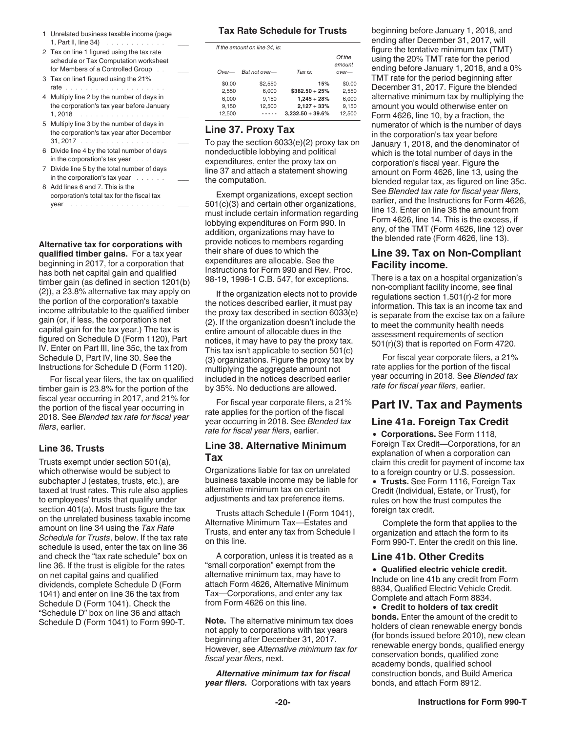| | | |
|---|---|---|
| 1 | Unrelated business taxable income (page 1, Part II, line 34) | |
| 2 | Tax on line 1 figured using the tax rate schedule or Tax Computation worksheet for Members of a Controlled Group | |
| 3 | Tax on line1 figured using the 21% rate | |
| 4 | Multiply line 2 by the number of days in the corporation's tax year before January 1, 2018 | |
| 5 | Multiply line 3 by the number of days in the corporation's tax year after December 31, 2017 | |
| 6 | Divide line 4 by the total number of days in the corporation's tax year | |
| 7 | Divide line 5 by the total number of days in the corporation's tax year | |
| 8 | Add lines 6 and 7. This is the corporation's total tax for the fiscal tax year | |

**Alternative tax for corporations with qualified timber gains.** For a tax year beginning in 2017, for a corporation that has both net capital gain and qualified timber gain (as defined in section 1201(b)(2)), a 23.8% alternative tax may apply on the portion of the corporation's taxable income attributable to the qualified timber gain (or, if less, the corporation's net capital gain for the tax year.) The tax is figured on Schedule D (Form 1120), Part IV. Enter on Part III, line 35c, the tax from Schedule D, Part IV, line 30. See the Instructions for Schedule D (Form 1120).

For fiscal year filers, the tax on qualified timber gain is 23.8% for the portion of the fiscal year occurring in 2017, and 21% for the portion of the fiscal year occurring in 2018. See *Blended tax rate for fiscal year filers*, earlier.

### Line 36. Trusts

Trusts exempt under section 501(a), which otherwise would be subject to subchapter J (estates, trusts, etc.), are taxed at trust rates. This rule also applies to employees' trusts that qualify under section 401(a). Most trusts figure the tax on the unrelated business taxable income amount on line 34 using the *Tax Rate Schedule for Trusts*, below. If the tax rate schedule is used, enter the tax on line 36 and check the "tax rate schedule" box on line 36. If the trust is eligible for the rates on net capital gains and qualified dividends, complete Schedule D (Form 1041) and enter on line 36 the tax from Schedule D (Form 1041). Check the "Schedule D" box on line 36 and attach Schedule D (Form 1041) to Form 990-T.

**Tax Rate Schedule for Trusts**

*If the amount on line 34, is:*

| *Over—* | *But not over—* | *Tax is:* | *Of the amount over—* |
|---|---|---|---|
| $0.00 | $2,550 | **15%** | $0.00 |
| 2,550 | 6,000 | **$382.50 + 25%** | 2,550 |
| 6,000 | 9,150 | **1,245 + 28%** | 6,000 |
| 9,150 | 12,500 | **2,127 + 33%** | 9,150 |
| 12,500 | ----- | **3,232.50 + 39.6%** | 12,500 |

### Line 37. Proxy Tax

To pay the section 6033(e)(2) proxy tax on nondeductible lobbying and political expenditures, enter the proxy tax on line 37 and attach a statement showing the computation.

Exempt organizations, except section 501(c)(3) and certain other organizations, must include certain information regarding lobbying expenditures on Form 990. In addition, organizations may have to provide notices to members regarding their share of dues to which the expenditures are allocable. See the Instructions for Form 990 and Rev. Proc. 98-19, 1998-1 C.B. 547, for exceptions.

If the organization elects not to provide the notices described earlier, it must pay the proxy tax described in section 6033(e)(2). If the organization doesn't include the entire amount of allocable dues in the notices, it may have to pay the proxy tax. This tax isn't applicable to section 501(c)(3) organizations. Figure the proxy tax by multiplying the aggregate amount not included in the notices described earlier by 35%. No deductions are allowed.

For fiscal year corporate filers, a 21% rate applies for the portion of the fiscal year occurring in 2018. See *Blended tax rate for fiscal year filers*, earlier.

### Line 38. Alternative Minimum Tax

Organizations liable for tax on unrelated business taxable income may be liable for alternative minimum tax on certain adjustments and tax preference items.

Trusts attach Schedule I (Form 1041), Alternative Minimum Tax—Estates and Trusts, and enter any tax from Schedule I on this line.

A corporation, unless it is treated as a "small corporation" exempt from the alternative minimum tax, may have to attach Form 4626, Alternative Minimum Tax—Corporations, and enter any tax from Form 4626 on this line.

**Note.** The alternative minimum tax does not apply to corporations with tax years beginning after December 31, 2017. However, see *Alternative minimum tax for fiscal year filers*, next.

***Alternative minimum tax for fiscal year filers.*** Corporations with tax years beginning before January 1, 2018, and ending after December 31, 2017, will figure the tentative minimum tax (TMT) using the 20% TMT rate for the period ending before January 1, 2018, and a 0% TMT rate for the period beginning after December 31, 2017. Figure the blended alternative minimum tax by multiplying the amount you would otherwise enter on Form 4626, line 10, by a fraction, the numerator of which is the number of days in the corporation's tax year before January 1, 2018, and the denominator of which is the total number of days in the corporation's fiscal year. Figure the amount on Form 4626, line 13, using the blended regular tax, as figured on line 35c. See *Blended tax rate for fiscal year filers*, earlier, and the Instructions for Form 4626, line 13. Enter on line 38 the amount from Form 4626, line 14. This is the excess, if any, of the TMT (Form 4626, line 12) over the blended rate (Form 4626, line 13).

### Line 39. Tax on Non-Compliant Facility income.

There is a tax on a hospital organization's non-compliant facility income, see final regulations section 1.501(r)-2 for more information. This tax is an income tax and is separate from the excise tax on a failure to meet the community health needs assessment requirements of section 501(r)(3) that is reported on Form 4720.

For fiscal year corporate filers, a 21% rate applies for the portion of the fiscal year occurring in 2018. See *Blended tax rate for fiscal year filers*, earlier.

## Part IV. Tax and Payments

### Line 41a. Foreign Tax Credit

- **Corporations.** See Form 1118, Foreign Tax Credit—Corporations, for an explanation of when a corporation can claim this credit for payment of income tax to a foreign country or U.S. possession.
- **Trusts.** See Form 1116, Foreign Tax Credit (Individual, Estate, or Trust), for rules on how the trust computes the foreign tax credit.

Complete the form that applies to the organization and attach the form to its Form 990-T. Enter the credit on this line.

### Line 41b. Other Credits

- **Qualified electric vehicle credit.** Include on line 41b any credit from Form 8834, Qualified Electric Vehicle Credit. Complete and attach Form 8834.
- **Credit to holders of tax credit bonds.** Enter the amount of the credit to holders of clean renewable energy bonds (for bonds issued before 2010), new clean renewable energy bonds, qualified energy conservation bonds, qualified zone academy bonds, qualified school construction bonds, and Build America bonds, and attach Form 8912.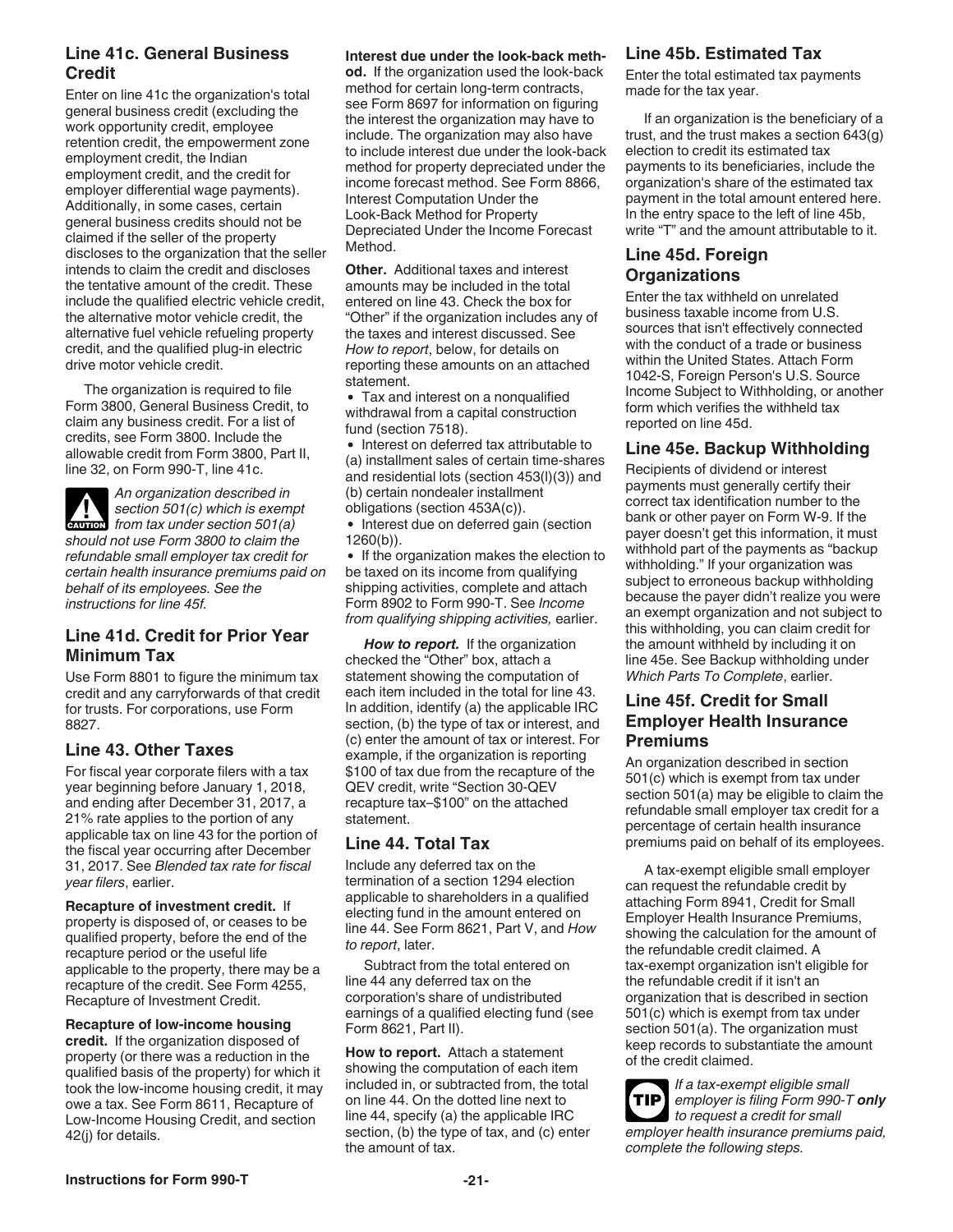### Line 41c. General Business Credit

Enter on line 41c the organization's total general business credit (excluding the work opportunity credit, employee retention credit, the empowerment zone employment credit, the Indian employment credit, and the credit for employer differential wage payments). Additionally, in some cases, certain general business credits should not be claimed if the seller of the property discloses to the organization that the seller intends to claim the credit and discloses the tentative amount of the credit. These include the qualified electric vehicle credit, the alternative motor vehicle credit, the alternative fuel vehicle refueling property credit, and the qualified plug-in electric drive motor vehicle credit.

The organization is required to file Form 3800, General Business Credit, to claim any business credit. For a list of credits, see Form 3800. Include the allowable credit from Form 3800, Part II, line 32, on Form 990-T, line 41c.

**CAUTION** *An organization described in section 501(c) which is exempt from tax under section 501(a) should not use Form 3800 to claim the refundable small employer tax credit for certain health insurance premiums paid on behalf of its employees. See the instructions for line 45f.*

### Line 41d. Credit for Prior Year Minimum Tax

Use Form 8801 to figure the minimum tax credit and any carryforwards of that credit for trusts. For corporations, use Form 8827.

### Line 43. Other Taxes

For fiscal year corporate filers with a tax year beginning before January 1, 2018, and ending after December 31, 2017, a 21% rate applies to the portion of any applicable tax on line 43 for the portion of the fiscal year occurring after December 31, 2017. See *Blended tax rate for fiscal year filers*, earlier.

**Recapture of investment credit.** If property is disposed of, or ceases to be qualified property, before the end of the recapture period or the useful life applicable to the property, there may be a recapture of the credit. See Form 4255, Recapture of Investment Credit.

**Recapture of low-income housing credit.** If the organization disposed of property (or there was a reduction in the qualified basis of the property) for which it took the low-income housing credit, it may owe a tax. See Form 8611, Recapture of Low-Income Housing Credit, and section 42(j) for details.

**Interest due under the look-back method.** If the organization used the look-back method for certain long-term contracts, see Form 8697 for information on figuring the interest the organization may have to include. The organization may also have to include interest due under the look-back method for property depreciated under the income forecast method. See Form 8866, Interest Computation Under the Look-Back Method for Property Depreciated Under the Income Forecast Method.

**Other.** Additional taxes and interest amounts may be included in the total entered on line 43. Check the box for "Other" if the organization includes any of the taxes and interest discussed. See *How to report*, below, for details on reporting these amounts on an attached statement.

- Tax and interest on a nonqualified withdrawal from a capital construction fund (section 7518).
- Interest on deferred tax attributable to (a) installment sales of certain time-shares and residential lots (section 453(l)(3)) and (b) certain nondealer installment obligations (section 453A(c)).
- Interest due on deferred gain (section 1260(b)).
- If the organization makes the election to be taxed on its income from qualifying shipping activities, complete and attach Form 8902 to Form 990-T. See *Income from qualifying shipping activities,* earlier.

***How to report.*** If the organization checked the "Other" box, attach a statement showing the computation of each item included in the total for line 43. In addition, identify (a) the applicable IRC section, (b) the type of tax or interest, and (c) enter the amount of tax or interest. For example, if the organization is reporting $100 of tax due from the recapture of the QEV credit, write "Section 30-QEV recapture tax–$100" on the attached statement.

### Line 44. Total Tax

Include any deferred tax on the termination of a section 1294 election applicable to shareholders in a qualified electing fund in the amount entered on line 44. See Form 8621, Part V, and *How to report*, later.

Subtract from the total entered on line 44 any deferred tax on the corporation's share of undistributed earnings of a qualified electing fund (see Form 8621, Part II).

**How to report.** Attach a statement showing the computation of each item included in, or subtracted from, the total on line 44. On the dotted line next to line 44, specify (a) the applicable IRC section, (b) the type of tax, and (c) enter the amount of tax.

### Line 45b. Estimated Tax

Enter the total estimated tax payments made for the tax year.

If an organization is the beneficiary of a trust, and the trust makes a section 643(g) election to credit its estimated tax payments to its beneficiaries, include the organization's share of the estimated tax payment in the total amount entered here. In the entry space to the left of line 45b, write "T" and the amount attributable to it.

### Line 45d. Foreign Organizations

Enter the tax withheld on unrelated business taxable income from U.S. sources that isn't effectively connected with the conduct of a trade or business within the United States. Attach Form 1042-S, Foreign Person's U.S. Source Income Subject to Withholding, or another form which verifies the withheld tax reported on line 45d.

### Line 45e. Backup Withholding

Recipients of dividend or interest payments must generally certify their correct tax identification number to the bank or other payer on Form W-9. If the payer doesn't get this information, it must withhold part of the payments as "backup withholding." If your organization was subject to erroneous backup withholding because the payer didn't realize you were an exempt organization and not subject to this withholding, you can claim credit for the amount withheld by including it on line 45e. See Backup withholding under *Which Parts To Complete*, earlier.

### Line 45f. Credit for Small Employer Health Insurance Premiums

An organization described in section 501(c) which is exempt from tax under section 501(a) may be eligible to claim the refundable small employer tax credit for a percentage of certain health insurance premiums paid on behalf of its employees.

A tax-exempt eligible small employer can request the refundable credit by attaching Form 8941, Credit for Small Employer Health Insurance Premiums, showing the calculation for the amount of the refundable credit claimed. A tax-exempt organization isn't eligible for the refundable credit if it isn't an organization that is described in section 501(c) which is exempt from tax under section 501(a). The organization must keep records to substantiate the amount of the credit claimed.

**TIP** *If a tax-exempt eligible small employer is filing Form 990-T* ***only*** *to request a credit for small employer health insurance premiums paid, complete the following steps.*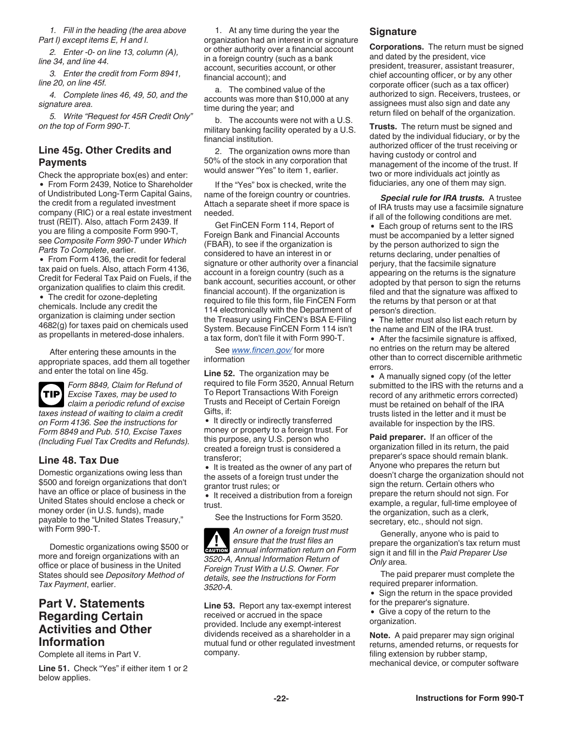*1. Fill in the heading (the area above Part I) except items E, H and I.*

*2. Enter -0- on line 13, column (A), line 34, and line 44.*

*3. Enter the credit from Form 8941, line 20, on line 45f.*

*4. Complete lines 46, 49, 50, and the signature area.*

*5. Write “Request for 45R Credit Only” on the top of Form 990-T.*

## Line 45g. Other Credits and Payments

Check the appropriate box(es) and enter:

- From Form 2439, Notice to Shareholder of Undistributed Long-Term Capital Gains, the credit from a regulated investment company (RIC) or a real estate investment trust (REIT). Also, attach Form 2439. If you are filing a composite Form 990-T, see *Composite Form 990-T* under *Which Parts To Complete*, earlier.
- From Form 4136, the credit for federal tax paid on fuels. Also, attach Form 4136, Credit for Federal Tax Paid on Fuels, if the organization qualifies to claim this credit.
- The credit for ozone-depleting chemicals. Include any credit the organization is claiming under section 4682(g) for taxes paid on chemicals used as propellants in metered-dose inhalers.

After entering these amounts in the appropriate spaces, add them all together and enter the total on line 45g.

**TIP** *Form 8849, Claim for Refund of Excise Taxes, may be used to claim a periodic refund of excise taxes instead of waiting to claim a credit on Form 4136. See the instructions for Form 8849 and Pub. 510, Excise Taxes (Including Fuel Tax Credits and Refunds).*

## Line 48. Tax Due

Domestic organizations owing less than $500 and foreign organizations that don't have an office or place of business in the United States should enclose a check or money order (in U.S. funds), made payable to the “United States Treasury,” with Form 990-T.

Domestic organizations owing $500 or more and foreign organizations with an office or place of business in the United States should see *Depository Method of Tax Payment*, earlier.

# Part V. Statements Regarding Certain Activities and Other Information

Complete all items in Part V.

**Line 51.** Check “Yes” if either item 1 or 2 below applies.

1. At any time during the year the organization had an interest in or signature or other authority over a financial account in a foreign country (such as a bank account, securities account, or other financial account); and

a. The combined value of the accounts was more than $10,000 at any time during the year; and

b. The accounts were not with a U.S. military banking facility operated by a U.S. financial institution.

2. The organization owns more than 50% of the stock in any corporation that would answer “Yes” to item 1, earlier.

If the “Yes” box is checked, write the name of the foreign country or countries. Attach a separate sheet if more space is needed.

Get FinCEN Form 114, Report of Foreign Bank and Financial Accounts (FBAR), to see if the organization is considered to have an interest in or signature or other authority over a financial account in a foreign country (such as a bank account, securities account, or other financial account). If the organization is required to file this form, file FinCEN Form 114 electronically with the Department of the Treasury using FinCEN's BSA E-Filing System. Because FinCEN Form 114 isn't a tax form, don't file it with Form 990-T.

See *www.fincen.gov/* for more information

**Line 52.** The organization may be required to file Form 3520, Annual Return To Report Transactions With Foreign Trusts and Receipt of Certain Foreign Gifts, if:

- It directly or indirectly transferred money or property to a foreign trust. For this purpose, any U.S. person who created a foreign trust is considered a transferor;
- It is treated as the owner of any part of the assets of a foreign trust under the grantor trust rules; or
- It received a distribution from a foreign trust.

See the Instructions for Form 3520.

**CAUTION** *An owner of a foreign trust must ensure that the trust files an annual information return on Form 3520-A, Annual Information Return of Foreign Trust With a U.S. Owner. For details, see the Instructions for Form 3520-A.*

**Line 53.** Report any tax-exempt interest received or accrued in the space provided. Include any exempt-interest dividends received as a shareholder in a mutual fund or other regulated investment company.

## Signature

**Corporations.** The return must be signed and dated by the president, vice president, treasurer, assistant treasurer, chief accounting officer, or by any other corporate officer (such as a tax officer) authorized to sign. Receivers, trustees, or assignees must also sign and date any return filed on behalf of the organization.

**Trusts.** The return must be signed and dated by the individual fiduciary, or by the authorized officer of the trust receiving or having custody or control and management of the income of the trust. If two or more individuals act jointly as fiduciaries, any one of them may sign.

***Special rule for IRA trusts.*** A trustee of IRA trusts may use a facsimile signature if all of the following conditions are met.

- Each group of returns sent to the IRS must be accompanied by a letter signed by the person authorized to sign the returns declaring, under penalties of perjury, that the facsimile signature appearing on the returns is the signature adopted by that person to sign the returns filed and that the signature was affixed to the returns by that person or at that person's direction.
- The letter must also list each return by the name and EIN of the IRA trust.
- After the facsimile signature is affixed, no entries on the return may be altered other than to correct discernible arithmetic errors.
- A manually signed copy (of the letter submitted to the IRS with the returns and a record of any arithmetic errors corrected) must be retained on behalf of the IRA trusts listed in the letter and it must be available for inspection by the IRS.

**Paid preparer.** If an officer of the organization filled in its return, the paid preparer's space should remain blank. Anyone who prepares the return but doesn’t charge the organization should not sign the return. Certain others who prepare the return should not sign. For example, a regular, full-time employee of the organization, such as a clerk, secretary, etc., should not sign.

Generally, anyone who is paid to prepare the organization's tax return must sign it and fill in the *Paid Preparer Use Only* area.

The paid preparer must complete the required preparer information.

- Sign the return in the space provided for the preparer's signature.
- Give a copy of the return to the organization.

**Note.** A paid preparer may sign original returns, amended returns, or requests for filing extension by rubber stamp, mechanical device, or computer software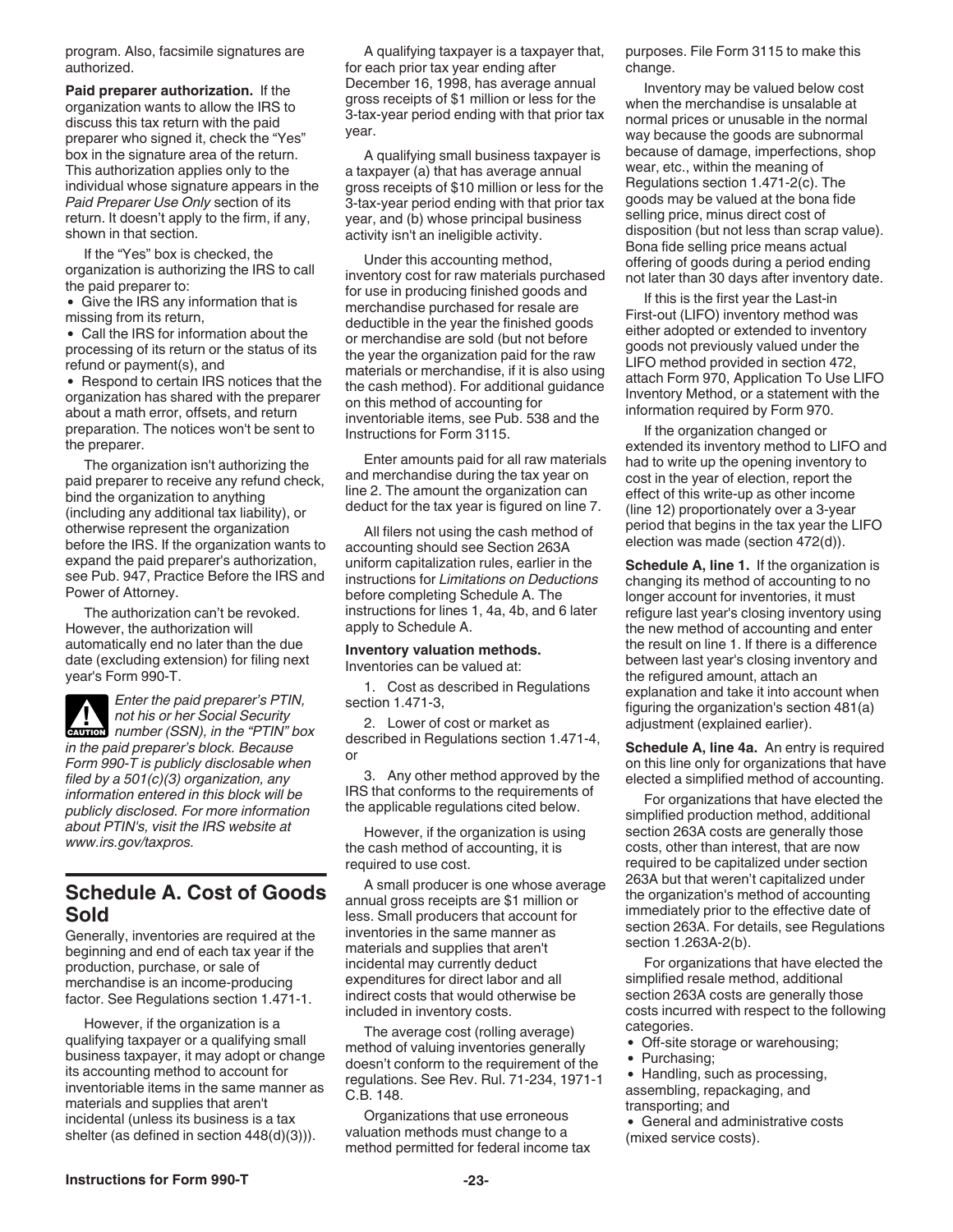program. Also, facsimile signatures are authorized.

**Paid preparer authorization.** If the organization wants to allow the IRS to discuss this tax return with the paid preparer who signed it, check the "Yes" box in the signature area of the return. This authorization applies only to the individual whose signature appears in the *Paid Preparer Use Only* section of its return. It doesn't apply to the firm, if any, shown in that section.

If the "Yes" box is checked, the organization is authorizing the IRS to call the paid preparer to:

- Give the IRS any information that is missing from its return,
- Call the IRS for information about the processing of its return or the status of its refund or payment(s), and
- Respond to certain IRS notices that the organization has shared with the preparer about a math error, offsets, and return preparation. The notices won't be sent to the preparer.

The organization isn't authorizing the paid preparer to receive any refund check, bind the organization to anything (including any additional tax liability), or otherwise represent the organization before the IRS. If the organization wants to expand the paid preparer's authorization, see Pub. 947, Practice Before the IRS and Power of Attorney.

The authorization can't be revoked. However, the authorization will automatically end no later than the due date (excluding extension) for filing next year's Form 990-T.

**CAUTION**

*Enter the paid preparer's PTIN, not his or her Social Security number (SSN), in the "PTIN" box in the paid preparer's block. Because Form 990-T is publicly disclosable when filed by a 501(c)(3) organization, any information entered in this block will be publicly disclosed. For more information about PTIN's, visit the IRS website at www.irs.gov/taxpros.*

## Schedule A. Cost of Goods Sold

Generally, inventories are required at the beginning and end of each tax year if the production, purchase, or sale of merchandise is an income-producing factor. See Regulations section 1.471-1.

However, if the organization is a qualifying taxpayer or a qualifying small business taxpayer, it may adopt or change its accounting method to account for inventoriable items in the same manner as materials and supplies that aren't incidental (unless its business is a tax shelter (as defined in section 448(d)(3))).

A qualifying taxpayer is a taxpayer that, for each prior tax year ending after December 16, 1998, has average annual gross receipts of $1 million or less for the 3-tax-year period ending with that prior tax year.

A qualifying small business taxpayer is a taxpayer (a) that has average annual gross receipts of $10 million or less for the 3-tax-year period ending with that prior tax year, and (b) whose principal business activity isn't an ineligible activity.

Under this accounting method, inventory cost for raw materials purchased for use in producing finished goods and merchandise purchased for resale are deductible in the year the finished goods or merchandise are sold (but not before the year the organization paid for the raw materials or merchandise, if it is also using the cash method). For additional guidance on this method of accounting for inventoriable items, see Pub. 538 and the Instructions for Form 3115.

Enter amounts paid for all raw materials and merchandise during the tax year on line 2. The amount the organization can deduct for the tax year is figured on line 7.

All filers not using the cash method of accounting should see Section 263A uniform capitalization rules, earlier in the instructions for *Limitations on Deductions* before completing Schedule A. The instructions for lines 1, 4a, 4b, and 6 later apply to Schedule A.

**Inventory valuation methods.** Inventories can be valued at:

1. Cost as described in Regulations section 1.471-3,
2. Lower of cost or market as described in Regulations section 1.471-4, or
3. Any other method approved by the IRS that conforms to the requirements of the applicable regulations cited below.

However, if the organization is using the cash method of accounting, it is required to use cost.

A small producer is one whose average annual gross receipts are $1 million or less. Small producers that account for inventories in the same manner as materials and supplies that aren't incidental may currently deduct expenditures for direct labor and all indirect costs that would otherwise be included in inventory costs.

The average cost (rolling average) method of valuing inventories generally doesn't conform to the requirement of the regulations. See Rev. Rul. 71-234, 1971-1 C.B. 148.

Organizations that use erroneous valuation methods must change to a method permitted for federal income tax purposes. File Form 3115 to make this change.

Inventory may be valued below cost when the merchandise is unsalable at normal prices or unusable in the normal way because the goods are subnormal because of damage, imperfections, shop wear, etc., within the meaning of Regulations section 1.471-2(c). The goods may be valued at the bona fide selling price, minus direct cost of disposition (but not less than scrap value). Bona fide selling price means actual offering of goods during a period ending not later than 30 days after inventory date.

If this is the first year the Last-in First-out (LIFO) inventory method was either adopted or extended to inventory goods not previously valued under the LIFO method provided in section 472, attach Form 970, Application To Use LIFO Inventory Method, or a statement with the information required by Form 970.

If the organization changed or extended its inventory method to LIFO and had to write up the opening inventory to cost in the year of election, report the effect of this write-up as other income (line 12) proportionately over a 3-year period that begins in the tax year the LIFO election was made (section 472(d)).

**Schedule A, line 1.** If the organization is changing its method of accounting to no longer account for inventories, it must refigure last year's closing inventory using the new method of accounting and enter the result on line 1. If there is a difference between last year's closing inventory and the refigured amount, attach an explanation and take it into account when figuring the organization's section 481(a) adjustment (explained earlier).

**Schedule A, line 4a.** An entry is required on this line only for organizations that have elected a simplified method of accounting.

For organizations that have elected the simplified production method, additional section 263A costs are generally those costs, other than interest, that are now required to be capitalized under section 263A but that weren't capitalized under the organization's method of accounting immediately prior to the effective date of section 263A. For details, see Regulations section 1.263A-2(b).

For organizations that have elected the simplified resale method, additional section 263A costs are generally those costs incurred with respect to the following categories.

- Off-site storage or warehousing;
- Purchasing;
- Handling, such as processing, assembling, repackaging, and transporting; and
- General and administrative costs (mixed service costs).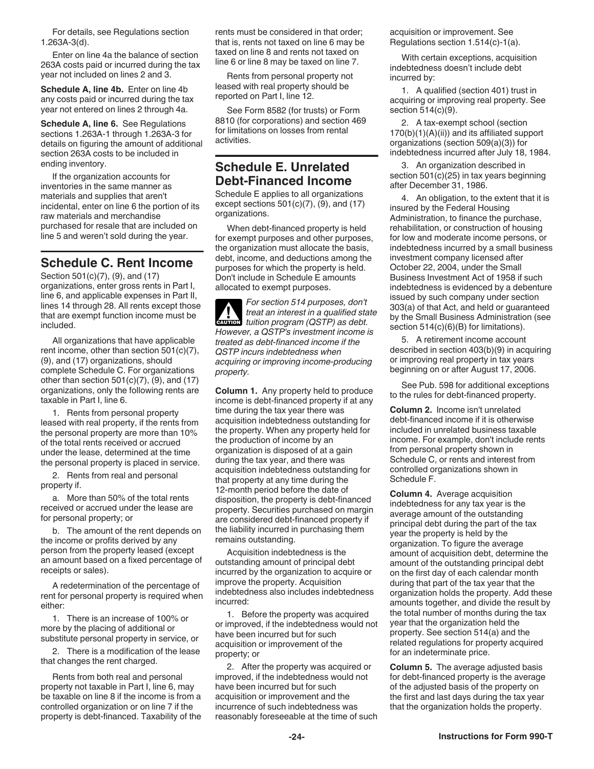For details, see Regulations section 1.263A-3(d).

Enter on line 4a the balance of section 263A costs paid or incurred during the tax year not included on lines 2 and 3.

**Schedule A, line 4b.** Enter on line 4b any costs paid or incurred during the tax year not entered on lines 2 through 4a.

**Schedule A, line 6.** See Regulations sections 1.263A-1 through 1.263A-3 for details on figuring the amount of additional section 263A costs to be included in ending inventory.

If the organization accounts for inventories in the same manner as materials and supplies that aren't incidental, enter on line 6 the portion of its raw materials and merchandise purchased for resale that are included on line 5 and weren't sold during the year.

## Schedule C. Rent Income

Section 501(c)(7), (9), and (17) organizations, enter gross rents in Part I, line 6, and applicable expenses in Part II, lines 14 through 28. All rents except those that are exempt function income must be included.

All organizations that have applicable rent income, other than section 501(c)(7), (9), and (17) organizations, should complete Schedule C. For organizations other than section 501(c)(7), (9), and (17) organizations, only the following rents are taxable in Part I, line 6.

1. Rents from personal property leased with real property, if the rents from the personal property are more than 10% of the total rents received or accrued under the lease, determined at the time the personal property is placed in service.

2. Rents from real and personal property if.

a. More than 50% of the total rents received or accrued under the lease are for personal property; or

b. The amount of the rent depends on the income or profits derived by any person from the property leased (except an amount based on a fixed percentage of receipts or sales).

A redetermination of the percentage of rent for personal property is required when either:

1. There is an increase of 100% or more by the placing of additional or substitute personal property in service, or

2. There is a modification of the lease that changes the rent charged.

Rents from both real and personal property not taxable in Part I, line 6, may be taxable on line 8 if the income is from a controlled organization or on line 7 if the property is debt-financed. Taxability of the rents must be considered in that order; that is, rents not taxed on line 6 may be taxed on line 8 and rents not taxed on line 6 or line 8 may be taxed on line 7.

Rents from personal property not leased with real property should be reported on Part I, line 12.

See Form 8582 (for trusts) or Form 8810 (for corporations) and section 469 for limitations on losses from rental activities.

## Schedule E. Unrelated Debt-Financed Income

Schedule E applies to all organizations except sections 501(c)(7), (9), and (17) organizations.

When debt-financed property is held for exempt purposes and other purposes, the organization must allocate the basis, debt, income, and deductions among the purposes for which the property is held. Don't include in Schedule E amounts allocated to exempt purposes.

**CAUTION** *For section 514 purposes, don't treat an interest in a qualified state tuition program (QSTP) as debt. However, a QSTP's investment income is treated as debt-financed income if the QSTP incurs indebtedness when acquiring or improving income-producing property.*

**Column 1.** Any property held to produce income is debt-financed property if at any time during the tax year there was acquisition indebtedness outstanding for the property. When any property held for the production of income by an organization is disposed of at a gain during the tax year, and there was acquisition indebtedness outstanding for that property at any time during the 12-month period before the date of disposition, the property is debt-financed property. Securities purchased on margin are considered debt-financed property if the liability incurred in purchasing them remains outstanding.

Acquisition indebtedness is the outstanding amount of principal debt incurred by the organization to acquire or improve the property. Acquisition indebtedness also includes indebtedness incurred:

1. Before the property was acquired or improved, if the indebtedness would not have been incurred but for such acquisition or improvement of the property; or

2. After the property was acquired or improved, if the indebtedness would not have been incurred but for such acquisition or improvement and the incurrence of such indebtedness was reasonably foreseeable at the time of such acquisition or improvement. See Regulations section 1.514(c)-1(a).

With certain exceptions, acquisition indebtedness doesn't include debt incurred by:

1. A qualified (section 401) trust in acquiring or improving real property. See section 514(c)(9).

2. A tax-exempt school (section 170(b)(1)(A)(ii)) and its affiliated support organizations (section 509(a)(3)) for indebtedness incurred after July 18, 1984.

3. An organization described in section 501(c)(25) in tax years beginning after December 31, 1986.

4. An obligation, to the extent that it is insured by the Federal Housing Administration, to finance the purchase, rehabilitation, or construction of housing for low and moderate income persons, or indebtedness incurred by a small business investment company licensed after October 22, 2004, under the Small Business Investment Act of 1958 if such indebtedness is evidenced by a debenture issued by such company under section 303(a) of that Act, and held or guaranteed by the Small Business Administration (see section 514(c)(6)(B) for limitations).

5. A retirement income account described in section 403(b)(9) in acquiring or improving real property in tax years beginning on or after August 17, 2006.

See Pub. 598 for additional exceptions to the rules for debt-financed property.

**Column 2.** Income isn't unrelated debt-financed income if it is otherwise included in unrelated business taxable income. For example, don't include rents from personal property shown in Schedule C, or rents and interest from controlled organizations shown in Schedule F.

**Column 4.** Average acquisition indebtedness for any tax year is the average amount of the outstanding principal debt during the part of the tax year the property is held by the organization. To figure the average amount of acquisition debt, determine the amount of the outstanding principal debt on the first day of each calendar month during that part of the tax year that the organization holds the property. Add these amounts together, and divide the result by the total number of months during the tax year that the organization held the property. See section 514(a) and the related regulations for property acquired for an indeterminate price.

**Column 5.** The average adjusted basis for debt-financed property is the average of the adjusted basis of the property on the first and last days during the tax year that the organization holds the property.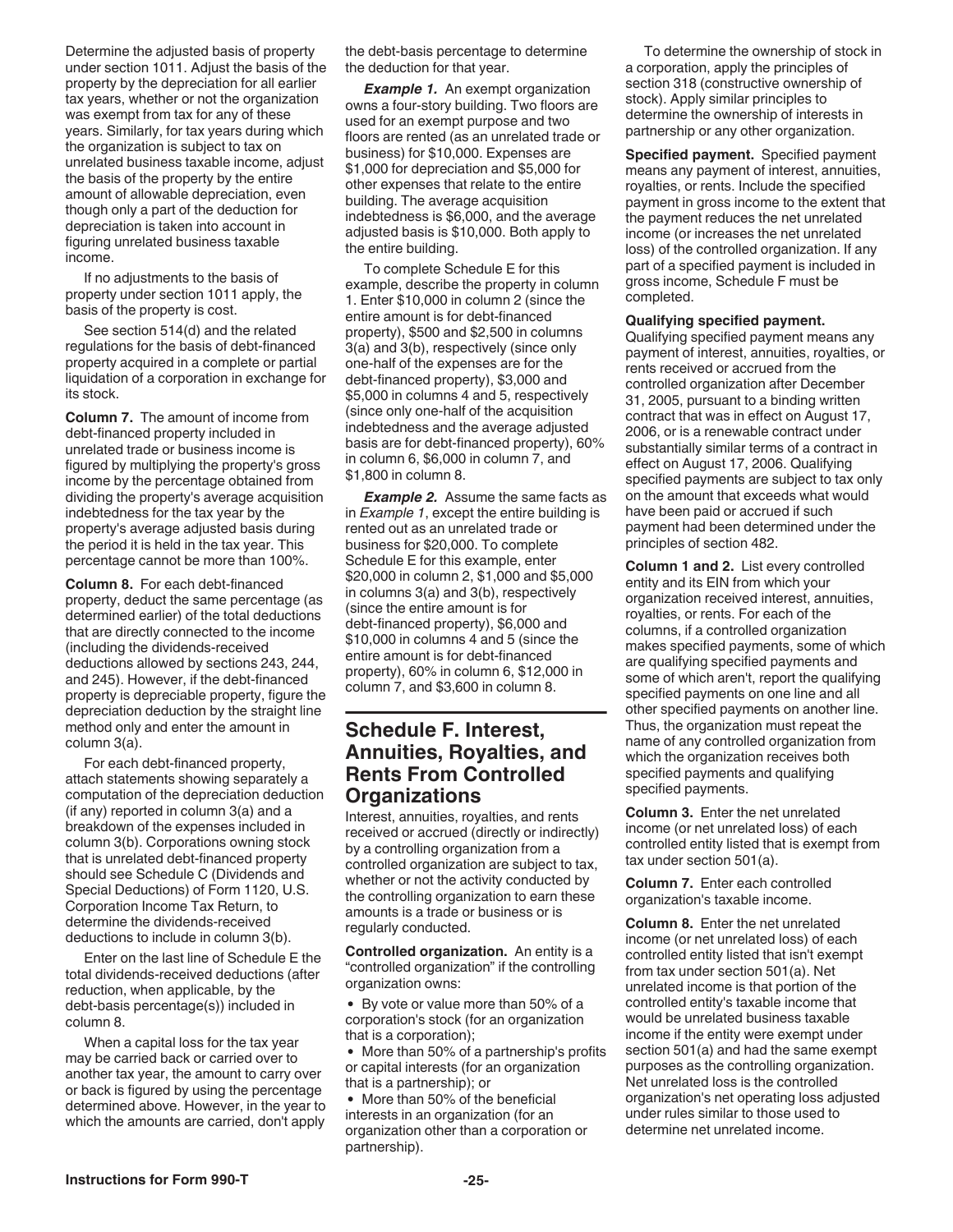Determine the adjusted basis of property under section 1011. Adjust the basis of the property by the depreciation for all earlier tax years, whether or not the organization was exempt from tax for any of these years. Similarly, for tax years during which the organization is subject to tax on unrelated business taxable income, adjust the basis of the property by the entire amount of allowable depreciation, even though only a part of the deduction for depreciation is taken into account in figuring unrelated business taxable income.

If no adjustments to the basis of property under section 1011 apply, the basis of the property is cost.

See section 514(d) and the related regulations for the basis of debt-financed property acquired in a complete or partial liquidation of a corporation in exchange for its stock.

**Column 7.** The amount of income from debt-financed property included in unrelated trade or business income is figured by multiplying the property's gross income by the percentage obtained from dividing the property's average acquisition indebtedness for the tax year by the property's average adjusted basis during the period it is held in the tax year. This percentage cannot be more than 100%.

**Column 8.** For each debt-financed property, deduct the same percentage (as determined earlier) of the total deductions that are directly connected to the income (including the dividends-received deductions allowed by sections 243, 244, and 245). However, if the debt-financed property is depreciable property, figure the depreciation deduction by the straight line method only and enter the amount in column 3(a).

For each debt-financed property, attach statements showing separately a computation of the depreciation deduction (if any) reported in column 3(a) and a breakdown of the expenses included in column 3(b). Corporations owning stock that is unrelated debt-financed property should see Schedule C (Dividends and Special Deductions) of Form 1120, U.S. Corporation Income Tax Return, to determine the dividends-received deductions to include in column 3(b).

Enter on the last line of Schedule E the total dividends-received deductions (after reduction, when applicable, by the debt-basis percentage(s)) included in column 8.

When a capital loss for the tax year may be carried back or carried over to another tax year, the amount to carry over or back is figured by using the percentage determined above. However, in the year to which the amounts are carried, don't apply the debt-basis percentage to determine the deduction for that year.

***Example 1.*** An exempt organization owns a four-story building. Two floors are used for an exempt purpose and two floors are rented (as an unrelated trade or business) for $10,000. Expenses are $1,000 for depreciation and $5,000 for other expenses that relate to the entire building. The average acquisition indebtedness is $6,000, and the average adjusted basis is $10,000. Both apply to the entire building.

To complete Schedule E for this example, describe the property in column 1. Enter $10,000 in column 2 (since the entire amount is for debt-financed property), $500 and $2,500 in columns 3(a) and 3(b), respectively (since only one-half of the expenses are for the debt-financed property), $3,000 and $5,000 in columns 4 and 5, respectively (since only one-half of the acquisition indebtedness and the average adjusted basis are for debt-financed property), 60% in column 6, $6,000 in column 7, and $1,800 in column 8.

***Example 2.*** Assume the same facts as in *Example 1*, except the entire building is rented out as an unrelated trade or business for $20,000. To complete Schedule E for this example, enter $20,000 in column 2, $1,000 and $5,000 in columns 3(a) and 3(b), respectively (since the entire amount is for debt-financed property), $6,000 and $10,000 in columns 4 and 5 (since the entire amount is for debt-financed property), 60% in column 6, $12,000 in column 7, and $3,600 in column 8.

## Schedule F. Interest, Annuities, Royalties, and Rents From Controlled Organizations

Interest, annuities, royalties, and rents received or accrued (directly or indirectly) by a controlling organization from a controlled organization are subject to tax, whether or not the activity conducted by the controlling organization to earn these amounts is a trade or business or is regularly conducted.

**Controlled organization.** An entity is a "controlled organization" if the controlling organization owns:

- By vote or value more than 50% of a corporation's stock (for an organization that is a corporation);
- More than 50% of a partnership's profits or capital interests (for an organization that is a partnership); or
- More than 50% of the beneficial interests in an organization (for an organization other than a corporation or partnership).

To determine the ownership of stock in a corporation, apply the principles of section 318 (constructive ownership of stock). Apply similar principles to determine the ownership of interests in partnership or any other organization.

**Specified payment.** Specified payment means any payment of interest, annuities, royalties, or rents. Include the specified payment in gross income to the extent that the payment reduces the net unrelated income (or increases the net unrelated loss) of the controlled organization. If any part of a specified payment is included in gross income, Schedule F must be completed.

**Qualifying specified payment.** Qualifying specified payment means any payment of interest, annuities, royalties, or rents received or accrued from the controlled organization after December 31, 2005, pursuant to a binding written contract that was in effect on August 17, 2006, or is a renewable contract under substantially similar terms of a contract in effect on August 17, 2006. Qualifying specified payments are subject to tax only on the amount that exceeds what would have been paid or accrued if such payment had been determined under the principles of section 482.

**Column 1 and 2.** List every controlled entity and its EIN from which your organization received interest, annuities, royalties, or rents. For each of the columns, if a controlled organization makes specified payments, some of which are qualifying specified payments and some of which aren't, report the qualifying specified payments on one line and all other specified payments on another line. Thus, the organization must repeat the name of any controlled organization from which the organization receives both specified payments and qualifying specified payments.

**Column 3.** Enter the net unrelated income (or net unrelated loss) of each controlled entity listed that is exempt from tax under section 501(a).

**Column 7.** Enter each controlled organization's taxable income.

**Column 8.** Enter the net unrelated income (or net unrelated loss) of each controlled entity listed that isn't exempt from tax under section 501(a). Net unrelated income is that portion of the controlled entity's taxable income that would be unrelated business taxable income if the entity were exempt under section 501(a) and had the same exempt purposes as the controlling organization. Net unrelated loss is the controlled organization's net operating loss adjusted under rules similar to those used to determine net unrelated income.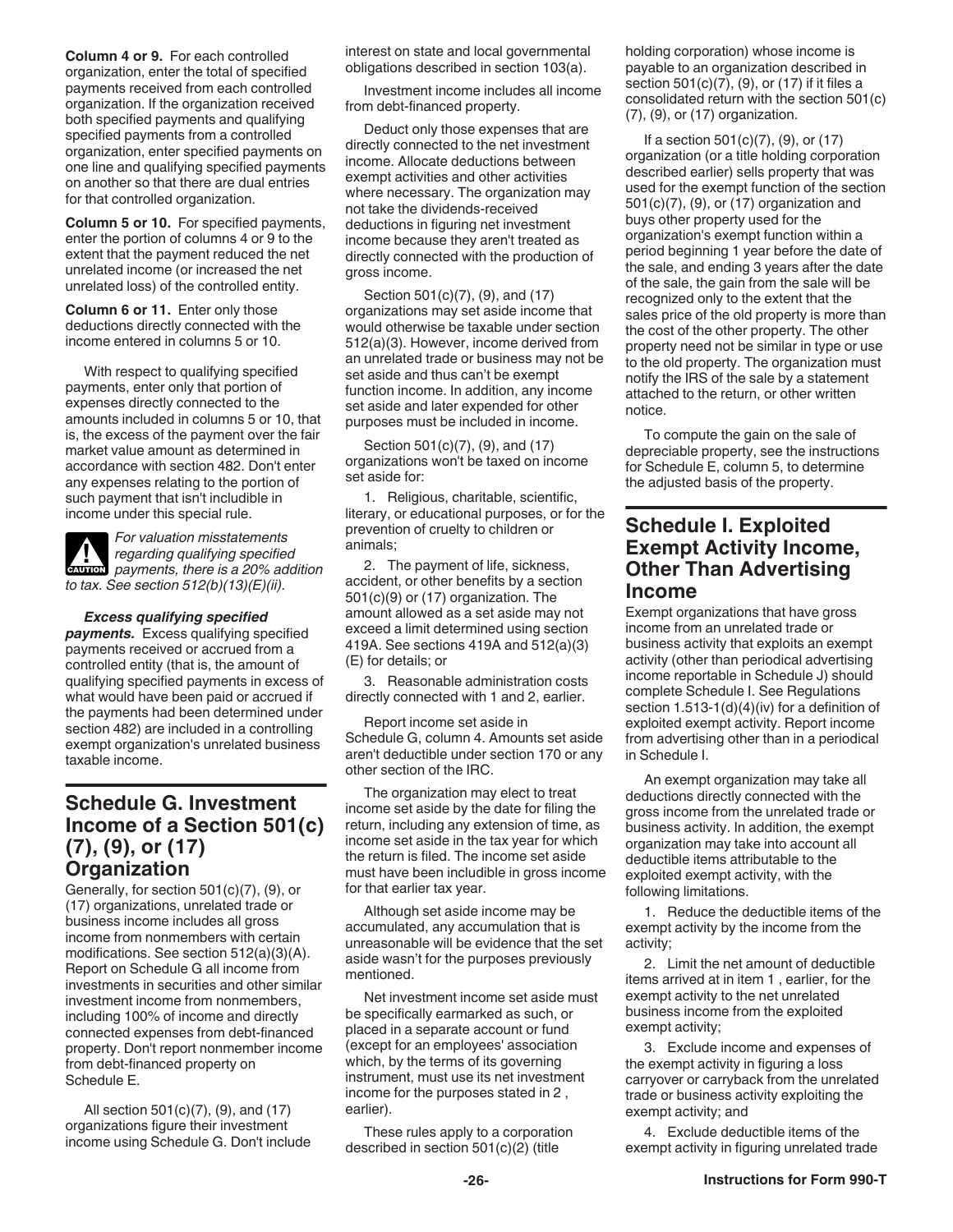**Column 4 or 9.** For each controlled organization, enter the total of specified payments received from each controlled organization. If the organization received both specified payments and qualifying specified payments from a controlled organization, enter specified payments on one line and qualifying specified payments on another so that there are dual entries for that controlled organization.

**Column 5 or 10.** For specified payments, enter the portion of columns 4 or 9 to the extent that the payment reduced the net unrelated income (or increased the net unrelated loss) of the controlled entity.

**Column 6 or 11.** Enter only those deductions directly connected with the income entered in columns 5 or 10.

With respect to qualifying specified payments, enter only that portion of expenses directly connected to the amounts included in columns 5 or 10, that is, the excess of the payment over the fair market value amount as determined in accordance with section 482. Don't enter any expenses relating to the portion of such payment that isn't includible in income under this special rule.

**CAUTION** *For valuation misstatements regarding qualifying specified payments, there is a 20% addition to tax. See section 512(b)(13)(E)(ii).*

***Excess qualifying specified payments.*** Excess qualifying specified payments received or accrued from a controlled entity (that is, the amount of qualifying specified payments in excess of what would have been paid or accrued if the payments had been determined under section 482) are included in a controlling exempt organization's unrelated business taxable income.

## Schedule G. Investment Income of a Section 501(c)(7), (9), or (17) Organization

Generally, for section 501(c)(7), (9), or (17) organizations, unrelated trade or business income includes all gross income from nonmembers with certain modifications. See section 512(a)(3)(A). Report on Schedule G all income from investments in securities and other similar investment income from nonmembers, including 100% of income and directly connected expenses from debt-financed property. Don't report nonmember income from debt-financed property on Schedule E.

All section 501(c)(7), (9), and (17) organizations figure their investment income using Schedule G. Don't include interest on state and local governmental obligations described in section 103(a).

Investment income includes all income from debt-financed property.

Deduct only those expenses that are directly connected to the net investment income. Allocate deductions between exempt activities and other activities where necessary. The organization may not take the dividends-received deductions in figuring net investment income because they aren't treated as directly connected with the production of gross income.

Section 501(c)(7), (9), and (17) organizations may set aside income that would otherwise be taxable under section 512(a)(3). However, income derived from an unrelated trade or business may not be set aside and thus can't be exempt function income. In addition, any income set aside and later expended for other purposes must be included in income.

Section 501(c)(7), (9), and (17) organizations won't be taxed on income set aside for:

1. Religious, charitable, scientific, literary, or educational purposes, or for the prevention of cruelty to children or animals;
2. The payment of life, sickness, accident, or other benefits by a section 501(c)(9) or (17) organization. The amount allowed as a set aside may not exceed a limit determined using section 419A. See sections 419A and 512(a)(3)(E) for details; or
3. Reasonable administration costs directly connected with 1 and 2, earlier.

Report income set aside in Schedule G, column 4. Amounts set aside aren't deductible under section 170 or any other section of the IRC.

The organization may elect to treat income set aside by the date for filing the return, including any extension of time, as income set aside in the tax year for which the return is filed. The income set aside must have been includible in gross income for that earlier tax year.

Although set aside income may be accumulated, any accumulation that is unreasonable will be evidence that the set aside wasn't for the purposes previously mentioned.

Net investment income set aside must be specifically earmarked as such, or placed in a separate account or fund (except for an employees' association which, by the terms of its governing instrument, must use its net investment income for the purposes stated in 2 , earlier).

These rules apply to a corporation described in section 501(c)(2) (title holding corporation) whose income is payable to an organization described in section 501(c)(7), (9), or (17) if it files a consolidated return with the section 501(c)(7), (9), or (17) organization.

If a section 501(c)(7), (9), or (17) organization (or a title holding corporation described earlier) sells property that was used for the exempt function of the section 501(c)(7), (9), or (17) organization and buys other property used for the organization's exempt function within a period beginning 1 year before the date of the sale, and ending 3 years after the date of the sale, the gain from the sale will be recognized only to the extent that the sales price of the old property is more than the cost of the other property. The other property need not be similar in type or use to the old property. The organization must notify the IRS of the sale by a statement attached to the return, or other written notice.

To compute the gain on the sale of depreciable property, see the instructions for Schedule E, column 5, to determine the adjusted basis of the property.

## Schedule I. Exploited Exempt Activity Income, Other Than Advertising Income

Exempt organizations that have gross income from an unrelated trade or business activity that exploits an exempt activity (other than periodical advertising income reportable in Schedule J) should complete Schedule I. See Regulations section 1.513-1(d)(4)(iv) for a definition of exploited exempt activity. Report income from advertising other than in a periodical in Schedule I.

An exempt organization may take all deductions directly connected with the gross income from the unrelated trade or business activity. In addition, the exempt organization may take into account all deductible items attributable to the exploited exempt activity, with the following limitations.

1. Reduce the deductible items of the exempt activity by the income from the activity;
2. Limit the net amount of deductible items arrived at in item 1 , earlier, for the exempt activity to the net unrelated business income from the exploited exempt activity;
3. Exclude income and expenses of the exempt activity in figuring a loss carryover or carryback from the unrelated trade or business activity exploiting the exempt activity; and
4. Exclude deductible items of the exempt activity in figuring unrelated trade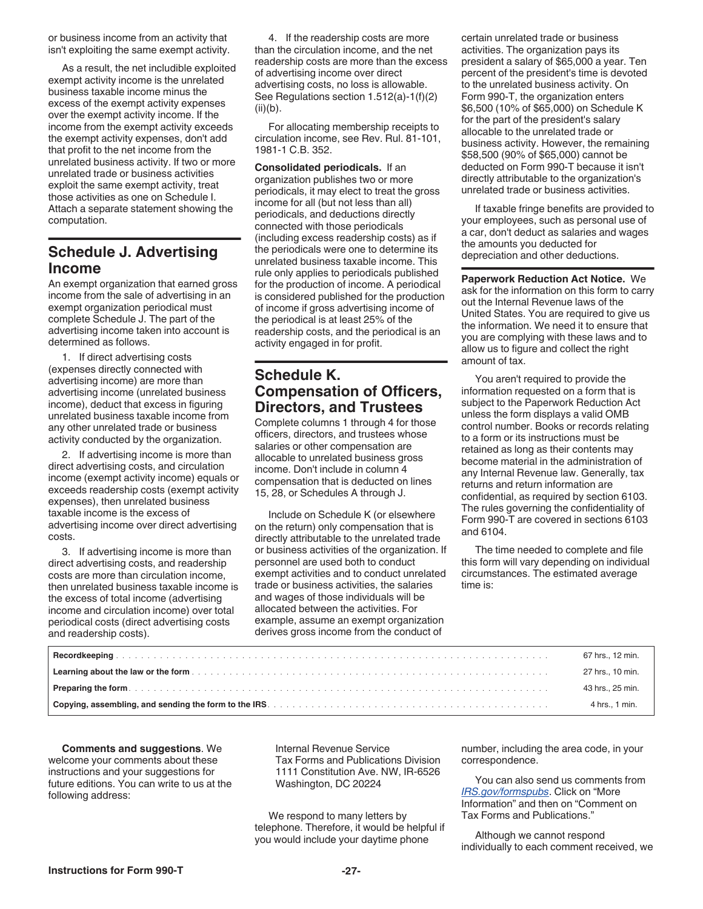or business income from an activity that isn't exploiting the same exempt activity.

As a result, the net includible exploited exempt activity income is the unrelated business taxable income minus the excess of the exempt activity expenses over the exempt activity income. If the income from the exempt activity exceeds the exempt activity expenses, don't add that profit to the net income from the unrelated business activity. If two or more unrelated trade or business activities exploit the same exempt activity, treat those activities as one on Schedule I. Attach a separate statement showing the computation.

## Schedule J. Advertising Income

An exempt organization that earned gross income from the sale of advertising in an exempt organization periodical must complete Schedule J. The part of the advertising income taken into account is determined as follows.

1. If direct advertising costs (expenses directly connected with advertising income) are more than advertising income (unrelated business income), deduct that excess in figuring unrelated business taxable income from any other unrelated trade or business activity conducted by the organization.

2. If advertising income is more than direct advertising costs, and circulation income (exempt activity income) equals or exceeds readership costs (exempt activity expenses), then unrelated business taxable income is the excess of advertising income over direct advertising costs.

3. If advertising income is more than direct advertising costs, and readership costs are more than circulation income, then unrelated business taxable income is the excess of total income (advertising income and circulation income) over total periodical costs (direct advertising costs and readership costs).

4. If the readership costs are more than the circulation income, and the net readership costs are more than the excess of advertising income over direct advertising costs, no loss is allowable. See Regulations section 1.512(a)-1(f)(2)(ii)(b).

For allocating membership receipts to circulation income, see Rev. Rul. 81-101, 1981-1 C.B. 352.

**Consolidated periodicals.** If an organization publishes two or more periodicals, it may elect to treat the gross income for all (but not less than all) periodicals, and deductions directly connected with those periodicals (including excess readership costs) as if the periodicals were one to determine its unrelated business taxable income. This rule only applies to periodicals published for the production of income. A periodical is considered published for the production of income if gross advertising income of the periodical is at least 25% of the readership costs, and the periodical is an activity engaged in for profit.

## Schedule K. Compensation of Officers, Directors, and Trustees

Complete columns 1 through 4 for those officers, directors, and trustees whose salaries or other compensation are allocable to unrelated business gross income. Don't include in column 4 compensation that is deducted on lines 15, 28, or Schedules A through J.

Include on Schedule K (or elsewhere on the return) only compensation that is directly attributable to the unrelated trade or business activities of the organization. If personnel are used both to conduct exempt activities and to conduct unrelated trade or business activities, the salaries and wages of those individuals will be allocated between the activities. For example, assume an exempt organization derives gross income from the conduct of certain unrelated trade or business activities. The organization pays its president a salary of $65,000 a year. Ten percent of the president's time is devoted to the unrelated business activity. On Form 990-T, the organization enters $6,500 (10% of $65,000) on Schedule K for the part of the president's salary allocable to the unrelated trade or business activity. However, the remaining $58,500 (90% of $65,000) cannot be deducted on Form 990-T because it isn't directly attributable to the organization's unrelated trade or business activities.

If taxable fringe benefits are provided to your employees, such as personal use of a car, don't deduct as salaries and wages the amounts you deducted for depreciation and other deductions.

**Paperwork Reduction Act Notice.** We ask for the information on this form to carry out the Internal Revenue laws of the United States. You are required to give us the information. We need it to ensure that you are complying with these laws and to allow us to figure and collect the right amount of tax.

You aren't required to provide the information requested on a form that is subject to the Paperwork Reduction Act unless the form displays a valid OMB control number. Books or records relating to a form or its instructions must be retained as long as their contents may become material in the administration of any Internal Revenue law. Generally, tax returns and return information are confidential, as required by section 6103. The rules governing the confidentiality of Form 990-T are covered in sections 6103 and 6104.

The time needed to complete and file this form will vary depending on individual circumstances. The estimated average time is:

| | |
|---|---|
| **Recordkeeping** | 67 hrs., 12 min. |
| **Learning about the law or the form** | 27 hrs., 10 min. |
| **Preparing the form** | 43 hrs., 25 min. |
| **Copying, assembling, and sending the form to the IRS** | 4 hrs., 1 min. |

**Comments and suggestions**. We welcome your comments about these instructions and your suggestions for future editions. You can write to us at the following address:

Internal Revenue Service
Tax Forms and Publications Division
1111 Constitution Ave. NW, IR-6526
Washington, DC 20224

We respond to many letters by telephone. Therefore, it would be helpful if you would include your daytime phone number, including the area code, in your correspondence.

You can also send us comments from *IRS.gov/formspubs*. Click on “More Information” and then on “Comment on Tax Forms and Publications.”

Although we cannot respond individually to each comment received, we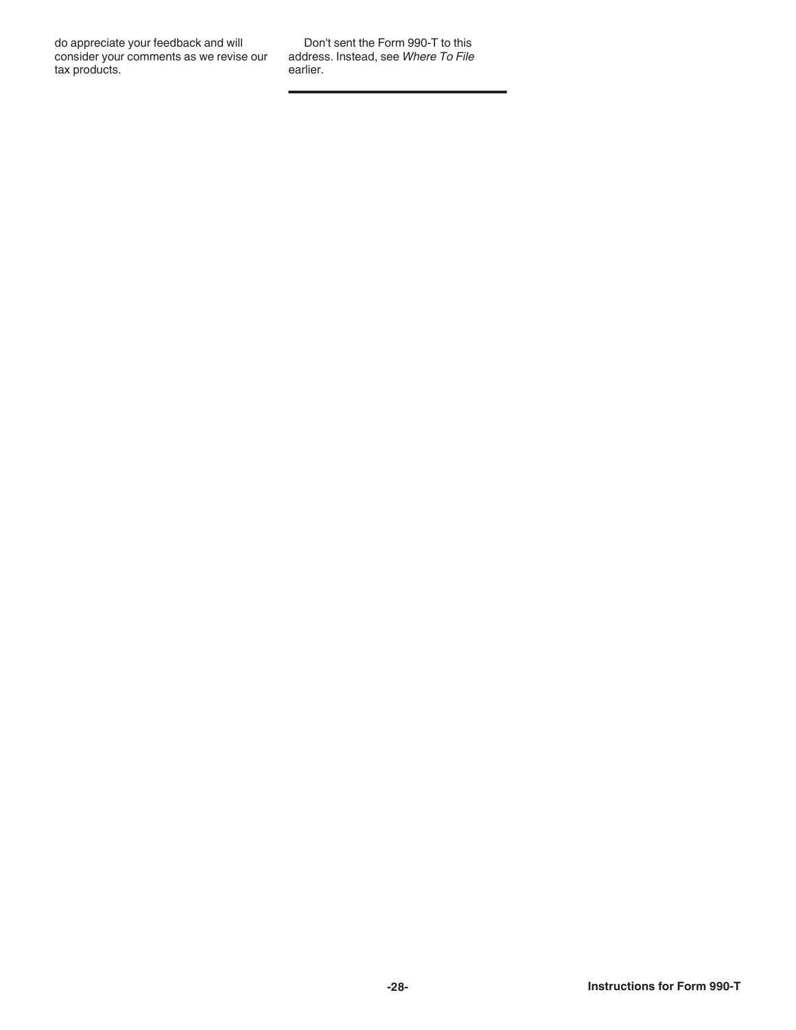do appreciate your feedback and will consider your comments as we revise our tax products.

Don't sent the Form 990-T to this address. Instead, see *Where To File* earlier.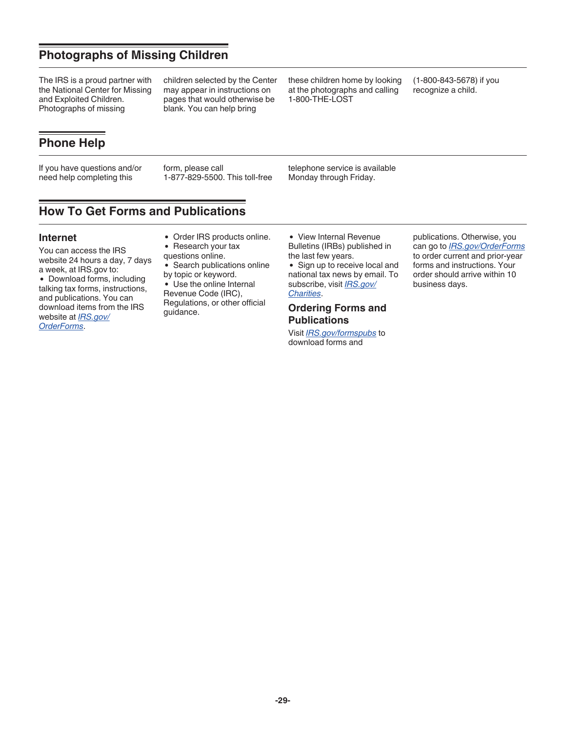## Photographs of Missing Children

The IRS is a proud partner with the National Center for Missing and Exploited Children. Photographs of missing children selected by the Center may appear in instructions on pages that would otherwise be blank. You can help bring these children home by looking at the photographs and calling 1-800-THE-LOST (1-800-843-5678) if you recognize a child.

## Phone Help

If you have questions and/or need help completing this form, please call 1-877-829-5500. This toll-free telephone service is available Monday through Friday.

## How To Get Forms and Publications

### Internet

You can access the IRS website 24 hours a day, 7 days a week, at IRS.gov to:

- Download forms, including talking tax forms, instructions, and publications. You can download items from the IRS website at *IRS.gov/OrderForms*.
- Order IRS products online.
- Research your tax questions online.
- Search publications online by topic or keyword.
- Use the online Internal Revenue Code (IRC), Regulations, or other official guidance.
- View Internal Revenue Bulletins (IRBs) published in the last few years.
- Sign up to receive local and national tax news by email. To subscribe, visit *IRS.gov/Charities*.

### Ordering Forms and Publications

Visit *IRS.gov/formspubs* to download forms and publications. Otherwise, you can go to *IRS.gov/OrderForms* to order current and prior-year forms and instructions. Your order should arrive within 10 business days.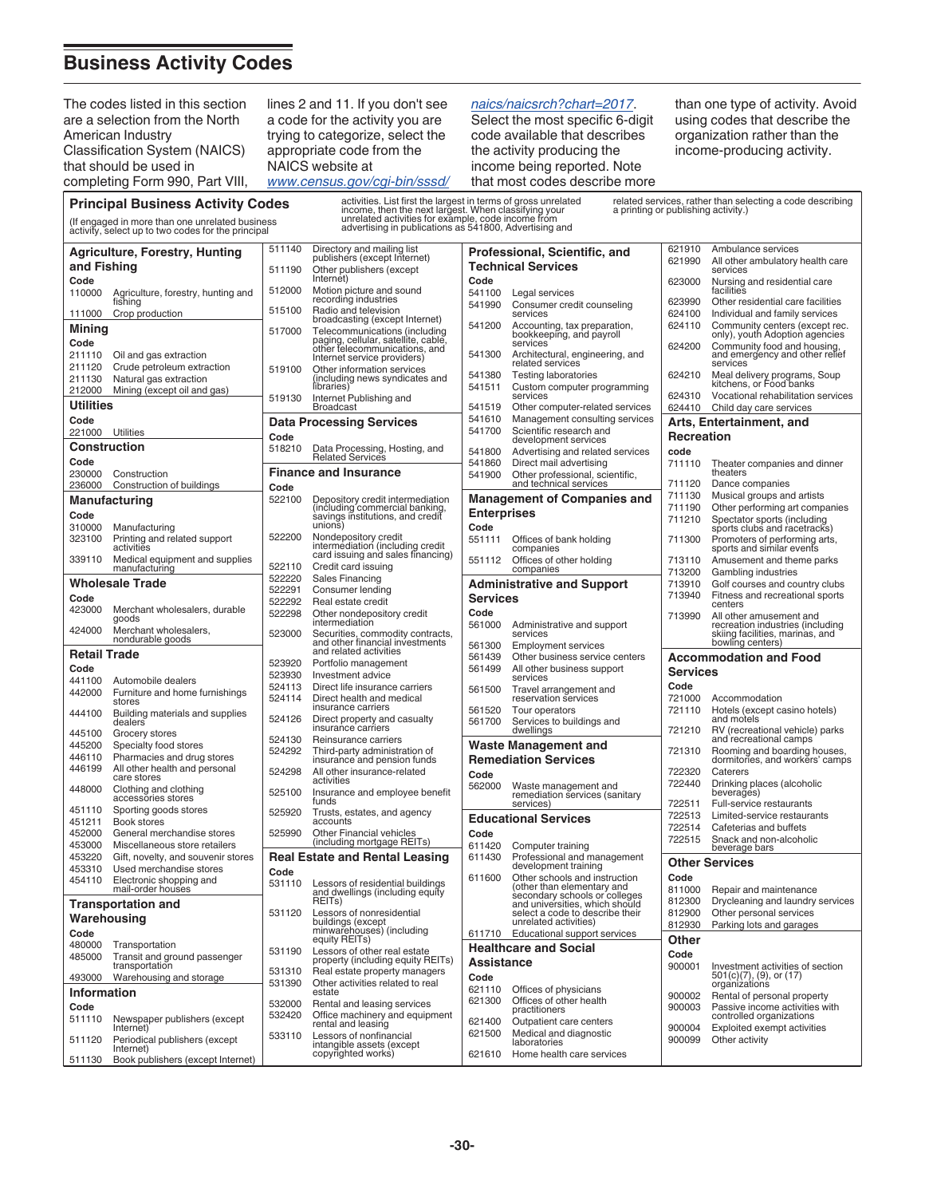# Business Activity Codes

The codes listed in this section are a selection from the North American Industry Classification System (NAICS) that should be used in completing Form 990, Part VIII, lines 2 and 11. If you don't see a code for the activity you are trying to categorize, select the appropriate code from the NAICS website at *www.census.gov/cgi-bin/sssd/naics/naicsrch?chart=2017*. Select the most specific 6-digit code available that describes the activity producing the income being reported. Note that most codes describe more than one type of activity. Avoid using codes that describe the organization rather than the income-producing activity.

## Principal Business Activity Codes

(If engaged in more than one unrelated business activity, select up to two codes for the principal activities. List first the largest in terms of gross unrelated income, then the next largest. When classifying your unrelated activities for example, code income from advertising in publications as 541800, Advertising and related services, rather than selecting a code describing a printing or publishing activity.)

### Agriculture, Forestry, Hunting and Fishing

| Code | |
|---|---|
| 110000 | Agriculture, forestry, hunting and fishing |
| 111000 | Crop production |

### Mining

| Code | |
|---|---|
| 211110 | Oil and gas extraction |
| 211120 | Crude petroleum extraction |
| 211130 | Natural gas extraction |
| 212000 | Mining (except oil and gas) |

### Utilities

| Code | |
|---|---|
| 221000 | Utilities |

### Construction

| Code | |
|---|---|
| 230000 | Construction |
| 236000 | Construction of buildings |

### Manufacturing

| Code | |
|---|---|
| 310000 | Manufacturing |
| 323100 | Printing and related support activities |
| 339110 | Medical equipment and supplies manufacturing |

### Wholesale Trade

| Code | |
|---|---|
| 423000 | Merchant wholesalers, durable goods |
| 424000 | Merchant wholesalers, nondurable goods |

### Retail Trade

| Code | |
|---|---|
| 441100 | Automobile dealers |
| 442000 | Furniture and home furnishings stores |
| 444100 | Building materials and supplies dealers |
| 445100 | Grocery stores |
| 445200 | Specialty food stores |
| 446110 | Pharmacies and drug stores |
| 446199 | All other health and personal care stores |
| 448000 | Clothing and clothing accessories stores |
| 451110 | Sporting goods stores |
| 451211 | Book stores |
| 452000 | General merchandise stores |
| 453000 | Miscellaneous store retailers |
| 453220 | Gift, novelty, and souvenir stores |
| 453310 | Used merchandise stores |
| 454110 | Electronic shopping and mail-order houses |

### Transportation and Warehousing

| Code | |
|---|---|
| 480000 | Transportation |
| 485000 | Transit and ground passenger transportation |
| 493000 | Warehousing and storage |

### Information

| Code | |
|---|---|
| 511110 | Newspaper publishers (except Internet) |
| 511120 | Periodical publishers (except Internet) |
| 511130 | Book publishers (except Internet) |
| 511140 | Directory and mailing list publishers (except Internet) |
| 511190 | Other publishers (except Internet) |
| 512000 | Motion picture and sound recording industries |
| 515100 | Radio and television broadcasting (except Internet) |
| 517000 | Telecommunications (including paging, cellular, satellite, cable, other telecommunications, and Internet service providers) |
| 519100 | Other information services (including news syndicates and libraries) |
| 519130 | Internet Publishing and Broadcast |

### Data Processing Services

| Code | |
|---|---|
| 518210 | Data Processing, Hosting, and Related Services |

### Finance and Insurance

| Code | |
|---|---|
| 522100 | Depository credit intermediation (including commercial banking, savings institutions, and credit unions) |
| 522200 | Nondepository credit intermediation (including credit card issuing and sales financing) |
| 522110 | Credit card issuing |
| 522220 | Sales Financing |
| 522291 | Consumer lending |
| 522292 | Real estate credit |
| 522298 | Other nondepository credit intermediation |
| 523000 | Securities, commodity contracts, and other financial investments and related activities |
| 523920 | Portfolio management |
| 523930 | Investment advice |
| 524113 | Direct life insurance carriers |
| 524114 | Direct health and medical insurance carriers |
| 524126 | Direct property and casualty insurance carriers |
| 524130 | Reinsurance carriers |
| 524292 | Third-party administration of insurance and pension funds |
| 524298 | All other insurance-related activties |
| 525100 | Insurance and employee benefit funds |
| 525920 | Trusts, estates, and agency accounts |
| 525990 | Other Financial vehicles (including mortgage REITs) |

### Real Estate and Rental Leasing

| Code | |
|---|---|
| 531110 | Lessors of residential buildings and dwellings (including equity REITs) |
| 531120 | Lessors of nonresidential buildings (except minwarehouses) (including equity REITs) |
| 531190 | Lessors of other real estate property (including equity REITs) |
| 531310 | Real estate property managers |
| 531390 | Other activities related to real estate |
| 532000 | Rental and leasing services |
| 532420 | Office machinery and equipment rental and leasing |
| 533110 | Lessors of nonfinancial intangible assets (except copyrighted works) |

### Professional, Scientific, and Technical Services

| Code | |
|---|---|
| 541100 | Legal services |
| 541990 | Consumer credit counseling services |
| 541200 | Accounting, tax preparation, bookkeeping, and payroll services |
| 541300 | Architectural, engineering, and related services |
| 541380 | Testing laboratories |
| 541511 | Custom computer programming services |
| 541519 | Other computer-related services |
| 541610 | Management consulting services |
| 541700 | Scientific research and development services |
| 541800 | Advertising and related services |
| 541860 | Direct mail advertising |
| 541900 | Other professional, scientific, and technical services |

### Management of Companies and Enterprises

| Code | |
|---|---|
| 551111 | Offices of bank holding companies |
| 551112 | Offices of other holding companies |

### Administrative and Support Services

| Code | |
|---|---|
| 561000 | Administrative and support services |
| 561300 | Employment services |
| 561439 | Other business service centers |
| 561499 | All other business support services |
| 561500 | Travel arrangement and reservation services |
| 561520 | Tour operators |
| 561700 | Services to buildings and dwellings |

### Waste Management and Remediation Services

| Code | |
|---|---|
| 562000 | Waste management and remediation services (sanitary services) |

### Educational Services

| Code | |
|---|---|
| 611420 | Computer training |
| 611430 | Professional and management development training |
| 611600 | Other schools and instruction (other than elementary and secondary schools or colleges and universities, which should select a code to describe their unrelated activities) |
| 611710 | Educational support services |

### Healthcare and Social Assistance

| Code | |
|---|---|
| 621110 | Offices of physicians |
| 621300 | Offices of other health practitioners |
| 621400 | Outpatient care centers |
| 621500 | Medical and diagnostic laboratories |
| 621610 | Home health care services |
| 621910 | Ambulance services |
| 621990 | All other ambulatory health care services |
| 623000 | Nursing and residential care facilities |
| 623990 | Other residential care facilities |
| 624100 | Individual and family services |
| 624110 | Community centers (except rec. only), youth Adoption agencies |
| 624200 | Community food and housing, and emergency and other relief services |
| 624210 | Meal delivery programs, Soup kitchens, or Food banks |
| 624310 | Vocational rehabilitation services |
| 624410 | Child day care services |

### Arts, Entertainment, and Recreation

| code | |
|---|---|
| 711110 | Theater companies and dinner theaters |
| 711120 | Dance companies |
| 711130 | Musical groups and artists |
| 711190 | Other performing art companies |
| 711210 | Spectator sports (including sports clubs and racetracks) |
| 711300 | Promoters of performing arts, sports and similar events |
| 713110 | Amusement and theme parks |
| 713200 | Gambling industries |
| 713910 | Golf courses and country clubs |
| 713940 | Fitness and recreational sports centers |
| 713990 | All other amusement and recreation industries (including skiing facilities, marinas, and bowling centers) |

### Accommodation and Food Services

| Code | |
|---|---|
| 721000 | Accommodation |
| 721110 | Hotels (except casino hotels) and motels |
| 721210 | RV (recreational vehicle) parks and recreational camps |
| 721310 | Rooming and boarding houses, dormitories, and workers' camps |
| 722320 | Caterers |
| 722440 | Drinking places (alcoholic beverages) |
| 722511 | Full-service restaurants |
| 722513 | Limited-service restaurants |
| 722514 | Cafeterias and buffets |
| 722515 | Snack and non-alcoholic beverage bars |

### Other Services

| Code | |
|---|---|
| 811000 | Repair and maintenance |
| 812300 | Drycleaning and laundry services |
| 812900 | Other personal services |
| 812930 | Parking lots and garages |

### Other

| Code | |
|---|---|
| 900001 | Investment activities of section 501(c)(7), (9), or (17) organizations |
| 900002 | Rental of personal property |
| 900003 | Passive income activities with controlled organizations |
| 900004 | Exploited exempt activities |
| 900099 | Other activity |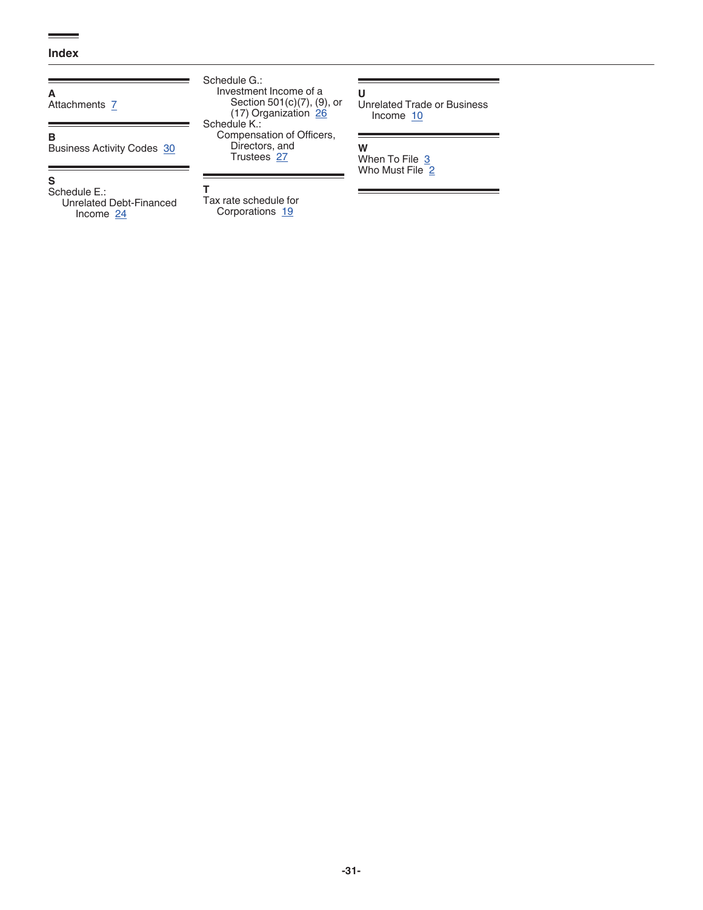## Index

**A**

Attachments 7

**B**

Business Activity Codes 30

**S**

Schedule E.:
- Unrelated Debt-Financed Income 24

Schedule G.:
- Investment Income of a Section 501(c)(7), (9), or (17) Organization 26

Schedule K.:
- Compensation of Officers, Directors, and Trustees 27

**T**

Tax rate schedule for Corporations 19

**U**

Unrelated Trade or Business Income 10

**W**

When To File 3
Who Must File 2